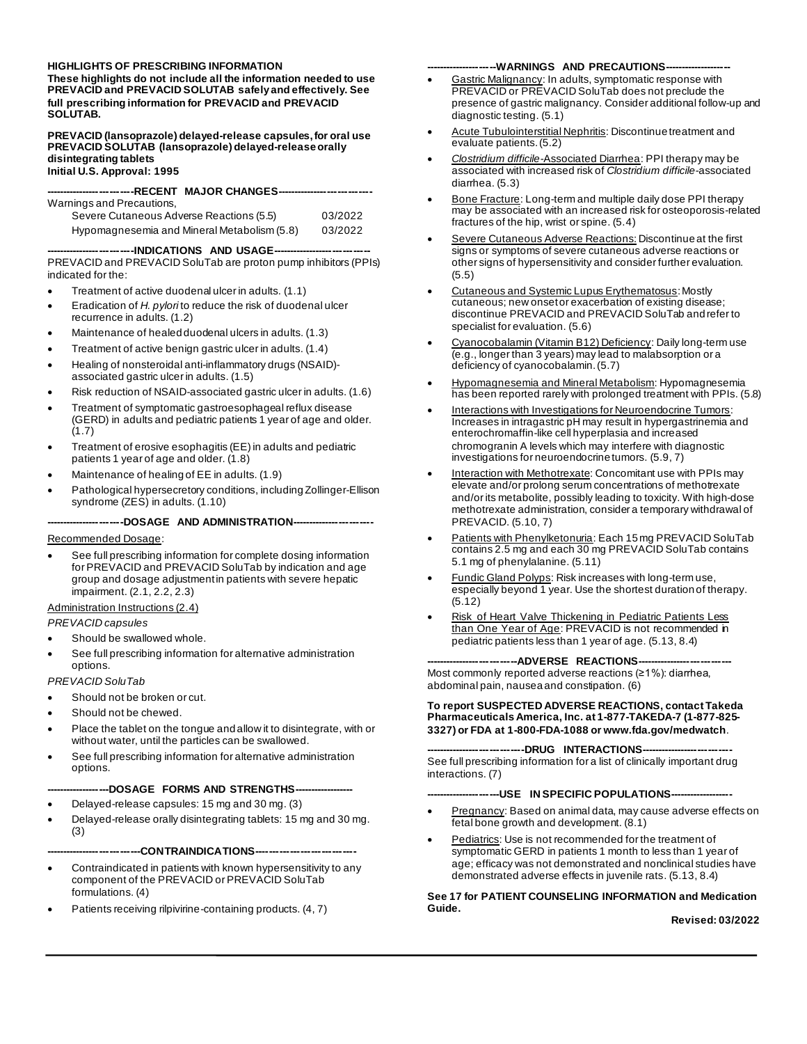**HIGHLIGHTS OF PRESCRIBING INFORMATION**
**These highlights do not include all the information needed to use PREVACID and PREVACID SOLUTAB safely and effectively. See full prescribing information for PREVACID and PREVACID SOLUTAB.**

**PREVACID (lansoprazole) delayed-release capsules, for oral use**
**PREVACID SOLUTAB (lansoprazole) delayed-release orally disintegrating tablets**
**Initial U.S. Approval: 1995**

## RECENT MAJOR CHANGES

Warnings and Precautions,

| | |
|---|---|
| Severe Cutaneous Adverse Reactions (5.5) | 03/2022 |
| Hypomagnesemia and Mineral Metabolism (5.8) | 03/2022 |

## INDICATIONS AND USAGE

PREVACID and PREVACID SoluTab are proton pump inhibitors (PPIs) indicated for the:

- Treatment of active duodenal ulcer in adults. (1.1)
- Eradication of *H. pylori* to reduce the risk of duodenal ulcer recurrence in adults. (1.2)
- Maintenance of healed duodenal ulcers in adults. (1.3)
- Treatment of active benign gastric ulcer in adults. (1.4)
- Healing of nonsteroidal anti-inflammatory drugs (NSAID)-associated gastric ulcer in adults. (1.5)
- Risk reduction of NSAID-associated gastric ulcer in adults. (1.6)
- Treatment of symptomatic gastroesophageal reflux disease (GERD) in adults and pediatric patients 1 year of age and older. (1.7)
- Treatment of erosive esophagitis (EE) in adults and pediatric patients 1 year of age and older. (1.8)
- Maintenance of healing of EE in adults. (1.9)
- Pathological hypersecretory conditions, including Zollinger-Ellison syndrome (ZES) in adults. (1.10)

## DOSAGE AND ADMINISTRATION

Recommended Dosage:

- See full prescribing information for complete dosing information for PREVACID and PREVACID SoluTab by indication and age group and dosage adjustment in patients with severe hepatic impairment. (2.1, 2.2, 2.3)

Administration Instructions (2.4)

*PREVACID capsules*

- Should be swallowed whole.
- See full prescribing information for alternative administration options.

*PREVACID SoluTab*

- Should not be broken or cut.
- Should not be chewed.
- Place the tablet on the tongue and allow it to disintegrate, with or without water, until the particles can be swallowed.
- See full prescribing information for alternative administration options.

## DOSAGE FORMS AND STRENGTHS

- Delayed-release capsules: 15 mg and 30 mg. (3)
- Delayed-release orally disintegrating tablets: 15 mg and 30 mg. (3)

## CONTRAINDICATIONS

- Contraindicated in patients with known hypersensitivity to any component of the PREVACID or PREVACID SoluTab formulations. (4)
- Patients receiving rilpivirine-containing products. (4, 7)

## WARNINGS AND PRECAUTIONS

- Gastric Malignancy: In adults, symptomatic response with PREVACID or PREVACID SoluTab does not preclude the presence of gastric malignancy. Consider additional follow-up and diagnostic testing. (5.1)
- Acute Tubulointerstitial Nephritis: Discontinue treatment and evaluate patients. (5.2)
- *Clostridium difficile*-Associated Diarrhea: PPI therapy may be associated with increased risk of *Clostridium difficile*-associated diarrhea. (5.3)
- Bone Fracture: Long-term and multiple daily dose PPI therapy may be associated with an increased risk for osteoporosis-related fractures of the hip, wrist or spine. (5.4)
- Severe Cutaneous Adverse Reactions: Discontinue at the first signs or symptoms of severe cutaneous adverse reactions or other signs of hypersensitivity and consider further evaluation. (5.5)
- Cutaneous and Systemic Lupus Erythematosus: Mostly cutaneous; new onset or exacerbation of existing disease; discontinue PREVACID and PREVACID SoluTab and refer to specialist for evaluation. (5.6)
- Cyanocobalamin (Vitamin B12) Deficiency: Daily long-term use (e.g., longer than 3 years) may lead to malabsorption or a deficiency of cyanocobalamin. (5.7)
- Hypomagnesemia and Mineral Metabolism: Hypomagnesemia has been reported rarely with prolonged treatment with PPIs. (5.8)
- Interactions with Investigations for Neuroendocrine Tumors: Increases in intragastric pH may result in hypergastrinemia and enterochromaffin-like cell hyperplasia and increased chromogranin A levels which may interfere with diagnostic investigations for neuroendocrine tumors. (5.9, 7)
- Interaction with Methotrexate: Concomitant use with PPIs may elevate and/or prolong serum concentrations of methotrexate and/or its metabolite, possibly leading to toxicity. With high-dose methotrexate administration, consider a temporary withdrawal of PREVACID. (5.10, 7)
- Patients with Phenylketonuria: Each 15 mg PREVACID SoluTab contains 2.5 mg and each 30 mg PREVACID SoluTab contains 5.1 mg of phenylalanine. (5.11)
- Fundic Gland Polyps: Risk increases with long-term use, especially beyond 1 year. Use the shortest duration of therapy. (5.12)
- Risk of Heart Valve Thickening in Pediatric Patients Less than One Year of Age: PREVACID is not recommended in pediatric patients less than 1 year of age. (5.13, 8.4)

## ADVERSE REACTIONS

Most commonly reported adverse reactions (≥1%): diarrhea, abdominal pain, nausea and constipation. (6)

**To report SUSPECTED ADVERSE REACTIONS, contact Takeda Pharmaceuticals America, Inc. at 1-877-TAKEDA-7 (1-877-825-3327) or FDA at 1-800-FDA-1088 or www.fda.gov/medwatch**.

## DRUG INTERACTIONS

See full prescribing information for a list of clinically important drug interactions. (7)

## USE IN SPECIFIC POPULATIONS

- Pregnancy: Based on animal data, may cause adverse effects on fetal bone growth and development. (8.1)
- Pediatrics: Use is not recommended for the treatment of symptomatic GERD in patients 1 month to less than 1 year of age; efficacy was not demonstrated and nonclinical studies have demonstrated adverse effects in juvenile rats. (5.13, 8.4)

**See 17 for PATIENT COUNSELING INFORMATION and Medication Guide.**

**Revised: 03/2022**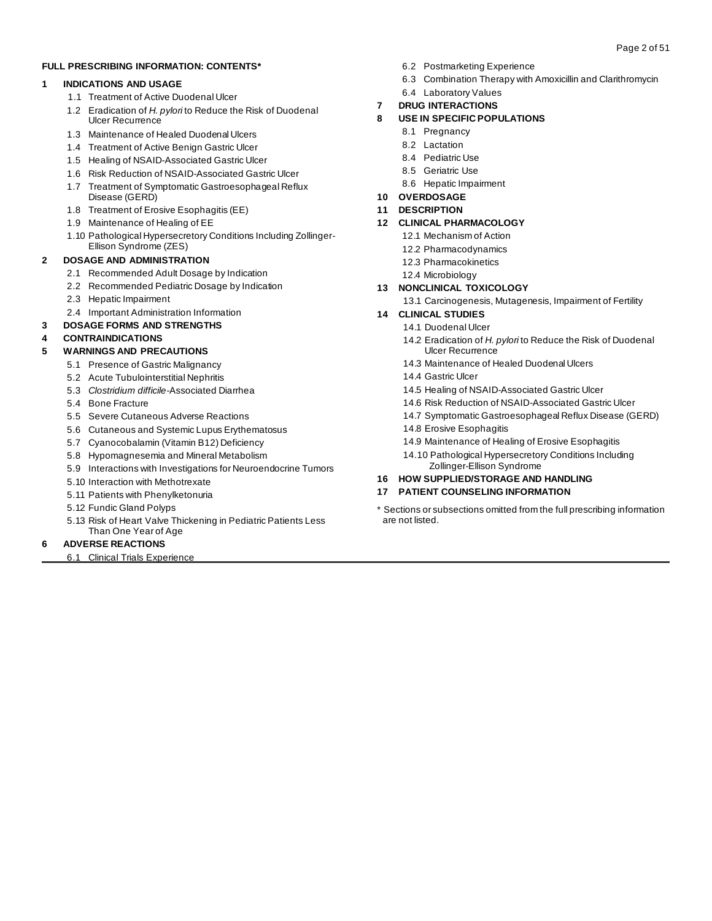**FULL PRESCRIBING INFORMATION: CONTENTS***

**1 INDICATIONS AND USAGE**
- 1.1 Treatment of Active Duodenal Ulcer
- 1.2 Eradication of *H. pylori* to Reduce the Risk of Duodenal Ulcer Recurrence
- 1.3 Maintenance of Healed Duodenal Ulcers
- 1.4 Treatment of Active Benign Gastric Ulcer
- 1.5 Healing of NSAID-Associated Gastric Ulcer
- 1.6 Risk Reduction of NSAID-Associated Gastric Ulcer
- 1.7 Treatment of Symptomatic Gastroesophageal Reflux Disease (GERD)
- 1.8 Treatment of Erosive Esophagitis (EE)
- 1.9 Maintenance of Healing of EE
- 1.10 Pathological Hypersecretory Conditions Including Zollinger-Ellison Syndrome (ZES)

**2 DOSAGE AND ADMINISTRATION**
- 2.1 Recommended Adult Dosage by Indication
- 2.2 Recommended Pediatric Dosage by Indication
- 2.3 Hepatic Impairment
- 2.4 Important Administration Information

**3 DOSAGE FORMS AND STRENGTHS**

**4 CONTRAINDICATIONS**

**5 WARNINGS AND PRECAUTIONS**
- 5.1 Presence of Gastric Malignancy
- 5.2 Acute Tubulointerstitial Nephritis
- 5.3 *Clostridium difficile*-Associated Diarrhea
- 5.4 Bone Fracture
- 5.5 Severe Cutaneous Adverse Reactions
- 5.6 Cutaneous and Systemic Lupus Erythematosus
- 5.7 Cyanocobalamin (Vitamin B12) Deficiency
- 5.8 Hypomagnesemia and Mineral Metabolism
- 5.9 Interactions with Investigations for Neuroendocrine Tumors
- 5.10 Interaction with Methotrexate
- 5.11 Patients with Phenylketonuria
- 5.12 Fundic Gland Polyps
- 5.13 Risk of Heart Valve Thickening in Pediatric Patients Less Than One Year of Age

**6 ADVERSE REACTIONS**
- 6.1 Clinical Trials Experience
- 6.2 Postmarketing Experience
- 6.3 Combination Therapy with Amoxicillin and Clarithromycin
- 6.4 Laboratory Values

**7 DRUG INTERACTIONS**

**8 USE IN SPECIFIC POPULATIONS**
- 8.1 Pregnancy
- 8.2 Lactation
- 8.4 Pediatric Use
- 8.5 Geriatric Use
- 8.6 Hepatic Impairment

**10 OVERDOSAGE**

**11 DESCRIPTION**

**12 CLINICAL PHARMACOLOGY**
- 12.1 Mechanism of Action
- 12.2 Pharmacodynamics
- 12.3 Pharmacokinetics
- 12.4 Microbiology

**13 NONCLINICAL TOXICOLOGY**
- 13.1 Carcinogenesis, Mutagenesis, Impairment of Fertility

**14 CLINICAL STUDIES**
- 14.1 Duodenal Ulcer
- 14.2 Eradication of *H. pylori* to Reduce the Risk of Duodenal Ulcer Recurrence
- 14.3 Maintenance of Healed Duodenal Ulcers
- 14.4 Gastric Ulcer
- 14.5 Healing of NSAID-Associated Gastric Ulcer
- 14.6 Risk Reduction of NSAID-Associated Gastric Ulcer
- 14.7 Symptomatic Gastroesophageal Reflux Disease (GERD)
- 14.8 Erosive Esophagitis
- 14.9 Maintenance of Healing of Erosive Esophagitis
- 14.10 Pathological Hypersecretory Conditions Including Zollinger-Ellison Syndrome

**16 HOW SUPPLIED/STORAGE AND HANDLING**

**17 PATIENT COUNSELING INFORMATION**

* Sections or subsections omitted from the full prescribing information are not listed.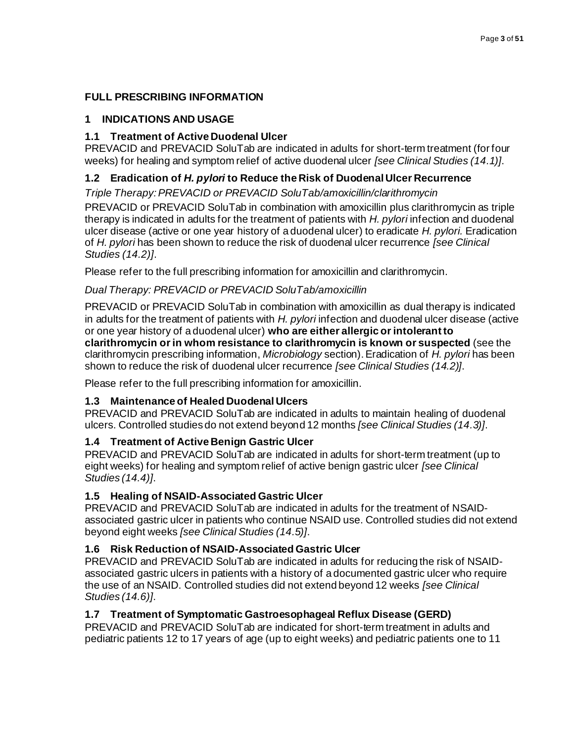## FULL PRESCRIBING INFORMATION

## 1 INDICATIONS AND USAGE

### 1.1 Treatment of Active Duodenal Ulcer

PREVACID and PREVACID SoluTab are indicated in adults for short-term treatment (for four weeks) for healing and symptom relief of active duodenal ulcer *[see Clinical Studies (14.1)]*.

### 1.2 Eradication of *H. pylori* to Reduce the Risk of Duodenal Ulcer Recurrence

*Triple Therapy: PREVACID or PREVACID SoluTab/amoxicillin/clarithromycin*

PREVACID or PREVACID SoluTab in combination with amoxicillin plus clarithromycin as triple therapy is indicated in adults for the treatment of patients with *H. pylori* infection and duodenal ulcer disease (active or one year history of a duodenal ulcer) to eradicate *H. pylori.* Eradication of *H. pylori* has been shown to reduce the risk of duodenal ulcer recurrence *[see Clinical Studies (14.2)]*.

Please refer to the full prescribing information for amoxicillin and clarithromycin.

*Dual Therapy: PREVACID or PREVACID SoluTab/amoxicillin*

PREVACID or PREVACID SoluTab in combination with amoxicillin as dual therapy is indicated in adults for the treatment of patients with *H. pylori* infection and duodenal ulcer disease (active or one year history of a duodenal ulcer) **who are either allergic or intolerant to clarithromycin or in whom resistance to clarithromycin is known or suspected** (see the clarithromycin prescribing information, *Microbiology* section). Eradication of *H. pylori* has been shown to reduce the risk of duodenal ulcer recurrence *[see Clinical Studies (14.2)]*.

Please refer to the full prescribing information for amoxicillin.

### 1.3 Maintenance of Healed Duodenal Ulcers

PREVACID and PREVACID SoluTab are indicated in adults to maintain healing of duodenal ulcers. Controlled studies do not extend beyond 12 months *[see Clinical Studies (14.3)]*.

### 1.4 Treatment of Active Benign Gastric Ulcer

PREVACID and PREVACID SoluTab are indicated in adults for short-term treatment (up to eight weeks) for healing and symptom relief of active benign gastric ulcer *[see Clinical Studies (14.4)]*.

### 1.5 Healing of NSAID-Associated Gastric Ulcer

PREVACID and PREVACID SoluTab are indicated in adults for the treatment of NSAID-associated gastric ulcer in patients who continue NSAID use. Controlled studies did not extend beyond eight weeks *[see Clinical Studies (14.5)]*.

### 1.6 Risk Reduction of NSAID-Associated Gastric Ulcer

PREVACID and PREVACID SoluTab are indicated in adults for reducing the risk of NSAID-associated gastric ulcers in patients with a history of a documented gastric ulcer who require the use of an NSAID. Controlled studies did not extend beyond 12 weeks *[see Clinical Studies (14.6)]*.

### 1.7 Treatment of Symptomatic Gastroesophageal Reflux Disease (GERD)

PREVACID and PREVACID SoluTab are indicated for short-term treatment in adults and pediatric patients 12 to 17 years of age (up to eight weeks) and pediatric patients one to 11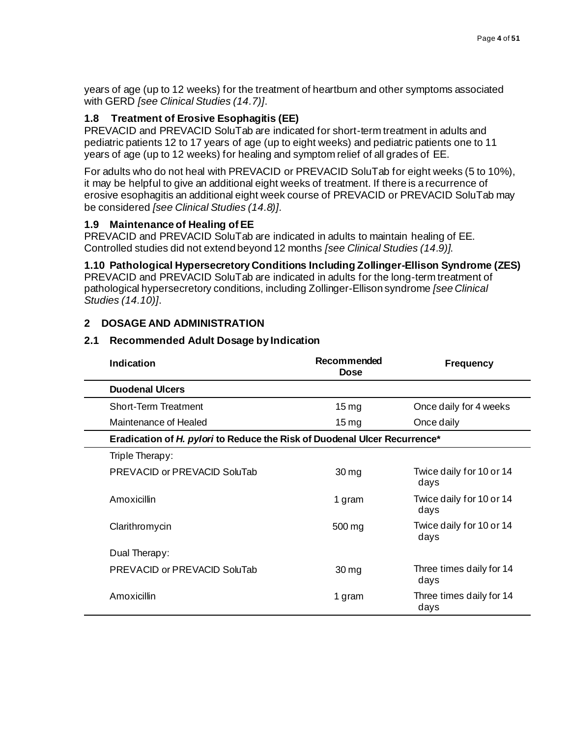years of age (up to 12 weeks) for the treatment of heartburn and other symptoms associated with GERD *[see Clinical Studies (14.7)]*.

### 1.8 Treatment of Erosive Esophagitis (EE)

PREVACID and PREVACID SoluTab are indicated for short-term treatment in adults and pediatric patients 12 to 17 years of age (up to eight weeks) and pediatric patients one to 11 years of age (up to 12 weeks) for healing and symptom relief of all grades of EE.

For adults who do not heal with PREVACID or PREVACID SoluTab for eight weeks (5 to 10%), it may be helpful to give an additional eight weeks of treatment. If there is a recurrence of erosive esophagitis an additional eight week course of PREVACID or PREVACID SoluTab may be considered *[see Clinical Studies (14.8)]*.

### 1.9 Maintenance of Healing of EE

PREVACID and PREVACID SoluTab are indicated in adults to maintain healing of EE. Controlled studies did not extend beyond 12 months *[see Clinical Studies (14.9)]*.

### 1.10 Pathological Hypersecretory Conditions Including Zollinger-Ellison Syndrome (ZES)

PREVACID and PREVACID SoluTab are indicated in adults for the long-term treatment of pathological hypersecretory conditions, including Zollinger-Ellison syndrome *[see Clinical Studies (14.10)]*.

## 2 DOSAGE AND ADMINISTRATION

### 2.1 Recommended Adult Dosage by Indication

| Indication | Recommended Dose | Frequency |
|---|---|---|
| **Duodenal Ulcers** | | |
| Short-Term Treatment | 15 mg | Once daily for 4 weeks |
| Maintenance of Healed | 15 mg | Once daily |
| **Eradication of *H. pylori* to Reduce the Risk of Duodenal Ulcer Recurrence*** | | |
| Triple Therapy: | | |
| PREVACID or PREVACID SoluTab | 30 mg | Twice daily for 10 or 14 days |
| Amoxicillin | 1 gram | Twice daily for 10 or 14 days |
| Clarithromycin | 500 mg | Twice daily for 10 or 14 days |
| Dual Therapy: | | |
| PREVACID or PREVACID SoluTab | 30 mg | Three times daily for 14 days |
| Amoxicillin | 1 gram | Three times daily for 14 days |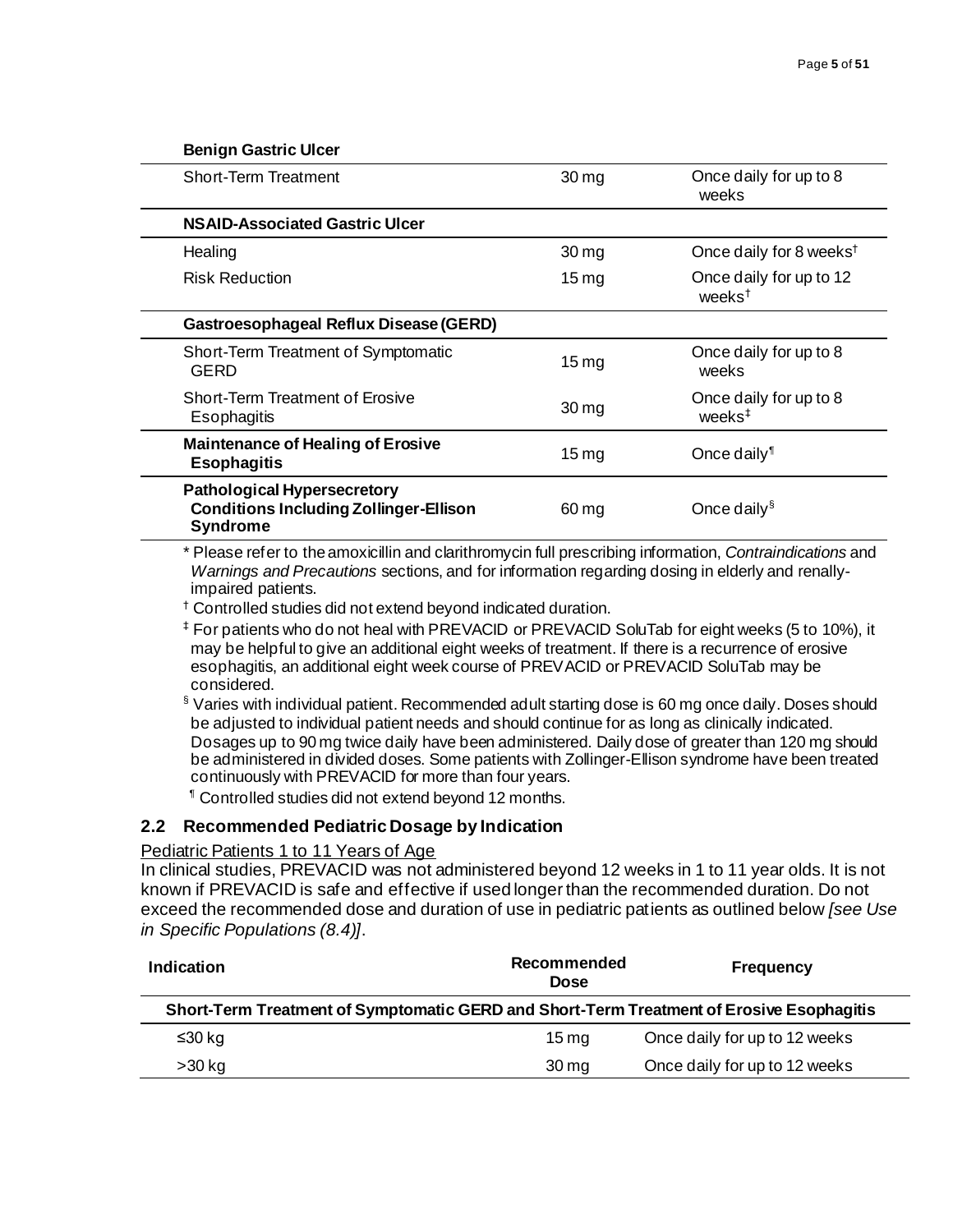| | | |
|---|---|---|
| **Benign Gastric Ulcer** | | |
| Short-Term Treatment | 30 mg | Once daily for up to 8 weeks |
| **NSAID-Associated Gastric Ulcer** | | |
| Healing | 30 mg | Once daily for 8 weeks[†] |
| Risk Reduction | 15 mg | Once daily for up to 12 weeks[†] |
| **Gastroesophageal Reflux Disease (GERD)** | | |
| Short-Term Treatment of Symptomatic GERD | 15 mg | Once daily for up to 8 weeks |
| Short-Term Treatment of Erosive Esophagitis | 30 mg | Once daily for up to 8 weeks[‡] |
| **Maintenance of Healing of Erosive Esophagitis** | 15 mg | Once daily[¶] |
| **Pathological Hypersecretory Conditions Including Zollinger-Ellison Syndrome** | 60 mg | Once daily[§] |

\* Please refer to the amoxicillin and clarithromycin full prescribing information, *Contraindications* and *Warnings and Precautions* sections, and for information regarding dosing in elderly and renally-impaired patients.

[†] Controlled studies did not extend beyond indicated duration.

[‡] For patients who do not heal with PREVACID or PREVACID SoluTab for eight weeks (5 to 10%), it may be helpful to give an additional eight weeks of treatment. If there is a recurrence of erosive esophagitis, an additional eight week course of PREVACID or PREVACID SoluTab may be considered.

[§] Varies with individual patient. Recommended adult starting dose is 60 mg once daily. Doses should be adjusted to individual patient needs and should continue for as long as clinically indicated. Dosages up to 90 mg twice daily have been administered. Daily dose of greater than 120 mg should be administered in divided doses. Some patients with Zollinger-Ellison syndrome have been treated continuously with PREVACID for more than four years.

[¶] Controlled studies did not extend beyond 12 months.

## 2.2 Recommended Pediatric Dosage by Indication

Pediatric Patients 1 to 11 Years of Age

In clinical studies, PREVACID was not administered beyond 12 weeks in 1 to 11 year olds. It is not known if PREVACID is safe and effective if used longer than the recommended duration. Do not exceed the recommended dose and duration of use in pediatric patients as outlined below *[see Use in Specific Populations (8.4)]*.

| Indication | Recommended Dose | Frequency |
|---|---|---|
| **Short-Term Treatment of Symptomatic GERD and Short-Term Treatment of Erosive Esophagitis** | | |
| ≤30 kg | 15 mg | Once daily for up to 12 weeks |
| >30 kg | 30 mg | Once daily for up to 12 weeks |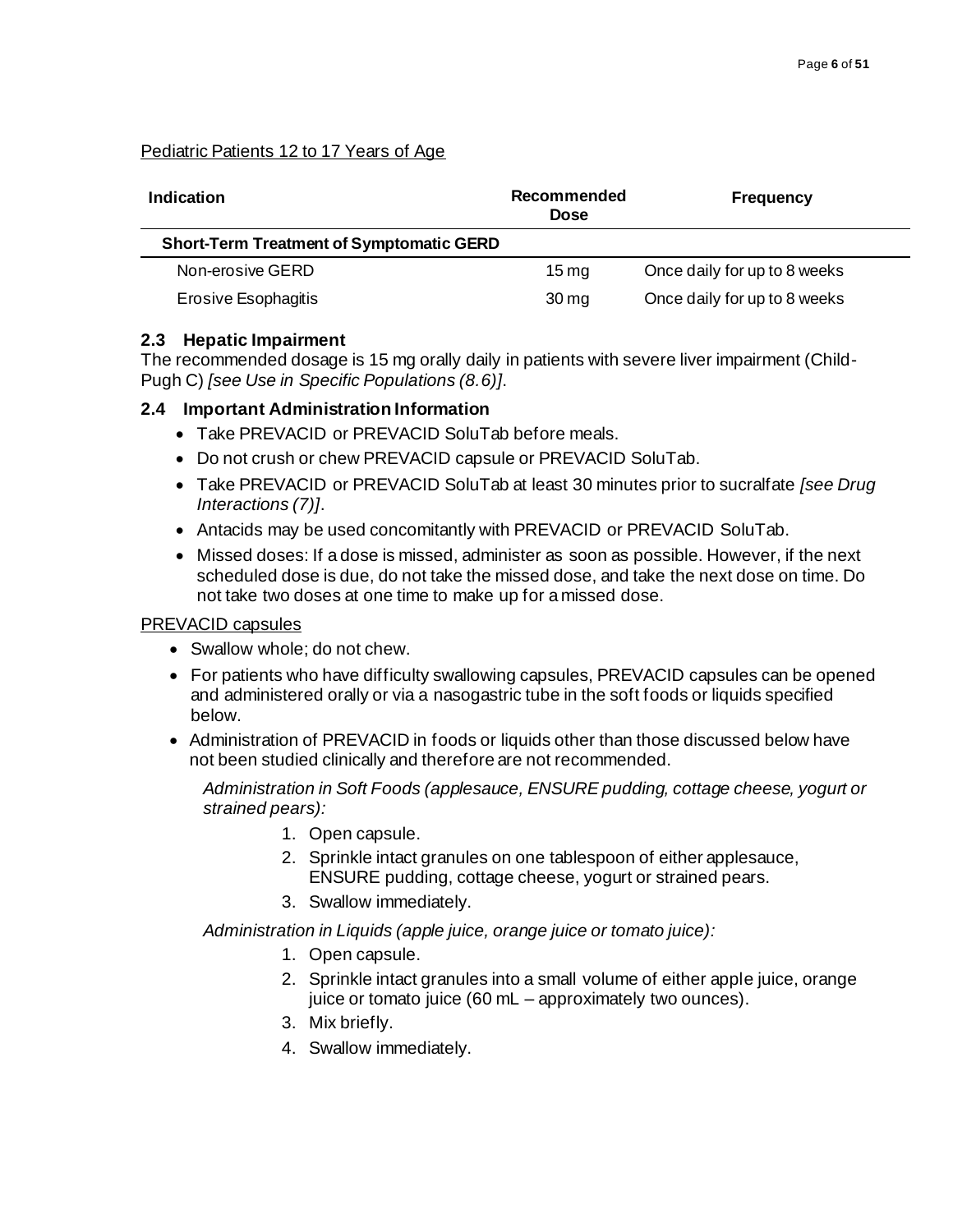Pediatric Patients 12 to 17 Years of Age

| Indication | Recommended Dose | Frequency |
| --- | --- | --- |
| **Short-Term Treatment of Symptomatic GERD** | | |
| Non-erosive GERD | 15 mg | Once daily for up to 8 weeks |
| Erosive Esophagitis | 30 mg | Once daily for up to 8 weeks |

### 2.3 Hepatic Impairment

The recommended dosage is 15 mg orally daily in patients with severe liver impairment (Child-Pugh C) *[see Use in Specific Populations (8.6)]*.

### 2.4 Important Administration Information

- Take PREVACID or PREVACID SoluTab before meals.
- Do not crush or chew PREVACID capsule or PREVACID SoluTab.
- Take PREVACID or PREVACID SoluTab at least 30 minutes prior to sucralfate *[see Drug Interactions (7)]*.
- Antacids may be used concomitantly with PREVACID or PREVACID SoluTab.
- Missed doses: If a dose is missed, administer as soon as possible. However, if the next scheduled dose is due, do not take the missed dose, and take the next dose on time. Do not take two doses at one time to make up for a missed dose.

PREVACID capsules

- Swallow whole; do not chew.
- For patients who have difficulty swallowing capsules, PREVACID capsules can be opened and administered orally or via a nasogastric tube in the soft foods or liquids specified below.
- Administration of PREVACID in foods or liquids other than those discussed below have not been studied clinically and therefore are not recommended.

*Administration in Soft Foods (applesauce, ENSURE pudding, cottage cheese, yogurt or strained pears):*

1. Open capsule.
2. Sprinkle intact granules on one tablespoon of either applesauce, ENSURE pudding, cottage cheese, yogurt or strained pears.
3. Swallow immediately.

*Administration in Liquids (apple juice, orange juice or tomato juice):*

1. Open capsule.
2. Sprinkle intact granules into a small volume of either apple juice, orange juice or tomato juice (60 mL – approximately two ounces).
3. Mix briefly.
4. Swallow immediately.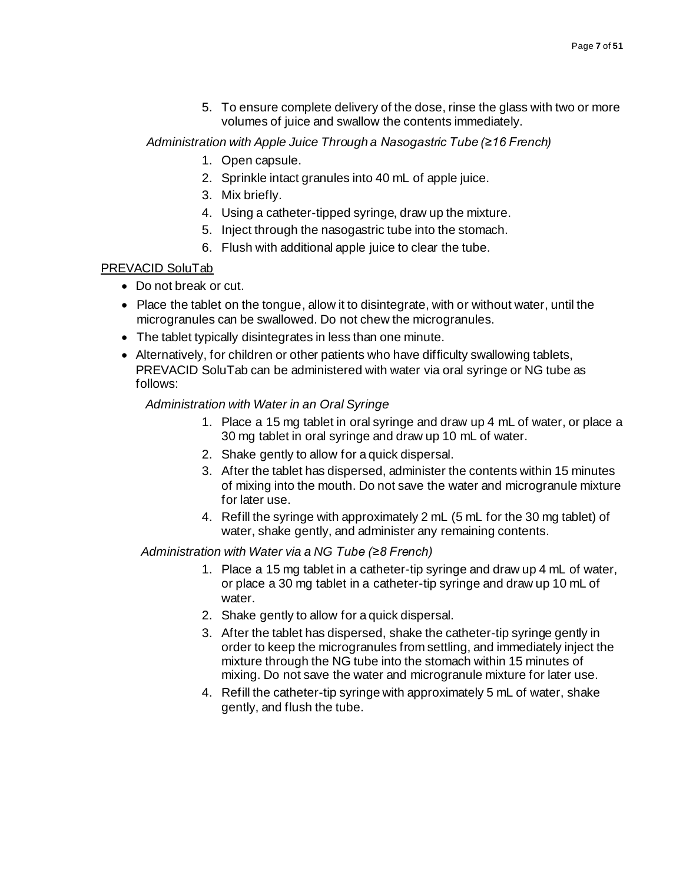5. To ensure complete delivery of the dose, rinse the glass with two or more volumes of juice and swallow the contents immediately.

*Administration with Apple Juice Through a Nasogastric Tube (≥16 French)*

1. Open capsule.
2. Sprinkle intact granules into 40 mL of apple juice.
3. Mix briefly.
4. Using a catheter-tipped syringe, draw up the mixture.
5. Inject through the nasogastric tube into the stomach.
6. Flush with additional apple juice to clear the tube.

<u>PREVACID SoluTab</u>

- Do not break or cut.
- Place the tablet on the tongue, allow it to disintegrate, with or without water, until the microgranules can be swallowed. Do not chew the microgranules.
- The tablet typically disintegrates in less than one minute.
- Alternatively, for children or other patients who have difficulty swallowing tablets, PREVACID SoluTab can be administered with water via oral syringe or NG tube as follows:

*Administration with Water in an Oral Syringe*

1. Place a 15 mg tablet in oral syringe and draw up 4 mL of water, or place a 30 mg tablet in oral syringe and draw up 10 mL of water.
2. Shake gently to allow for a quick dispersal.
3. After the tablet has dispersed, administer the contents within 15 minutes of mixing into the mouth. Do not save the water and microgranule mixture for later use.
4. Refill the syringe with approximately 2 mL (5 mL for the 30 mg tablet) of water, shake gently, and administer any remaining contents.

*Administration with Water via a NG Tube (≥8 French)*

1. Place a 15 mg tablet in a catheter-tip syringe and draw up 4 mL of water, or place a 30 mg tablet in a catheter-tip syringe and draw up 10 mL of water.
2. Shake gently to allow for a quick dispersal.
3. After the tablet has dispersed, shake the catheter-tip syringe gently in order to keep the microgranules from settling, and immediately inject the mixture through the NG tube into the stomach within 15 minutes of mixing. Do not save the water and microgranule mixture for later use.
4. Refill the catheter-tip syringe with approximately 5 mL of water, shake gently, and flush the tube.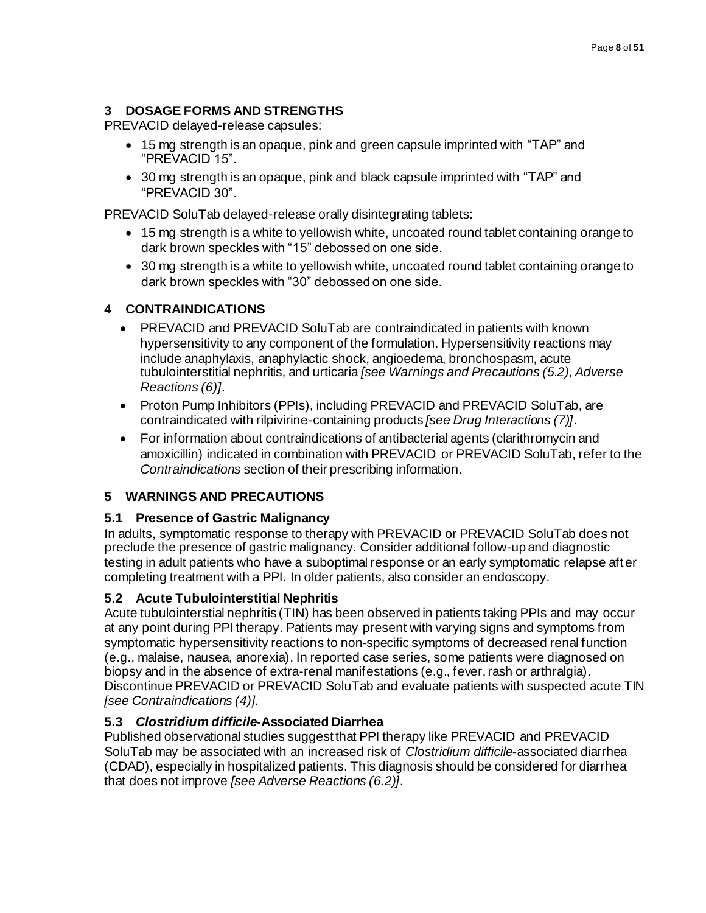## 3 DOSAGE FORMS AND STRENGTHS

PREVACID delayed-release capsules:

- 15 mg strength is an opaque, pink and green capsule imprinted with "TAP" and "PREVACID 15".
- 30 mg strength is an opaque, pink and black capsule imprinted with "TAP" and "PREVACID 30".

PREVACID SoluTab delayed-release orally disintegrating tablets:

- 15 mg strength is a white to yellowish white, uncoated round tablet containing orange to dark brown speckles with "15" debossed on one side.
- 30 mg strength is a white to yellowish white, uncoated round tablet containing orange to dark brown speckles with "30" debossed on one side.

## 4 CONTRAINDICATIONS

- PREVACID and PREVACID SoluTab are contraindicated in patients with known hypersensitivity to any component of the formulation. Hypersensitivity reactions may include anaphylaxis, anaphylactic shock, angioedema, bronchospasm, acute tubulointerstitial nephritis, and urticaria *[see Warnings and Precautions (5.2), Adverse Reactions (6)]*.
- Proton Pump Inhibitors (PPIs), including PREVACID and PREVACID SoluTab, are contraindicated with rilpivirine-containing products *[see Drug Interactions (7)]*.
- For information about contraindications of antibacterial agents (clarithromycin and amoxicillin) indicated in combination with PREVACID or PREVACID SoluTab, refer to the *Contraindications* section of their prescribing information.

## 5 WARNINGS AND PRECAUTIONS

### 5.1 Presence of Gastric Malignancy

In adults, symptomatic response to therapy with PREVACID or PREVACID SoluTab does not preclude the presence of gastric malignancy. Consider additional follow-up and diagnostic testing in adult patients who have a suboptimal response or an early symptomatic relapse after completing treatment with a PPI. In older patients, also consider an endoscopy.

### 5.2 Acute Tubulointerstitial Nephritis

Acute tubulointerstial nephritis (TIN) has been observed in patients taking PPIs and may occur at any point during PPI therapy. Patients may present with varying signs and symptoms from symptomatic hypersensitivity reactions to non-specific symptoms of decreased renal function (e.g., malaise, nausea, anorexia). In reported case series, some patients were diagnosed on biopsy and in the absence of extra-renal manifestations (e.g., fever, rash or arthralgia). Discontinue PREVACID or PREVACID SoluTab and evaluate patients with suspected acute TIN *[see Contraindications (4)]*.

### 5.3 *Clostridium difficile*-Associated Diarrhea

Published observational studies suggest that PPI therapy like PREVACID and PREVACID SoluTab may be associated with an increased risk of *Clostridium difficile*-associated diarrhea (CDAD), especially in hospitalized patients. This diagnosis should be considered for diarrhea that does not improve *[see Adverse Reactions (6.2)]*.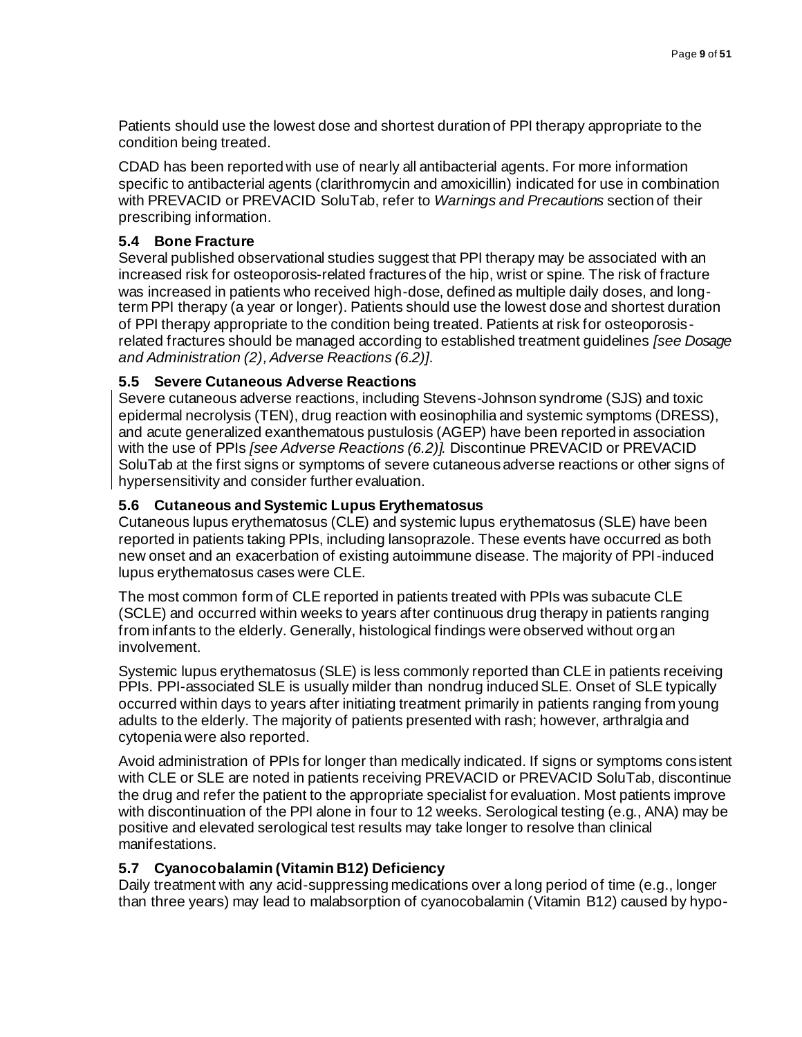Patients should use the lowest dose and shortest duration of PPI therapy appropriate to the condition being treated.

CDAD has been reported with use of nearly all antibacterial agents. For more information specific to antibacterial agents (clarithromycin and amoxicillin) indicated for use in combination with PREVACID or PREVACID SoluTab, refer to *Warnings and Precautions* section of their prescribing information.

### 5.4 Bone Fracture

Several published observational studies suggest that PPI therapy may be associated with an increased risk for osteoporosis-related fractures of the hip, wrist or spine. The risk of fracture was increased in patients who received high-dose, defined as multiple daily doses, and long-term PPI therapy (a year or longer). Patients should use the lowest dose and shortest duration of PPI therapy appropriate to the condition being treated. Patients at risk for osteoporosis-related fractures should be managed according to established treatment guidelines *[see Dosage and Administration (2), Adverse Reactions (6.2)]*.

### 5.5 Severe Cutaneous Adverse Reactions

Severe cutaneous adverse reactions, including Stevens-Johnson syndrome (SJS) and toxic epidermal necrolysis (TEN), drug reaction with eosinophilia and systemic symptoms (DRESS), and acute generalized exanthematous pustulosis (AGEP) have been reported in association with the use of PPIs *[see Adverse Reactions (6.2)].* Discontinue PREVACID or PREVACID SoluTab at the first signs or symptoms of severe cutaneous adverse reactions or other signs of hypersensitivity and consider further evaluation.

### 5.6 Cutaneous and Systemic Lupus Erythematosus

Cutaneous lupus erythematosus (CLE) and systemic lupus erythematosus (SLE) have been reported in patients taking PPIs, including lansoprazole. These events have occurred as both new onset and an exacerbation of existing autoimmune disease. The majority of PPI-induced lupus erythematosus cases were CLE.

The most common form of CLE reported in patients treated with PPIs was subacute CLE (SCLE) and occurred within weeks to years after continuous drug therapy in patients ranging from infants to the elderly. Generally, histological findings were observed without organ involvement.

Systemic lupus erythematosus (SLE) is less commonly reported than CLE in patients receiving PPIs. PPI-associated SLE is usually milder than nondrug induced SLE. Onset of SLE typically occurred within days to years after initiating treatment primarily in patients ranging from young adults to the elderly. The majority of patients presented with rash; however, arthralgia and cytopenia were also reported.

Avoid administration of PPIs for longer than medically indicated. If signs or symptoms consistent with CLE or SLE are noted in patients receiving PREVACID or PREVACID SoluTab, discontinue the drug and refer the patient to the appropriate specialist for evaluation. Most patients improve with discontinuation of the PPI alone in four to 12 weeks. Serological testing (e.g., ANA) may be positive and elevated serological test results may take longer to resolve than clinical manifestations.

### 5.7 Cyanocobalamin (Vitamin B12) Deficiency

Daily treatment with any acid-suppressing medications over a long period of time (e.g., longer than three years) may lead to malabsorption of cyanocobalamin (Vitamin B12) caused by hypo-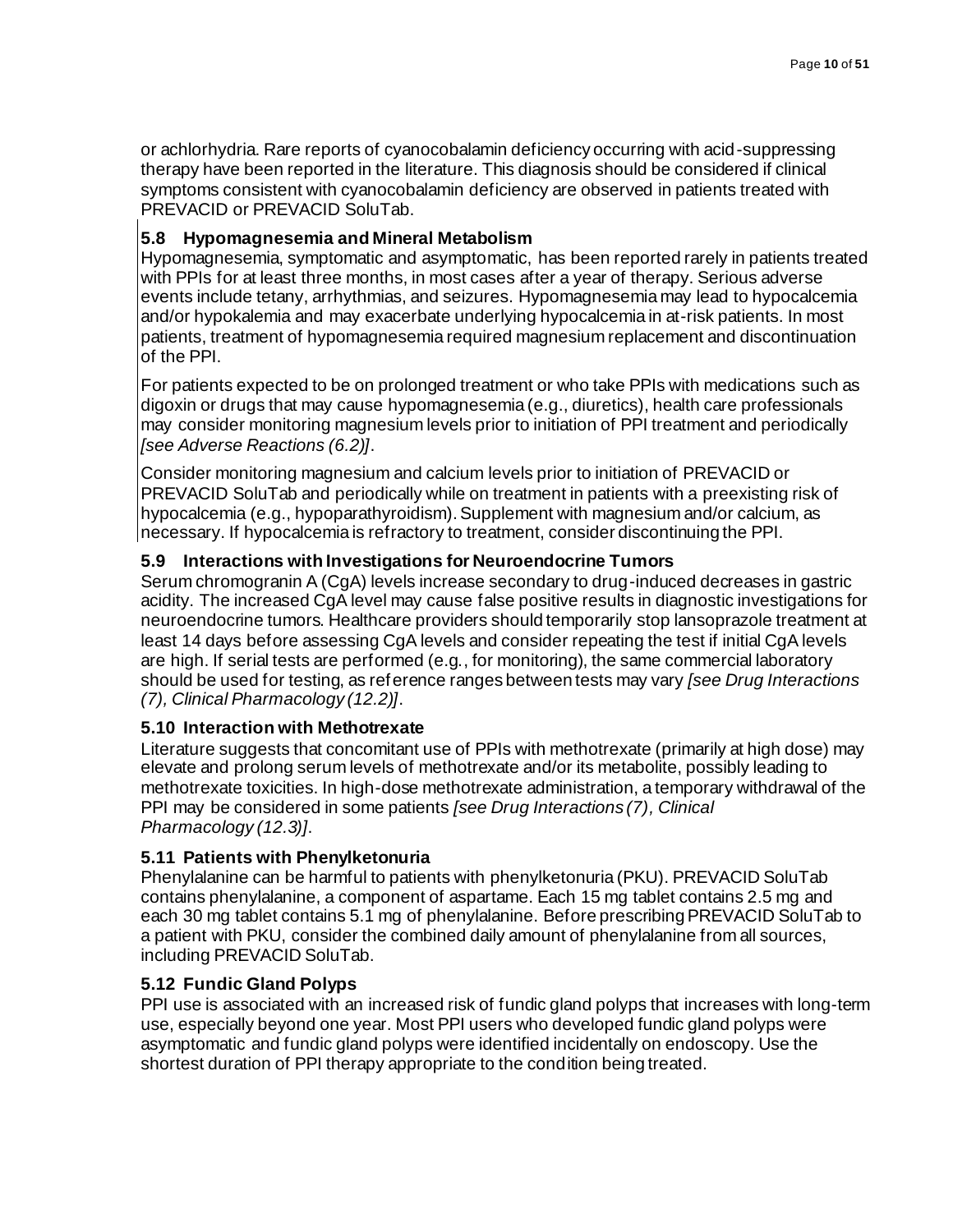or achlorhydria. Rare reports of cyanocobalamin deficiency occurring with acid-suppressing therapy have been reported in the literature. This diagnosis should be considered if clinical symptoms consistent with cyanocobalamin deficiency are observed in patients treated with PREVACID or PREVACID SoluTab.

### 5.8 Hypomagnesemia and Mineral Metabolism

Hypomagnesemia, symptomatic and asymptomatic, has been reported rarely in patients treated with PPIs for at least three months, in most cases after a year of therapy. Serious adverse events include tetany, arrhythmias, and seizures. Hypomagnesemia may lead to hypocalcemia and/or hypokalemia and may exacerbate underlying hypocalcemia in at-risk patients. In most patients, treatment of hypomagnesemia required magnesium replacement and discontinuation of the PPI.

For patients expected to be on prolonged treatment or who take PPIs with medications such as digoxin or drugs that may cause hypomagnesemia (e.g., diuretics), health care professionals may consider monitoring magnesium levels prior to initiation of PPI treatment and periodically *[see Adverse Reactions (6.2)]*.

Consider monitoring magnesium and calcium levels prior to initiation of PREVACID or PREVACID SoluTab and periodically while on treatment in patients with a preexisting risk of hypocalcemia (e.g., hypoparathyroidism). Supplement with magnesium and/or calcium, as necessary. If hypocalcemia is refractory to treatment, consider discontinuing the PPI.

### 5.9 Interactions with Investigations for Neuroendocrine Tumors

Serum chromogranin A (CgA) levels increase secondary to drug-induced decreases in gastric acidity. The increased CgA level may cause false positive results in diagnostic investigations for neuroendocrine tumors. Healthcare providers should temporarily stop lansoprazole treatment at least 14 days before assessing CgA levels and consider repeating the test if initial CgA levels are high. If serial tests are performed (e.g., for monitoring), the same commercial laboratory should be used for testing, as reference ranges between tests may vary *[see Drug Interactions (7), Clinical Pharmacology (12.2)]*.

### 5.10 Interaction with Methotrexate

Literature suggests that concomitant use of PPIs with methotrexate (primarily at high dose) may elevate and prolong serum levels of methotrexate and/or its metabolite, possibly leading to methotrexate toxicities. In high-dose methotrexate administration, a temporary withdrawal of the PPI may be considered in some patients *[see Drug Interactions (7), Clinical Pharmacology (12.3)]*.

### 5.11 Patients with Phenylketonuria

Phenylalanine can be harmful to patients with phenylketonuria (PKU). PREVACID SoluTab contains phenylalanine, a component of aspartame. Each 15 mg tablet contains 2.5 mg and each 30 mg tablet contains 5.1 mg of phenylalanine. Before prescribing PREVACID SoluTab to a patient with PKU, consider the combined daily amount of phenylalanine from all sources, including PREVACID SoluTab.

### 5.12 Fundic Gland Polyps

PPI use is associated with an increased risk of fundic gland polyps that increases with long-term use, especially beyond one year. Most PPI users who developed fundic gland polyps were asymptomatic and fundic gland polyps were identified incidentally on endoscopy. Use the shortest duration of PPI therapy appropriate to the condition being treated.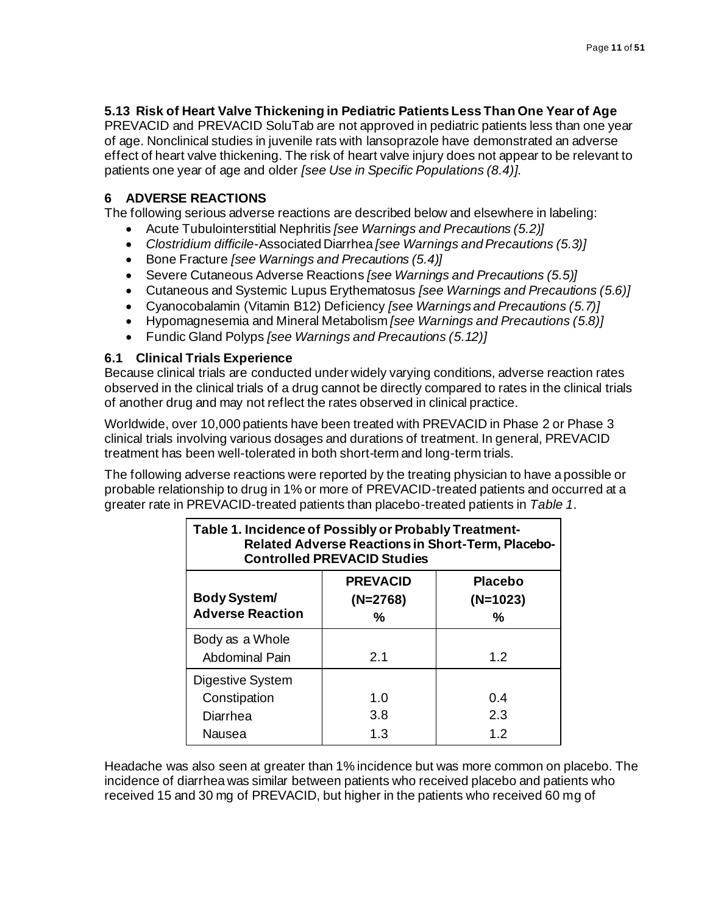### 5.13 Risk of Heart Valve Thickening in Pediatric Patients Less Than One Year of Age

PREVACID and PREVACID SoluTab are not approved in pediatric patients less than one year of age. Nonclinical studies in juvenile rats with lansoprazole have demonstrated an adverse effect of heart valve thickening. The risk of heart valve injury does not appear to be relevant to patients one year of age and older *[see Use in Specific Populations (8.4)].*

## 6 ADVERSE REACTIONS

The following serious adverse reactions are described below and elsewhere in labeling:

- Acute Tubulointerstitial Nephritis *[see Warnings and Precautions (5.2)]*
- *Clostridium difficile*-Associated Diarrhea *[see Warnings and Precautions (5.3)]*
- Bone Fracture *[see Warnings and Precautions (5.4)]*
- Severe Cutaneous Adverse Reactions *[see Warnings and Precautions (5.5)]*
- Cutaneous and Systemic Lupus Erythematosus *[see Warnings and Precautions (5.6)]*
- Cyanocobalamin (Vitamin B12) Deficiency *[see Warnings and Precautions (5.7)]*
- Hypomagnesemia and Mineral Metabolism *[see Warnings and Precautions (5.8)]*
- Fundic Gland Polyps *[see Warnings and Precautions (5.12)]*

### 6.1 Clinical Trials Experience

Because clinical trials are conducted under widely varying conditions, adverse reaction rates observed in the clinical trials of a drug cannot be directly compared to rates in the clinical trials of another drug and may not reflect the rates observed in clinical practice.

Worldwide, over 10,000 patients have been treated with PREVACID in Phase 2 or Phase 3 clinical trials involving various dosages and durations of treatment. In general, PREVACID treatment has been well-tolerated in both short-term and long-term trials.

The following adverse reactions were reported by the treating physician to have a possible or probable relationship to drug in 1% or more of PREVACID-treated patients and occurred at a greater rate in PREVACID-treated patients than placebo-treated patients in *Table 1*.

**Table 1. Incidence of Possibly or Probably Treatment-Related Adverse Reactions in Short-Term, Placebo-Controlled PREVACID Studies**

| Body System/ Adverse Reaction | PREVACID (N=2768) % | Placebo (N=1023) % |
|---|---|---|
| Body as a Whole | | |
| Abdominal Pain | 2.1 | 1.2 |
| Digestive System | | |
| Constipation | 1.0 | 0.4 |
| Diarrhea | 3.8 | 2.3 |
| Nausea | 1.3 | 1.2 |

Headache was also seen at greater than 1% incidence but was more common on placebo. The incidence of diarrhea was similar between patients who received placebo and patients who received 15 and 30 mg of PREVACID, but higher in the patients who received 60 mg of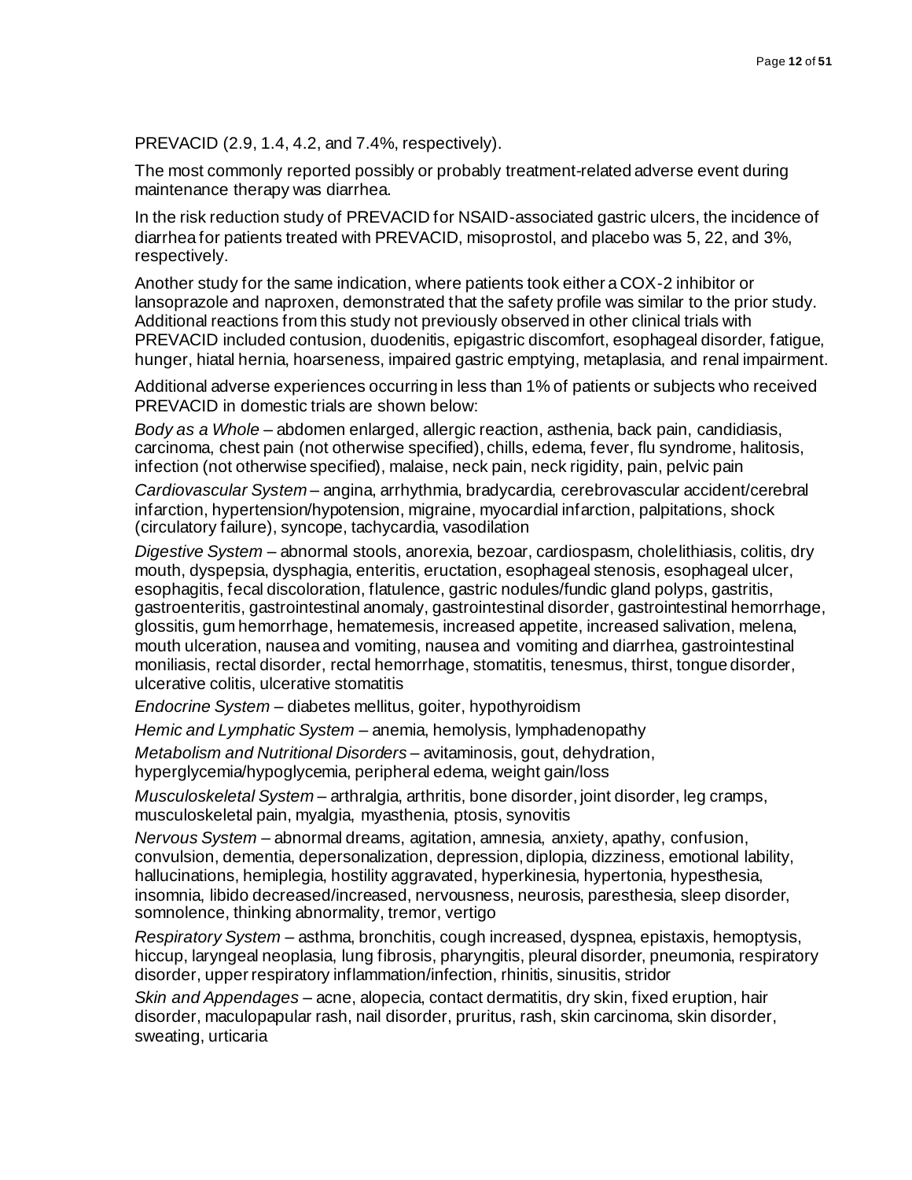PREVACID (2.9, 1.4, 4.2, and 7.4%, respectively).

The most commonly reported possibly or probably treatment-related adverse event during maintenance therapy was diarrhea.

In the risk reduction study of PREVACID for NSAID-associated gastric ulcers, the incidence of diarrhea for patients treated with PREVACID, misoprostol, and placebo was 5, 22, and 3%, respectively.

Another study for the same indication, where patients took either a COX-2 inhibitor or lansoprazole and naproxen, demonstrated that the safety profile was similar to the prior study. Additional reactions from this study not previously observed in other clinical trials with PREVACID included contusion, duodenitis, epigastric discomfort, esophageal disorder, fatigue, hunger, hiatal hernia, hoarseness, impaired gastric emptying, metaplasia, and renal impairment.

Additional adverse experiences occurring in less than 1% of patients or subjects who received PREVACID in domestic trials are shown below:

*Body as a Whole* – abdomen enlarged, allergic reaction, asthenia, back pain, candidiasis, carcinoma, chest pain (not otherwise specified), chills, edema, fever, flu syndrome, halitosis, infection (not otherwise specified), malaise, neck pain, neck rigidity, pain, pelvic pain

*Cardiovascular System* – angina, arrhythmia, bradycardia, cerebrovascular accident/cerebral infarction, hypertension/hypotension, migraine, myocardial infarction, palpitations, shock (circulatory failure), syncope, tachycardia, vasodilation

*Digestive System* – abnormal stools, anorexia, bezoar, cardiospasm, cholelithiasis, colitis, dry mouth, dyspepsia, dysphagia, enteritis, eructation, esophageal stenosis, esophageal ulcer, esophagitis, fecal discoloration, flatulence, gastric nodules/fundic gland polyps, gastritis, gastroenteritis, gastrointestinal anomaly, gastrointestinal disorder, gastrointestinal hemorrhage, glossitis, gum hemorrhage, hematemesis, increased appetite, increased salivation, melena, mouth ulceration, nausea and vomiting, nausea and vomiting and diarrhea, gastrointestinal moniliasis, rectal disorder, rectal hemorrhage, stomatitis, tenesmus, thirst, tongue disorder, ulcerative colitis, ulcerative stomatitis

*Endocrine System* – diabetes mellitus, goiter, hypothyroidism

*Hemic and Lymphatic System* – anemia, hemolysis, lymphadenopathy

*Metabolism and Nutritional Disorders* – avitaminosis, gout, dehydration, hyperglycemia/hypoglycemia, peripheral edema, weight gain/loss

*Musculoskeletal System* – arthralgia, arthritis, bone disorder, joint disorder, leg cramps, musculoskeletal pain, myalgia, myasthenia, ptosis, synovitis

*Nervous System* – abnormal dreams, agitation, amnesia, anxiety, apathy, confusion, convulsion, dementia, depersonalization, depression, diplopia, dizziness, emotional lability, hallucinations, hemiplegia, hostility aggravated, hyperkinesia, hypertonia, hypesthesia, insomnia, libido decreased/increased, nervousness, neurosis, paresthesia, sleep disorder, somnolence, thinking abnormality, tremor, vertigo

*Respiratory System* – asthma, bronchitis, cough increased, dyspnea, epistaxis, hemoptysis, hiccup, laryngeal neoplasia, lung fibrosis, pharyngitis, pleural disorder, pneumonia, respiratory disorder, upper respiratory inflammation/infection, rhinitis, sinusitis, stridor

*Skin and Appendages* – acne, alopecia, contact dermatitis, dry skin, fixed eruption, hair disorder, maculopapular rash, nail disorder, pruritus, rash, skin carcinoma, skin disorder, sweating, urticaria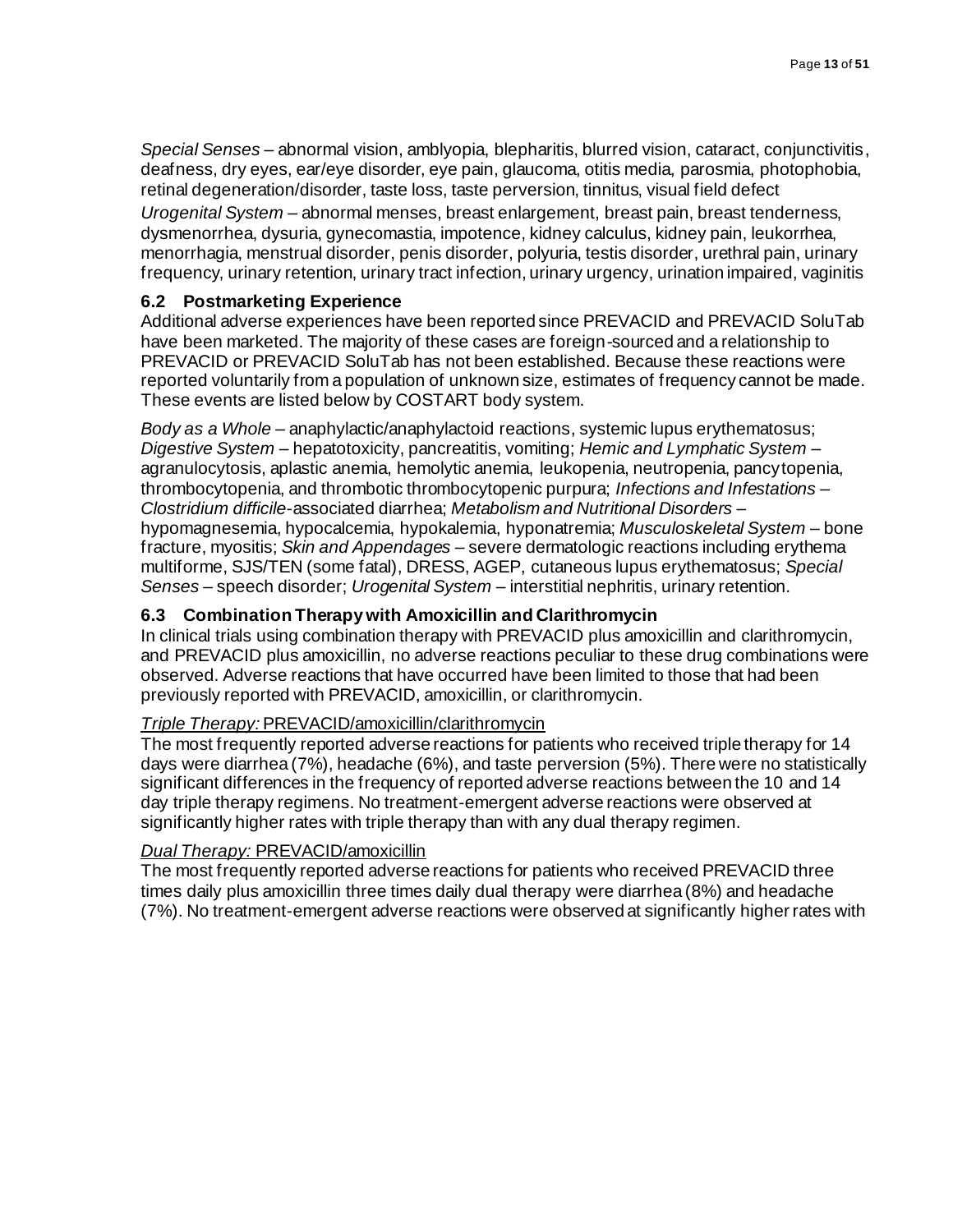*Special Senses* – abnormal vision, amblyopia, blepharitis, blurred vision, cataract, conjunctivitis, deafness, dry eyes, ear/eye disorder, eye pain, glaucoma, otitis media, parosmia, photophobia, retinal degeneration/disorder, taste loss, taste perversion, tinnitus, visual field defect

*Urogenital System* – abnormal menses, breast enlargement, breast pain, breast tenderness, dysmenorrhea, dysuria, gynecomastia, impotence, kidney calculus, kidney pain, leukorrhea, menorrhagia, menstrual disorder, penis disorder, polyuria, testis disorder, urethral pain, urinary frequency, urinary retention, urinary tract infection, urinary urgency, urination impaired, vaginitis

### 6.2 Postmarketing Experience

Additional adverse experiences have been reported since PREVACID and PREVACID SoluTab have been marketed. The majority of these cases are foreign-sourced and a relationship to PREVACID or PREVACID SoluTab has not been established. Because these reactions were reported voluntarily from a population of unknown size, estimates of frequency cannot be made. These events are listed below by COSTART body system.

*Body as a Whole* – anaphylactic/anaphylactoid reactions, systemic lupus erythematosus; *Digestive System* – hepatotoxicity, pancreatitis, vomiting; *Hemic and Lymphatic System* – agranulocytosis, aplastic anemia, hemolytic anemia, leukopenia, neutropenia, pancytopenia, thrombocytopenia, and thrombotic thrombocytopenic purpura; *Infections and Infestations* – *Clostridium difficile*-associated diarrhea; *Metabolism and Nutritional Disorders* – hypomagnesemia, hypocalcemia, hypokalemia, hyponatremia; *Musculoskeletal System* – bone fracture, myositis; *Skin and Appendages* – severe dermatologic reactions including erythema multiforme, SJS/TEN (some fatal), DRESS, AGEP, cutaneous lupus erythematosus; *Special Senses* – speech disorder; *Urogenital System* – interstitial nephritis, urinary retention.

### 6.3 Combination Therapy with Amoxicillin and Clarithromycin

In clinical trials using combination therapy with PREVACID plus amoxicillin and clarithromycin, and PREVACID plus amoxicillin, no adverse reactions peculiar to these drug combinations were observed. Adverse reactions that have occurred have been limited to those that had been previously reported with PREVACID, amoxicillin, or clarithromycin.

*Triple Therapy:* PREVACID/amoxicillin/clarithromycin

The most frequently reported adverse reactions for patients who received triple therapy for 14 days were diarrhea (7%), headache (6%), and taste perversion (5%). There were no statistically significant differences in the frequency of reported adverse reactions between the 10 and 14 day triple therapy regimens. No treatment-emergent adverse reactions were observed at significantly higher rates with triple therapy than with any dual therapy regimen.

*Dual Therapy:* PREVACID/amoxicillin

The most frequently reported adverse reactions for patients who received PREVACID three times daily plus amoxicillin three times daily dual therapy were diarrhea (8%) and headache (7%). No treatment-emergent adverse reactions were observed at significantly higher rates with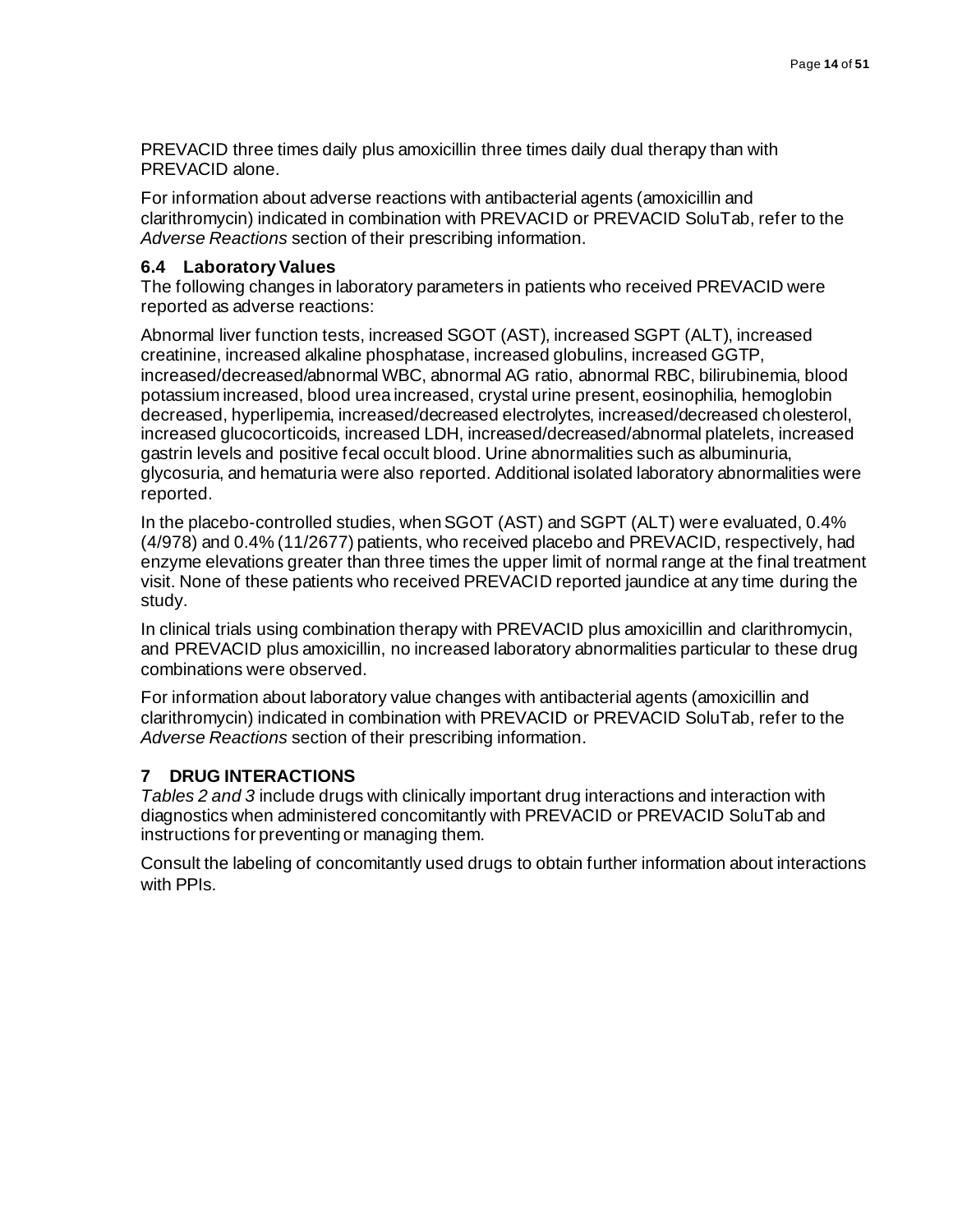PREVACID three times daily plus amoxicillin three times daily dual therapy than with PREVACID alone.

For information about adverse reactions with antibacterial agents (amoxicillin and clarithromycin) indicated in combination with PREVACID or PREVACID SoluTab, refer to the *Adverse Reactions* section of their prescribing information.

### 6.4 Laboratory Values

The following changes in laboratory parameters in patients who received PREVACID were reported as adverse reactions:

Abnormal liver function tests, increased SGOT (AST), increased SGPT (ALT), increased creatinine, increased alkaline phosphatase, increased globulins, increased GGTP, increased/decreased/abnormal WBC, abnormal AG ratio, abnormal RBC, bilirubinemia, blood potassium increased, blood urea increased, crystal urine present, eosinophilia, hemoglobin decreased, hyperlipemia, increased/decreased electrolytes, increased/decreased cholesterol, increased glucocorticoids, increased LDH, increased/decreased/abnormal platelets, increased gastrin levels and positive fecal occult blood. Urine abnormalities such as albuminuria, glycosuria, and hematuria were also reported. Additional isolated laboratory abnormalities were reported.

In the placebo-controlled studies, when SGOT (AST) and SGPT (ALT) were evaluated, 0.4% (4/978) and 0.4% (11/2677) patients, who received placebo and PREVACID, respectively, had enzyme elevations greater than three times the upper limit of normal range at the final treatment visit. None of these patients who received PREVACID reported jaundice at any time during the study.

In clinical trials using combination therapy with PREVACID plus amoxicillin and clarithromycin, and PREVACID plus amoxicillin, no increased laboratory abnormalities particular to these drug combinations were observed.

For information about laboratory value changes with antibacterial agents (amoxicillin and clarithromycin) indicated in combination with PREVACID or PREVACID SoluTab, refer to the *Adverse Reactions* section of their prescribing information.

## 7 DRUG INTERACTIONS

*Tables 2 and 3* include drugs with clinically important drug interactions and interaction with diagnostics when administered concomitantly with PREVACID or PREVACID SoluTab and instructions for preventing or managing them.

Consult the labeling of concomitantly used drugs to obtain further information about interactions with PPIs.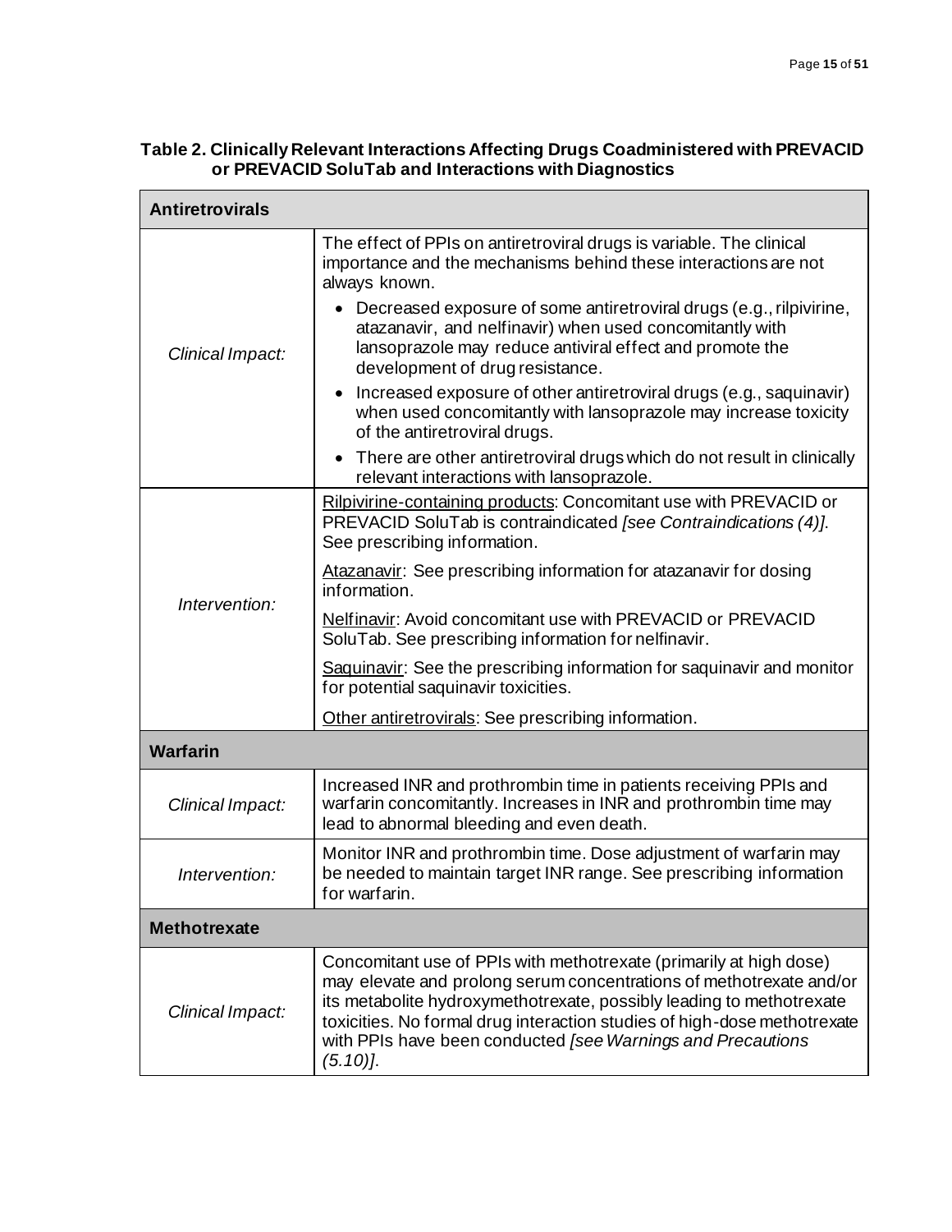**Table 2. Clinically Relevant Interactions Affecting Drugs Coadministered with PREVACID or PREVACID SoluTab and Interactions with Diagnostics**

| **Antiretrovirals** | |
|---|---|
| *Clinical Impact:* | The effect of PPIs on antiretroviral drugs is variable. The clinical importance and the mechanisms behind these interactions are not always known.<br>• Decreased exposure of some antiretroviral drugs (e.g., rilpivirine, atazanavir, and nelfinavir) when used concomitantly with lansoprazole may reduce antiviral effect and promote the development of drug resistance.<br>• Increased exposure of other antiretroviral drugs (e.g., saquinavir) when used concomitantly with lansoprazole may increase toxicity of the antiretroviral drugs.<br>• There are other antiretroviral drugs which do not result in clinically relevant interactions with lansoprazole. |
| *Intervention:* | Rilpivirine-containing products: Concomitant use with PREVACID or PREVACID SoluTab is contraindicated *[see Contraindications (4)]*. See prescribing information.<br>Atazanavir: See prescribing information for atazanavir for dosing information.<br>Nelfinavir: Avoid concomitant use with PREVACID or PREVACID SoluTab. See prescribing information for nelfinavir.<br>Saquinavir: See the prescribing information for saquinavir and monitor for potential saquinavir toxicities.<br>Other antiretrovirals: See prescribing information. |
| **Warfarin** | |
| *Clinical Impact:* | Increased INR and prothrombin time in patients receiving PPIs and warfarin concomitantly. Increases in INR and prothrombin time may lead to abnormal bleeding and even death. |
| *Intervention:* | Monitor INR and prothrombin time. Dose adjustment of warfarin may be needed to maintain target INR range. See prescribing information for warfarin. |
| **Methotrexate** | |
| *Clinical Impact:* | Concomitant use of PPIs with methotrexate (primarily at high dose) may elevate and prolong serum concentrations of methotrexate and/or its metabolite hydroxymethotrexate, possibly leading to methotrexate toxicities. No formal drug interaction studies of high-dose methotrexate with PPIs have been conducted *[see Warnings and Precautions (5.10)]*. |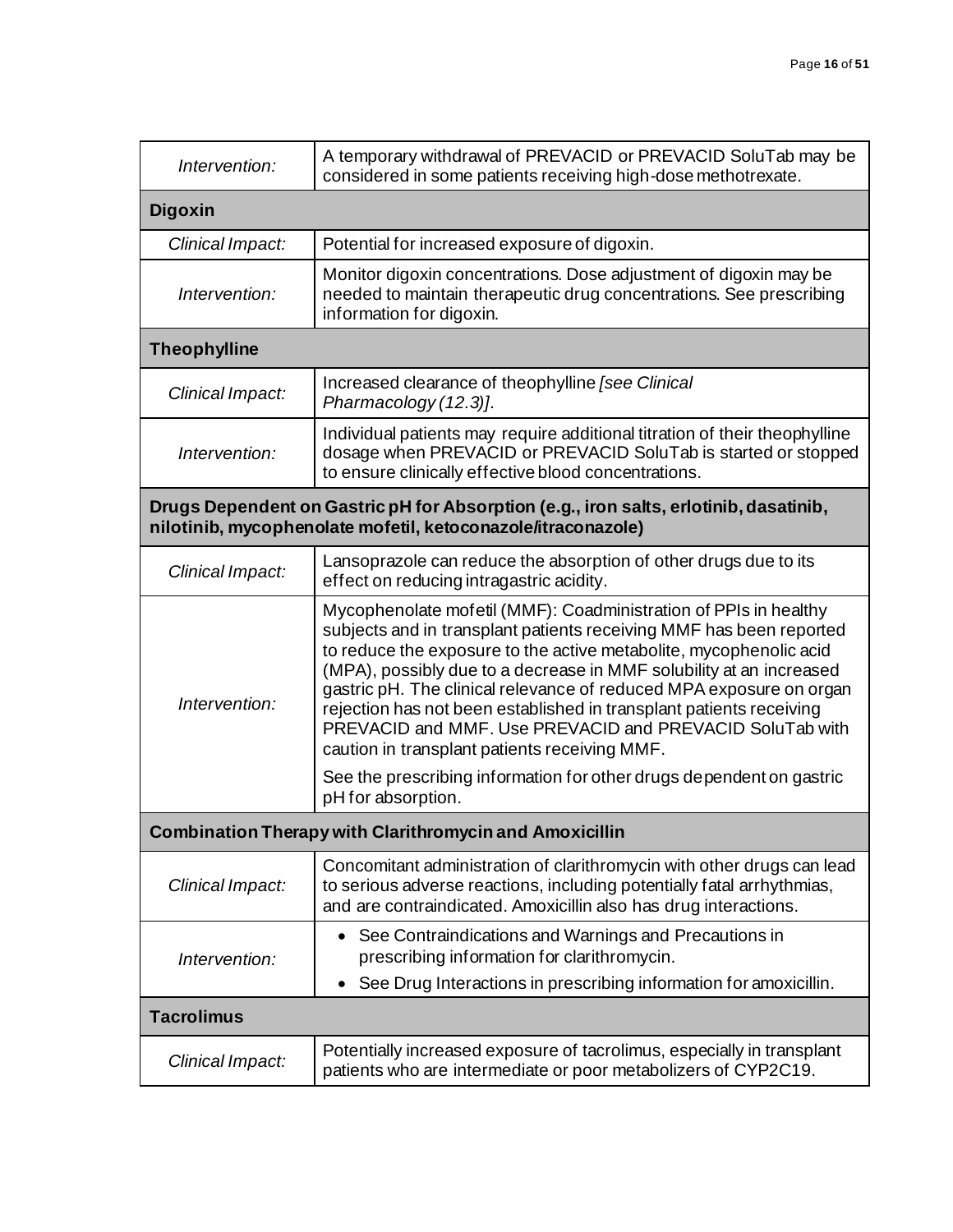| | |
|---|---|
| *Intervention:* | A temporary withdrawal of PREVACID or PREVACID SoluTab may be considered in some patients receiving high-dose methotrexate. |
| **Digoxin** | |
| *Clinical Impact:* | Potential for increased exposure of digoxin. |
| *Intervention:* | Monitor digoxin concentrations. Dose adjustment of digoxin may be needed to maintain therapeutic drug concentrations. See prescribing information for digoxin. |
| **Theophylline** | |
| *Clinical Impact:* | Increased clearance of theophylline *[see Clinical Pharmacology (12.3)]*. |
| *Intervention:* | Individual patients may require additional titration of their theophylline dosage when PREVACID or PREVACID SoluTab is started or stopped to ensure clinically effective blood concentrations. |
| **Drugs Dependent on Gastric pH for Absorption (e.g., iron salts, erlotinib, dasatinib, nilotinib, mycophenolate mofetil, ketoconazole/itraconazole)** | |
| *Clinical Impact:* | Lansoprazole can reduce the absorption of other drugs due to its effect on reducing intragastric acidity. |
| *Intervention:* | Mycophenolate mofetil (MMF): Coadministration of PPIs in healthy subjects and in transplant patients receiving MMF has been reported to reduce the exposure to the active metabolite, mycophenolic acid (MPA), possibly due to a decrease in MMF solubility at an increased gastric pH. The clinical relevance of reduced MPA exposure on organ rejection has not been established in transplant patients receiving PREVACID and MMF. Use PREVACID and PREVACID SoluTab with caution in transplant patients receiving MMF.<br><br>See the prescribing information for other drugs dependent on gastric pH for absorption. |
| **Combination Therapy with Clarithromycin and Amoxicillin** | |
| *Clinical Impact:* | Concomitant administration of clarithromycin with other drugs can lead to serious adverse reactions, including potentially fatal arrhythmias, and are contraindicated. Amoxicillin also has drug interactions. |
| *Intervention:* | • See Contraindications and Warnings and Precautions in prescribing information for clarithromycin.<br>• See Drug Interactions in prescribing information for amoxicillin. |
| **Tacrolimus** | |
| *Clinical Impact:* | Potentially increased exposure of tacrolimus, especially in transplant patients who are intermediate or poor metabolizers of CYP2C19. |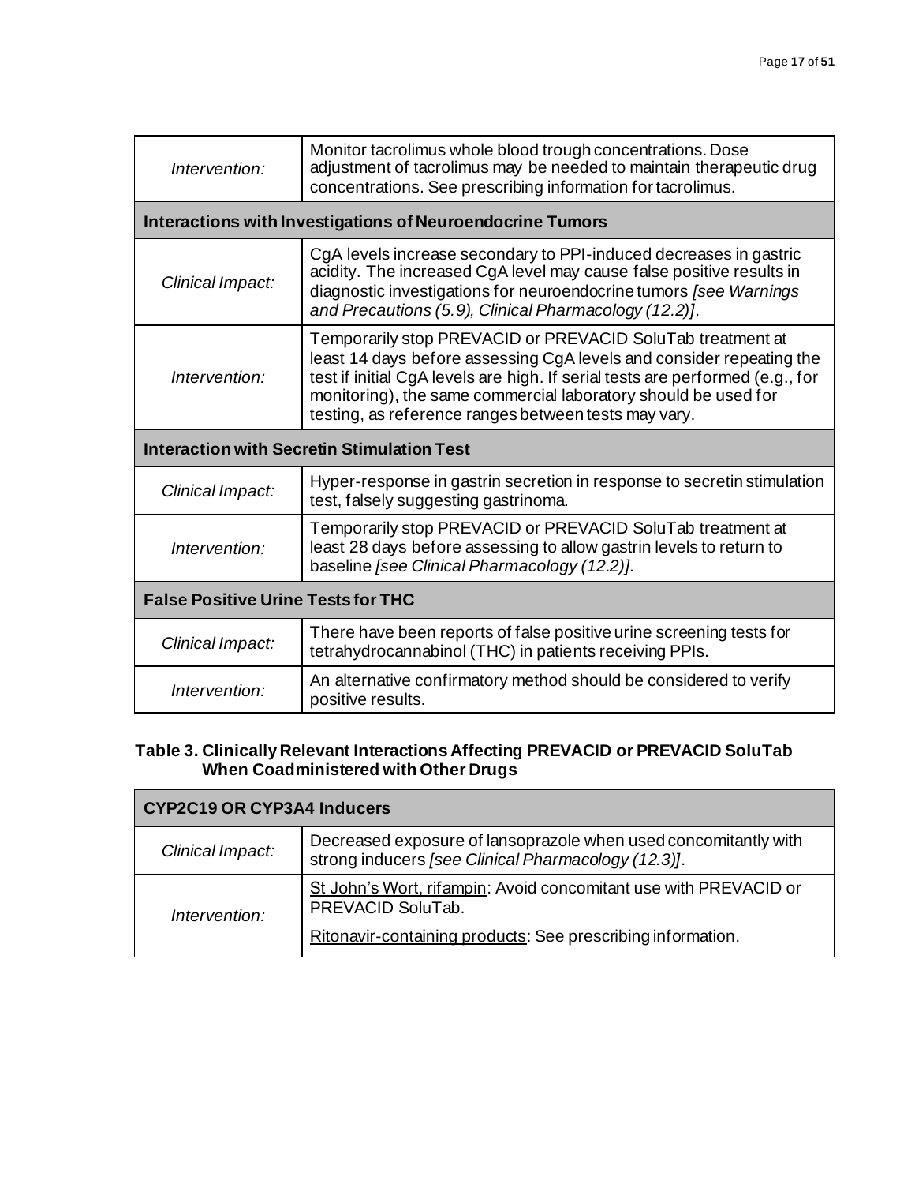| | |
|---|---|
| *Intervention:* | Monitor tacrolimus whole blood trough concentrations. Dose adjustment of tacrolimus may be needed to maintain therapeutic drug concentrations. See prescribing information for tacrolimus. |
| **Interactions with Investigations of Neuroendocrine Tumors** | |
| *Clinical Impact:* | CgA levels increase secondary to PPI-induced decreases in gastric acidity. The increased CgA level may cause false positive results in diagnostic investigations for neuroendocrine tumors *[see Warnings and Precautions (5.9), Clinical Pharmacology (12.2)]*. |
| *Intervention:* | Temporarily stop PREVACID or PREVACID SoluTab treatment at least 14 days before assessing CgA levels and consider repeating the test if initial CgA levels are high. If serial tests are performed (e.g., for monitoring), the same commercial laboratory should be used for testing, as reference ranges between tests may vary. |
| **Interaction with Secretin Stimulation Test** | |
| *Clinical Impact:* | Hyper-response in gastrin secretion in response to secretin stimulation test, falsely suggesting gastrinoma. |
| *Intervention:* | Temporarily stop PREVACID or PREVACID SoluTab treatment at least 28 days before assessing to allow gastrin levels to return to baseline *[see Clinical Pharmacology (12.2)]*. |
| **False Positive Urine Tests for THC** | |
| *Clinical Impact:* | There have been reports of false positive urine screening tests for tetrahydrocannabinol (THC) in patients receiving PPIs. |
| *Intervention:* | An alternative confirmatory method should be considered to verify positive results. |

**Table 3. Clinically Relevant Interactions Affecting PREVACID or PREVACID SoluTab When Coadministered with Other Drugs**

| **CYP2C19 OR CYP3A4 Inducers** | |
|---|---|
| *Clinical Impact:* | Decreased exposure of lansoprazole when used concomitantly with strong inducers *[see Clinical Pharmacology (12.3)]*. |
| *Intervention:* | St John's Wort, rifampin: Avoid concomitant use with PREVACID or PREVACID SoluTab. Ritonavir-containing products: See prescribing information. |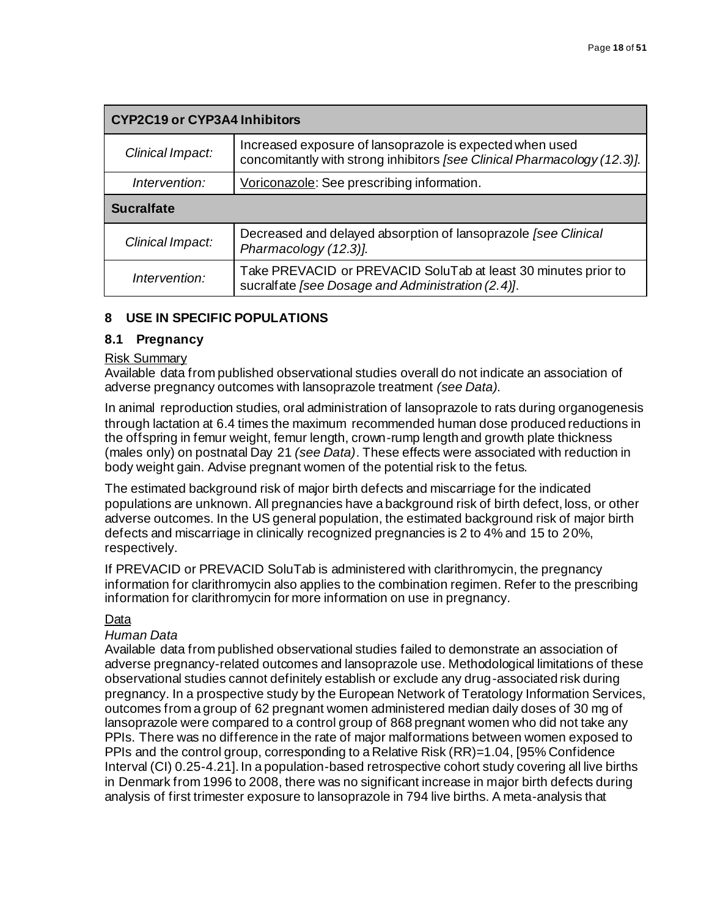| CYP2C19 or CYP3A4 Inhibitors | |
|---|---|
| *Clinical Impact:* | Increased exposure of lansoprazole is expected when used concomitantly with strong inhibitors *[see Clinical Pharmacology (12.3)]*. |
| *Intervention:* | Voriconazole: See prescribing information. |
| **Sucralfate** | |
| *Clinical Impact:* | Decreased and delayed absorption of lansoprazole *[see Clinical Pharmacology (12.3)]*. |
| *Intervention:* | Take PREVACID or PREVACID SoluTab at least 30 minutes prior to sucralfate *[see Dosage and Administration (2.4)]*. |

## 8 USE IN SPECIFIC POPULATIONS

### 8.1 Pregnancy

Risk Summary

Available data from published observational studies overall do not indicate an association of adverse pregnancy outcomes with lansoprazole treatment *(see Data)*.

In animal reproduction studies, oral administration of lansoprazole to rats during organogenesis through lactation at 6.4 times the maximum recommended human dose produced reductions in the offspring in femur weight, femur length, crown-rump length and growth plate thickness (males only) on postnatal Day 21 *(see Data)*. These effects were associated with reduction in body weight gain. Advise pregnant women of the potential risk to the fetus.

The estimated background risk of major birth defects and miscarriage for the indicated populations are unknown. All pregnancies have a background risk of birth defect, loss, or other adverse outcomes. In the US general population, the estimated background risk of major birth defects and miscarriage in clinically recognized pregnancies is 2 to 4% and 15 to 20%, respectively.

If PREVACID or PREVACID SoluTab is administered with clarithromycin, the pregnancy information for clarithromycin also applies to the combination regimen. Refer to the prescribing information for clarithromycin for more information on use in pregnancy.

Data

*Human Data*

Available data from published observational studies failed to demonstrate an association of adverse pregnancy-related outcomes and lansoprazole use. Methodological limitations of these observational studies cannot definitely establish or exclude any drug-associated risk during pregnancy. In a prospective study by the European Network of Teratology Information Services, outcomes from a group of 62 pregnant women administered median daily doses of 30 mg of lansoprazole were compared to a control group of 868 pregnant women who did not take any PPIs. There was no difference in the rate of major malformations between women exposed to PPIs and the control group, corresponding to a Relative Risk (RR)=1.04, [95% Confidence Interval (CI) 0.25-4.21]. In a population-based retrospective cohort study covering all live births in Denmark from 1996 to 2008, there was no significant increase in major birth defects during analysis of first trimester exposure to lansoprazole in 794 live births. A meta-analysis that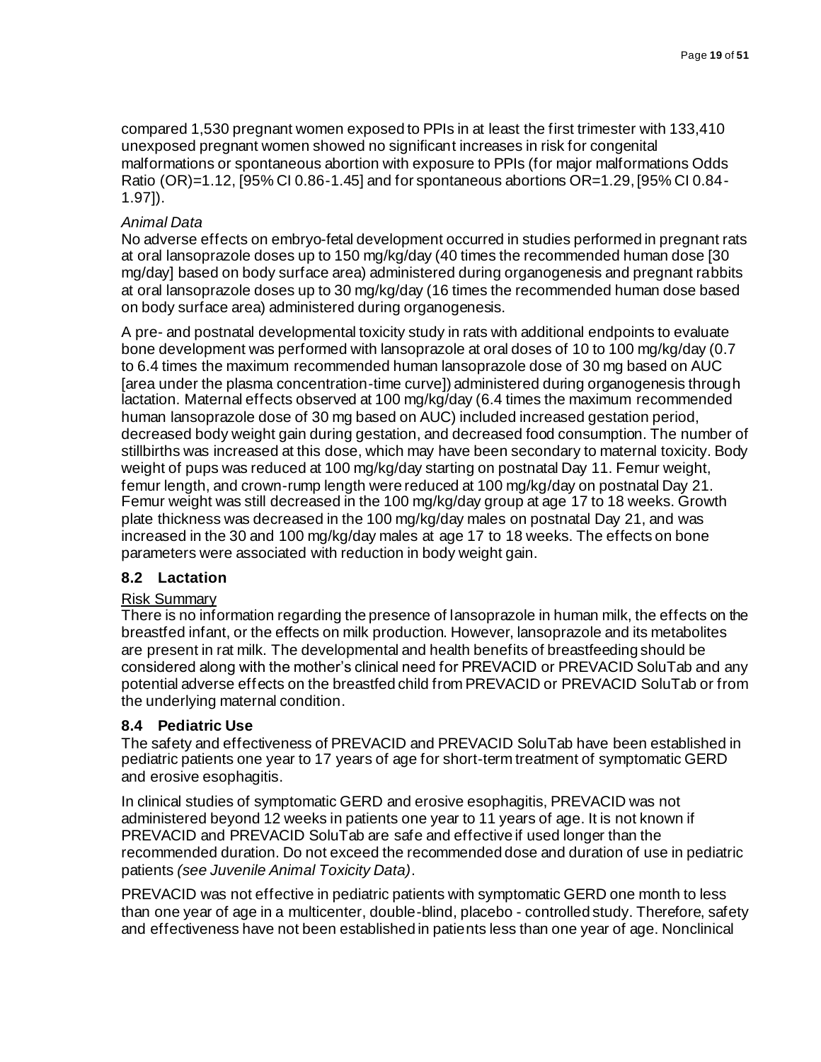compared 1,530 pregnant women exposed to PPIs in at least the first trimester with 133,410 unexposed pregnant women showed no significant increases in risk for congenital malformations or spontaneous abortion with exposure to PPIs (for major malformations Odds Ratio (OR)=1.12, [95% CI 0.86-1.45] and for spontaneous abortions OR=1.29, [95% CI 0.84-1.97]).

*Animal Data*

No adverse effects on embryo-fetal development occurred in studies performed in pregnant rats at oral lansoprazole doses up to 150 mg/kg/day (40 times the recommended human dose [30 mg/day] based on body surface area) administered during organogenesis and pregnant rabbits at oral lansoprazole doses up to 30 mg/kg/day (16 times the recommended human dose based on body surface area) administered during organogenesis.

A pre- and postnatal developmental toxicity study in rats with additional endpoints to evaluate bone development was performed with lansoprazole at oral doses of 10 to 100 mg/kg/day (0.7 to 6.4 times the maximum recommended human lansoprazole dose of 30 mg based on AUC [area under the plasma concentration-time curve]) administered during organogenesis through lactation. Maternal effects observed at 100 mg/kg/day (6.4 times the maximum recommended human lansoprazole dose of 30 mg based on AUC) included increased gestation period, decreased body weight gain during gestation, and decreased food consumption. The number of stillbirths was increased at this dose, which may have been secondary to maternal toxicity. Body weight of pups was reduced at 100 mg/kg/day starting on postnatal Day 11. Femur weight, femur length, and crown-rump length were reduced at 100 mg/kg/day on postnatal Day 21. Femur weight was still decreased in the 100 mg/kg/day group at age 17 to 18 weeks. Growth plate thickness was decreased in the 100 mg/kg/day males on postnatal Day 21, and was increased in the 30 and 100 mg/kg/day males at age 17 to 18 weeks. The effects on bone parameters were associated with reduction in body weight gain.

## 8.2 Lactation

Risk Summary

There is no information regarding the presence of lansoprazole in human milk, the effects on the breastfed infant, or the effects on milk production. However, lansoprazole and its metabolites are present in rat milk. The developmental and health benefits of breastfeeding should be considered along with the mother's clinical need for PREVACID or PREVACID SoluTab and any potential adverse effects on the breastfed child from PREVACID or PREVACID SoluTab or from the underlying maternal condition.

## 8.4 Pediatric Use

The safety and effectiveness of PREVACID and PREVACID SoluTab have been established in pediatric patients one year to 17 years of age for short-term treatment of symptomatic GERD and erosive esophagitis.

In clinical studies of symptomatic GERD and erosive esophagitis, PREVACID was not administered beyond 12 weeks in patients one year to 11 years of age. It is not known if PREVACID and PREVACID SoluTab are safe and effective if used longer than the recommended duration. Do not exceed the recommended dose and duration of use in pediatric patients *(see Juvenile Animal Toxicity Data)*.

PREVACID was not effective in pediatric patients with symptomatic GERD one month to less than one year of age in a multicenter, double-blind, placebo - controlled study. Therefore, safety and effectiveness have not been established in patients less than one year of age. Nonclinical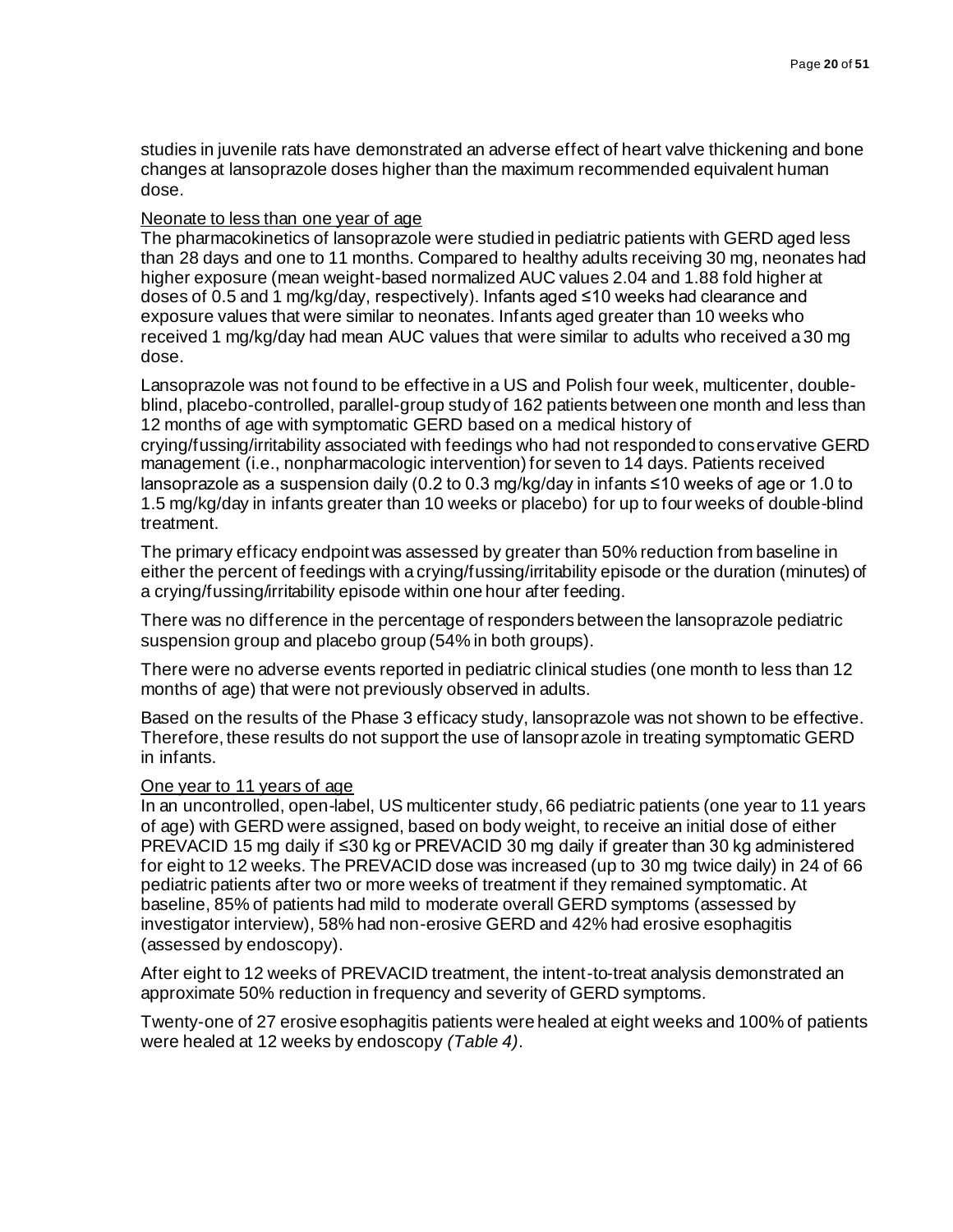studies in juvenile rats have demonstrated an adverse effect of heart valve thickening and bone changes at lansoprazole doses higher than the maximum recommended equivalent human dose.

Neonate to less than one year of age

The pharmacokinetics of lansoprazole were studied in pediatric patients with GERD aged less than 28 days and one to 11 months. Compared to healthy adults receiving 30 mg, neonates had higher exposure (mean weight-based normalized AUC values 2.04 and 1.88 fold higher at doses of 0.5 and 1 mg/kg/day, respectively). Infants aged ≤10 weeks had clearance and exposure values that were similar to neonates. Infants aged greater than 10 weeks who received 1 mg/kg/day had mean AUC values that were similar to adults who received a 30 mg dose.

Lansoprazole was not found to be effective in a US and Polish four week, multicenter, double-blind, placebo-controlled, parallel-group study of 162 patients between one month and less than 12 months of age with symptomatic GERD based on a medical history of crying/fussing/irritability associated with feedings who had not responded to conservative GERD management (i.e., nonpharmacologic intervention) for seven to 14 days. Patients received lansoprazole as a suspension daily (0.2 to 0.3 mg/kg/day in infants ≤10 weeks of age or 1.0 to 1.5 mg/kg/day in infants greater than 10 weeks or placebo) for up to four weeks of double-blind treatment.

The primary efficacy endpoint was assessed by greater than 50% reduction from baseline in either the percent of feedings with a crying/fussing/irritability episode or the duration (minutes) of a crying/fussing/irritability episode within one hour after feeding.

There was no difference in the percentage of responders between the lansoprazole pediatric suspension group and placebo group (54% in both groups).

There were no adverse events reported in pediatric clinical studies (one month to less than 12 months of age) that were not previously observed in adults.

Based on the results of the Phase 3 efficacy study, lansoprazole was not shown to be effective. Therefore, these results do not support the use of lansoprazole in treating symptomatic GERD in infants.

One year to 11 years of age

In an uncontrolled, open-label, US multicenter study, 66 pediatric patients (one year to 11 years of age) with GERD were assigned, based on body weight, to receive an initial dose of either PREVACID 15 mg daily if ≤30 kg or PREVACID 30 mg daily if greater than 30 kg administered for eight to 12 weeks. The PREVACID dose was increased (up to 30 mg twice daily) in 24 of 66 pediatric patients after two or more weeks of treatment if they remained symptomatic. At baseline, 85% of patients had mild to moderate overall GERD symptoms (assessed by investigator interview), 58% had non-erosive GERD and 42% had erosive esophagitis (assessed by endoscopy).

After eight to 12 weeks of PREVACID treatment, the intent-to-treat analysis demonstrated an approximate 50% reduction in frequency and severity of GERD symptoms.

Twenty-one of 27 erosive esophagitis patients were healed at eight weeks and 100% of patients were healed at 12 weeks by endoscopy *(Table 4)*.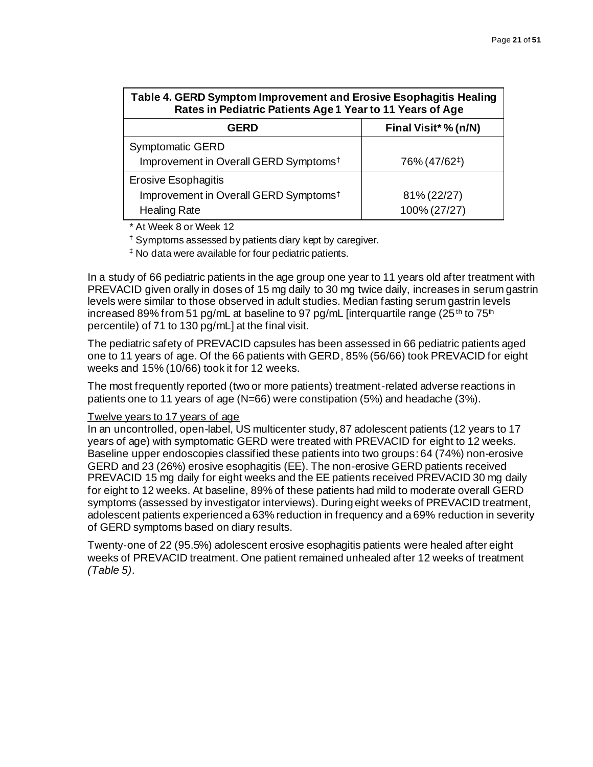| Table 4. GERD Symptom Improvement and Erosive Esophagitis Healing Rates in Pediatric Patients Age 1 Year to 11 Years of Age | |
|---|---|
| **GERD** | **Final Visit* % (n/N)** |
| Symptomatic GERD<br>Improvement in Overall GERD Symptoms† | <br>76% (47/62‡) |
| Erosive Esophagitis<br>Improvement in Overall GERD Symptoms†<br>Healing Rate | <br>81% (22/27)<br>100% (27/27) |

* At Week 8 or Week 12

† Symptoms assessed by patients diary kept by caregiver.

‡ No data were available for four pediatric patients.

In a study of 66 pediatric patients in the age group one year to 11 years old after treatment with PREVACID given orally in doses of 15 mg daily to 30 mg twice daily, increases in serum gastrin levels were similar to those observed in adult studies. Median fasting serum gastrin levels increased 89% from 51 pg/mL at baseline to 97 pg/mL [interquartile range ($25^{th}$ to $75^{th}$ percentile) of 71 to 130 pg/mL] at the final visit.

The pediatric safety of PREVACID capsules has been assessed in 66 pediatric patients aged one to 11 years of age. Of the 66 patients with GERD, 85% (56/66) took PREVACID for eight weeks and 15% (10/66) took it for 12 weeks.

The most frequently reported (two or more patients) treatment-related adverse reactions in patients one to 11 years of age (N=66) were constipation (5%) and headache (3%).

<u>Twelve years to 17 years of age</u>

In an uncontrolled, open-label, US multicenter study, 87 adolescent patients (12 years to 17 years of age) with symptomatic GERD were treated with PREVACID for eight to 12 weeks. Baseline upper endoscopies classified these patients into two groups: 64 (74%) non-erosive GERD and 23 (26%) erosive esophagitis (EE). The non-erosive GERD patients received PREVACID 15 mg daily for eight weeks and the EE patients received PREVACID 30 mg daily for eight to 12 weeks. At baseline, 89% of these patients had mild to moderate overall GERD symptoms (assessed by investigator interviews). During eight weeks of PREVACID treatment, adolescent patients experienced a 63% reduction in frequency and a 69% reduction in severity of GERD symptoms based on diary results.

Twenty-one of 22 (95.5%) adolescent erosive esophagitis patients were healed after eight weeks of PREVACID treatment. One patient remained unhealed after 12 weeks of treatment *(Table 5)*.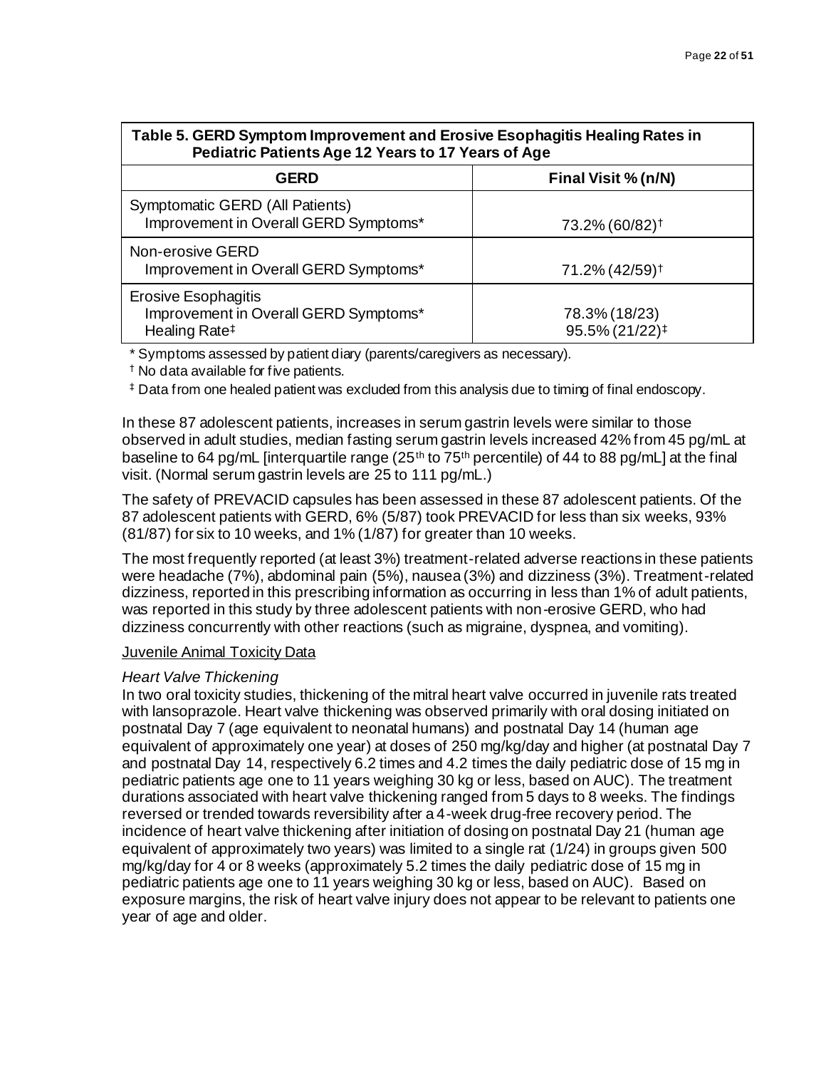| Table 5. GERD Symptom Improvement and Erosive Esophagitis Healing Rates in Pediatric Patients Age 12 Years to 17 Years of Age | |
|---|---|
| **GERD** | **Final Visit % (n/N)** |
| Symptomatic GERD (All Patients)<br>Improvement in Overall GERD Symptoms* | 73.2% (60/82)[†] |
| Non-erosive GERD<br>Improvement in Overall GERD Symptoms* | 71.2% (42/59)[†] |
| Erosive Esophagitis<br>Improvement in Overall GERD Symptoms*<br>Healing Rate[‡] | <br>78.3% (18/23)<br>95.5% (21/22)[‡] |

\* Symptoms assessed by patient diary (parents/caregivers as necessary).

[†] No data available for five patients.

[‡] Data from one healed patient was excluded from this analysis due to timing of final endoscopy.

In these 87 adolescent patients, increases in serum gastrin levels were similar to those observed in adult studies, median fasting serum gastrin levels increased 42% from 45 pg/mL at baseline to 64 pg/mL [interquartile range ($25^{th}$ to $75^{th}$ percentile) of 44 to 88 pg/mL] at the final visit. (Normal serum gastrin levels are 25 to 111 pg/mL.)

The safety of PREVACID capsules has been assessed in these 87 adolescent patients. Of the 87 adolescent patients with GERD, 6% (5/87) took PREVACID for less than six weeks, 93% (81/87) for six to 10 weeks, and 1% (1/87) for greater than 10 weeks.

The most frequently reported (at least 3%) treatment-related adverse reactions in these patients were headache (7%), abdominal pain (5%), nausea (3%) and dizziness (3%). Treatment-related dizziness, reported in this prescribing information as occurring in less than 1% of adult patients, was reported in this study by three adolescent patients with non-erosive GERD, who had dizziness concurrently with other reactions (such as migraine, dyspnea, and vomiting).

Juvenile Animal Toxicity Data

*Heart Valve Thickening*

In two oral toxicity studies, thickening of the mitral heart valve occurred in juvenile rats treated with lansoprazole. Heart valve thickening was observed primarily with oral dosing initiated on postnatal Day 7 (age equivalent to neonatal humans) and postnatal Day 14 (human age equivalent of approximately one year) at doses of 250 mg/kg/day and higher (at postnatal Day 7 and postnatal Day 14, respectively 6.2 times and 4.2 times the daily pediatric dose of 15 mg in pediatric patients age one to 11 years weighing 30 kg or less, based on AUC). The treatment durations associated with heart valve thickening ranged from 5 days to 8 weeks. The findings reversed or trended towards reversibility after a 4-week drug-free recovery period. The incidence of heart valve thickening after initiation of dosing on postnatal Day 21 (human age equivalent of approximately two years) was limited to a single rat (1/24) in groups given 500 mg/kg/day for 4 or 8 weeks (approximately 5.2 times the daily pediatric dose of 15 mg in pediatric patients age one to 11 years weighing 30 kg or less, based on AUC). Based on exposure margins, the risk of heart valve injury does not appear to be relevant to patients one year of age and older.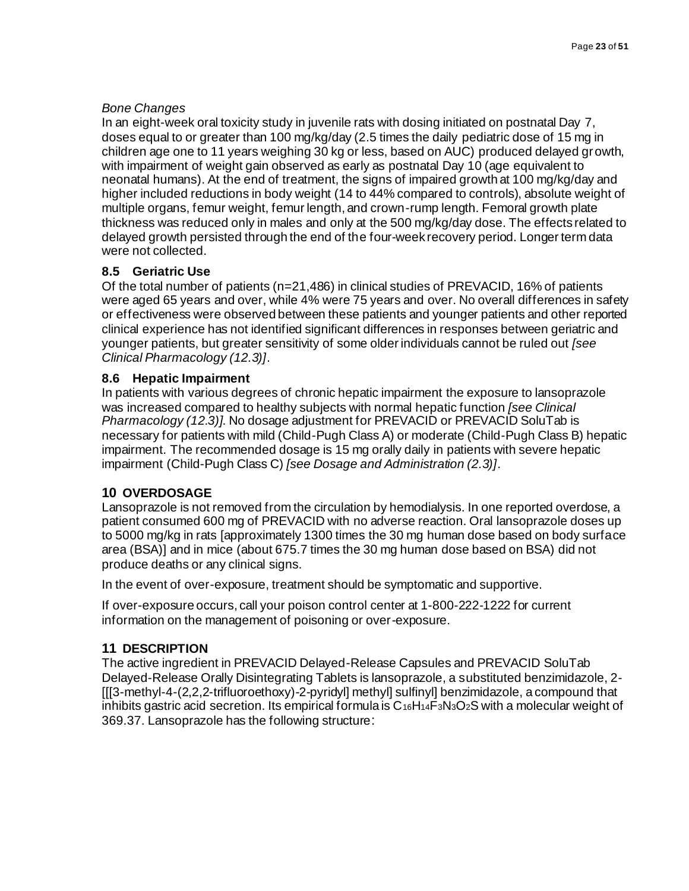*Bone Changes*

In an eight-week oral toxicity study in juvenile rats with dosing initiated on postnatal Day 7, doses equal to or greater than 100 mg/kg/day (2.5 times the daily pediatric dose of 15 mg in children age one to 11 years weighing 30 kg or less, based on AUC) produced delayed growth, with impairment of weight gain observed as early as postnatal Day 10 (age equivalent to neonatal humans). At the end of treatment, the signs of impaired growth at 100 mg/kg/day and higher included reductions in body weight (14 to 44% compared to controls), absolute weight of multiple organs, femur weight, femur length, and crown-rump length. Femoral growth plate thickness was reduced only in males and only at the 500 mg/kg/day dose. The effects related to delayed growth persisted through the end of the four-week recovery period. Longer term data were not collected.

### 8.5 Geriatric Use

Of the total number of patients (n=21,486) in clinical studies of PREVACID, 16% of patients were aged 65 years and over, while 4% were 75 years and over. No overall differences in safety or effectiveness were observed between these patients and younger patients and other reported clinical experience has not identified significant differences in responses between geriatric and younger patients, but greater sensitivity of some older individuals cannot be ruled out *[see Clinical Pharmacology (12.3)]*.

### 8.6 Hepatic Impairment

In patients with various degrees of chronic hepatic impairment the exposure to lansoprazole was increased compared to healthy subjects with normal hepatic function *[see Clinical Pharmacology (12.3)]*. No dosage adjustment for PREVACID or PREVACID SoluTab is necessary for patients with mild (Child-Pugh Class A) or moderate (Child-Pugh Class B) hepatic impairment. The recommended dosage is 15 mg orally daily in patients with severe hepatic impairment (Child-Pugh Class C) *[see Dosage and Administration (2.3)]*.

## 10 OVERDOSAGE

Lansoprazole is not removed from the circulation by hemodialysis. In one reported overdose, a patient consumed 600 mg of PREVACID with no adverse reaction. Oral lansoprazole doses up to 5000 mg/kg in rats [approximately 1300 times the 30 mg human dose based on body surface area (BSA)] and in mice (about 675.7 times the 30 mg human dose based on BSA) did not produce deaths or any clinical signs.

In the event of over-exposure, treatment should be symptomatic and supportive.

If over-exposure occurs, call your poison control center at 1-800-222-1222 for current information on the management of poisoning or over-exposure.

## 11 DESCRIPTION

The active ingredient in PREVACID Delayed-Release Capsules and PREVACID SoluTab Delayed-Release Orally Disintegrating Tablets is lansoprazole, a substituted benzimidazole, 2-[[[3-methyl-4-(2,2,2-trifluoroethoxy)-2-pyridyl] methyl] sulfinyl] benzimidazole, a compound that inhibits gastric acid secretion. Its empirical formula is $C_{16}H_{14}F_3N_3O_2S$ with a molecular weight of 369.37. Lansoprazole has the following structure: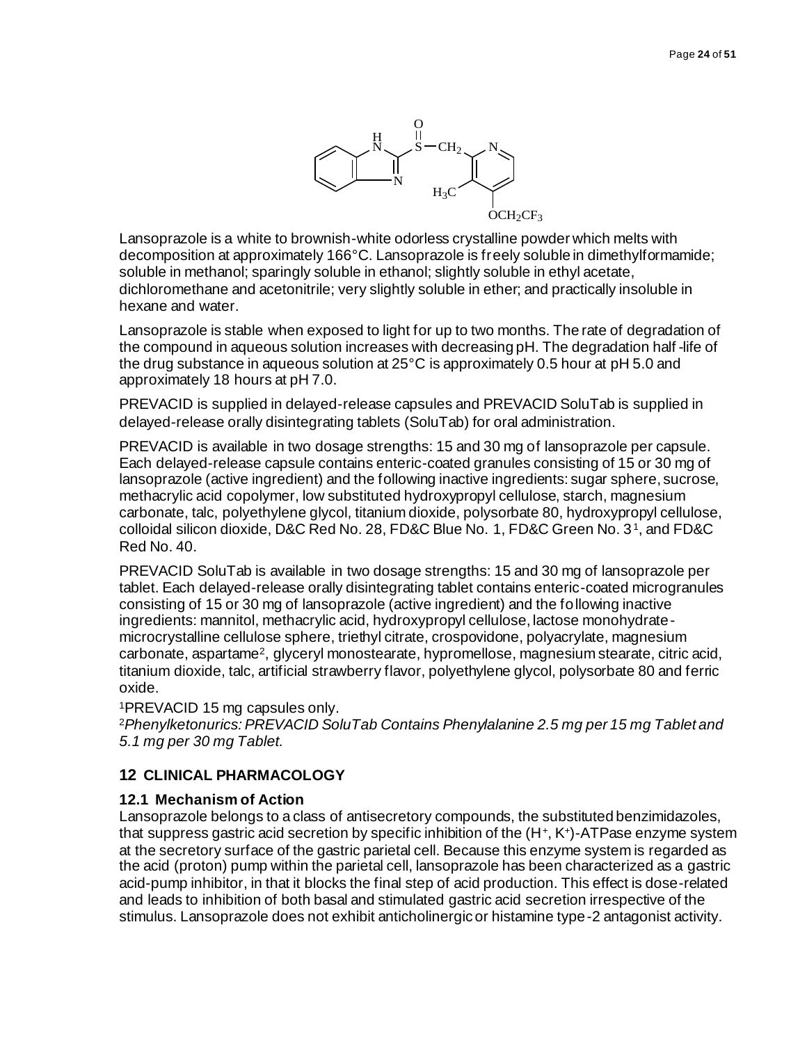Lansoprazole is a white to brownish-white odorless crystalline powder which melts with decomposition at approximately 166°C. Lansoprazole is freely soluble in dimethylformamide; soluble in methanol; sparingly soluble in ethanol; slightly soluble in ethyl acetate, dichloromethane and acetonitrile; very slightly soluble in ether; and practically insoluble in hexane and water.

Lansoprazole is stable when exposed to light for up to two months. The rate of degradation of the compound in aqueous solution increases with decreasing pH. The degradation half-life of the drug substance in aqueous solution at 25°C is approximately 0.5 hour at pH 5.0 and approximately 18 hours at pH 7.0.

PREVACID is supplied in delayed-release capsules and PREVACID SoluTab is supplied in delayed-release orally disintegrating tablets (SoluTab) for oral administration.

PREVACID is available in two dosage strengths: 15 and 30 mg of lansoprazole per capsule. Each delayed-release capsule contains enteric-coated granules consisting of 15 or 30 mg of lansoprazole (active ingredient) and the following inactive ingredients: sugar sphere, sucrose, methacrylic acid copolymer, low substituted hydroxypropyl cellulose, starch, magnesium carbonate, talc, polyethylene glycol, titanium dioxide, polysorbate 80, hydroxypropyl cellulose, colloidal silicon dioxide, D&C Red No. 28, FD&C Blue No. 1, FD&C Green No. 3[1], and FD&C Red No. 40.

PREVACID SoluTab is available in two dosage strengths: 15 and 30 mg of lansoprazole per tablet. Each delayed-release orally disintegrating tablet contains enteric-coated microgranules consisting of 15 or 30 mg of lansoprazole (active ingredient) and the following inactive ingredients: mannitol, methacrylic acid, hydroxypropyl cellulose, lactose monohydrate-microcrystalline cellulose sphere, triethyl citrate, crospovidone, polyacrylate, magnesium carbonate, aspartame[2], glyceryl monostearate, hypromellose, magnesium stearate, citric acid, titanium dioxide, talc, artificial strawberry flavor, polyethylene glycol, polysorbate 80 and ferric oxide.

[1]PREVACID 15 mg capsules only.

[2]*Phenylketonurics: PREVACID SoluTab Contains Phenylalanine 2.5 mg per 15 mg Tablet and 5.1 mg per 30 mg Tablet.*

## 12 CLINICAL PHARMACOLOGY

### 12.1 Mechanism of Action

Lansoprazole belongs to a class of antisecretory compounds, the substituted benzimidazoles, that suppress gastric acid secretion by specific inhibition of the $(H^+, K^+)$-ATPase enzyme system at the secretory surface of the gastric parietal cell. Because this enzyme system is regarded as the acid (proton) pump within the parietal cell, lansoprazole has been characterized as a gastric acid-pump inhibitor, in that it blocks the final step of acid production. This effect is dose-related and leads to inhibition of both basal and stimulated gastric acid secretion irrespective of the stimulus. Lansoprazole does not exhibit anticholinergic or histamine type-2 antagonist activity.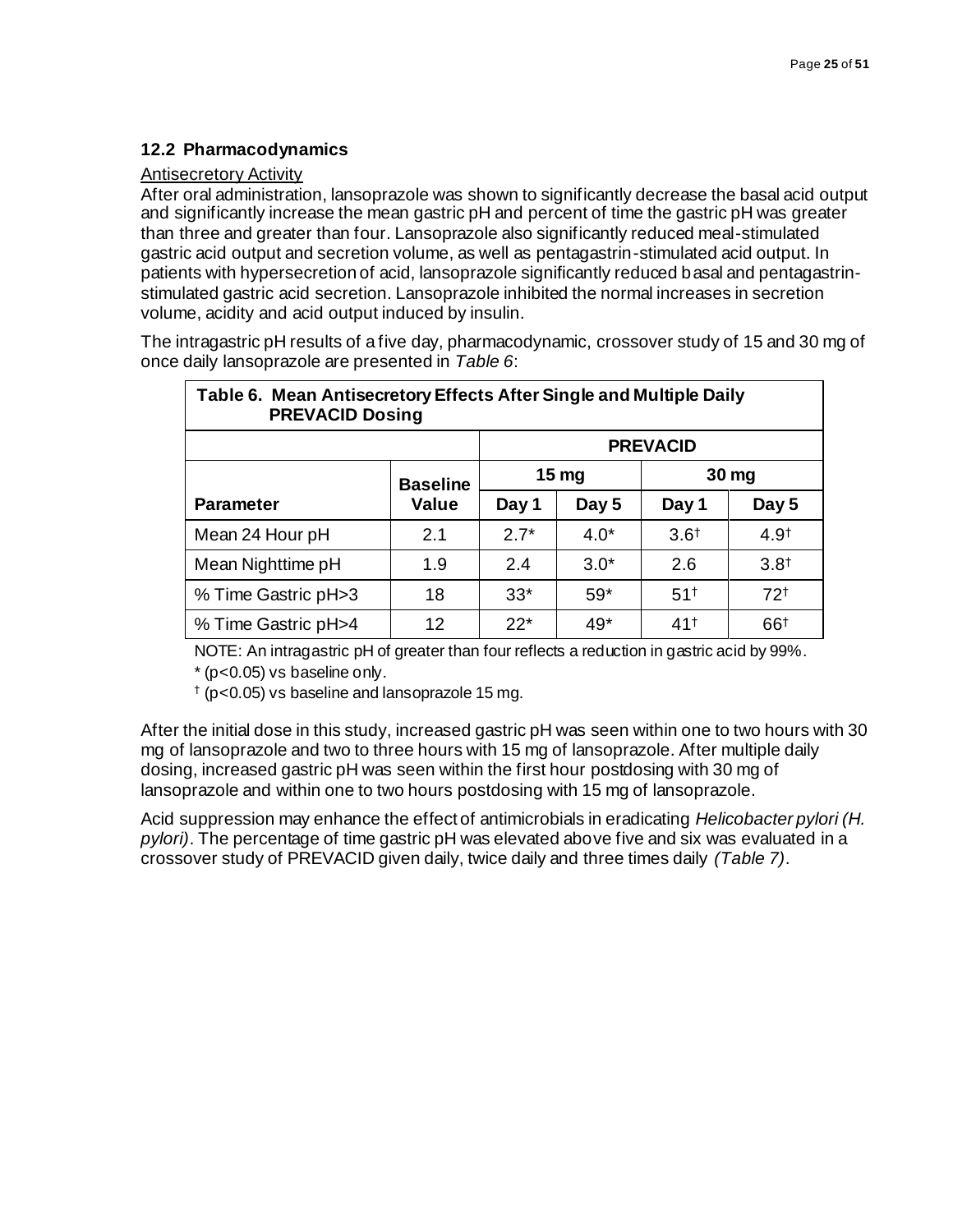## 12.2 Pharmacodynamics

Antisecretory Activity

After oral administration, lansoprazole was shown to significantly decrease the basal acid output and significantly increase the mean gastric pH and percent of time the gastric pH was greater than three and greater than four. Lansoprazole also significantly reduced meal-stimulated gastric acid output and secretion volume, as well as pentagastrin-stimulated acid output. In patients with hypersecretion of acid, lansoprazole significantly reduced basal and pentagastrin-stimulated gastric acid secretion. Lansoprazole inhibited the normal increases in secretion volume, acidity and acid output induced by insulin.

The intragastric pH results of a five day, pharmacodynamic, crossover study of 15 and 30 mg of once daily lansoprazole are presented in *Table 6*:

**Table 6. Mean Antisecretory Effects After Single and Multiple Daily PREVACID Dosing**

| | | PREVACID | | | |
|---|---|---|---|---|---|
| | Baseline | 15 mg | | 30 mg | |
| **Parameter** | **Value** | **Day 1** | **Day 5** | **Day 1** | **Day 5** |
| Mean 24 Hour pH | 2.1 | 2.7* | 4.0* | 3.6† | 4.9† |
| Mean Nighttime pH | 1.9 | 2.4 | 3.0* | 2.6 | 3.8† |
| % Time Gastric pH>3 | 18 | 33* | 59* | 51† | 72† |
| % Time Gastric pH>4 | 12 | 22* | 49* | 41† | 66† |

NOTE: An intragastric pH of greater than four reflects a reduction in gastric acid by 99%.

* ($p<0.05$) vs baseline only.

† ($p<0.05$) vs baseline and lansoprazole 15 mg.

After the initial dose in this study, increased gastric pH was seen within one to two hours with 30 mg of lansoprazole and two to three hours with 15 mg of lansoprazole. After multiple daily dosing, increased gastric pH was seen within the first hour postdosing with 30 mg of lansoprazole and within one to two hours postdosing with 15 mg of lansoprazole.

Acid suppression may enhance the effect of antimicrobials in eradicating *Helicobacter pylori (H. pylori)*. The percentage of time gastric pH was elevated above five and six was evaluated in a crossover study of PREVACID given daily, twice daily and three times daily *(Table 7)*.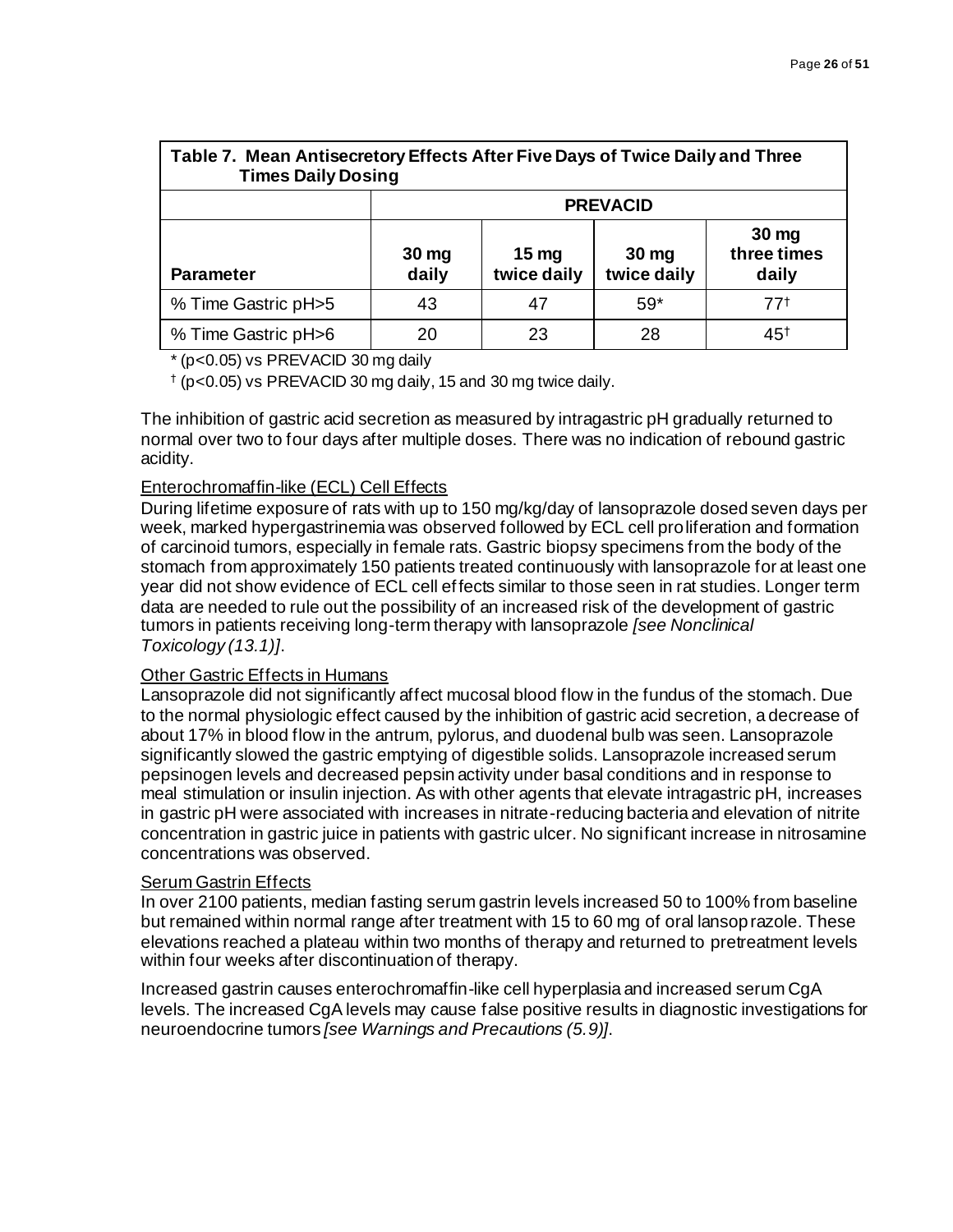**Table 7. Mean Antisecretory Effects After Five Days of Twice Daily and Three Times Daily Dosing**

| | PREVACID | | | |
|---|---|---|---|---|
| **Parameter** | **30 mg daily** | **15 mg twice daily** | **30 mg twice daily** | **30 mg three times daily** |
| % Time Gastric pH>5 | 43 | 47 | 59* | 77† |
| % Time Gastric pH>6 | 20 | 23 | 28 | 45† |

* (p<0.05) vs PREVACID 30 mg daily

† (p<0.05) vs PREVACID 30 mg daily, 15 and 30 mg twice daily.

The inhibition of gastric acid secretion as measured by intragastric pH gradually returned to normal over two to four days after multiple doses. There was no indication of rebound gastric acidity.

Enterochromaffin-like (ECL) Cell Effects

During lifetime exposure of rats with up to 150 mg/kg/day of lansoprazole dosed seven days per week, marked hypergastrinemia was observed followed by ECL cell proliferation and formation of carcinoid tumors, especially in female rats. Gastric biopsy specimens from the body of the stomach from approximately 150 patients treated continuously with lansoprazole for at least one year did not show evidence of ECL cell effects similar to those seen in rat studies. Longer term data are needed to rule out the possibility of an increased risk of the development of gastric tumors in patients receiving long-term therapy with lansoprazole *[see Nonclinical Toxicology (13.1)]*.

Other Gastric Effects in Humans

Lansoprazole did not significantly affect mucosal blood flow in the fundus of the stomach. Due to the normal physiologic effect caused by the inhibition of gastric acid secretion, a decrease of about 17% in blood flow in the antrum, pylorus, and duodenal bulb was seen. Lansoprazole significantly slowed the gastric emptying of digestible solids. Lansoprazole increased serum pepsinogen levels and decreased pepsin activity under basal conditions and in response to meal stimulation or insulin injection. As with other agents that elevate intragastric pH, increases in gastric pH were associated with increases in nitrate-reducing bacteria and elevation of nitrite concentration in gastric juice in patients with gastric ulcer. No significant increase in nitrosamine concentrations was observed.

Serum Gastrin Effects

In over 2100 patients, median fasting serum gastrin levels increased 50 to 100% from baseline but remained within normal range after treatment with 15 to 60 mg of oral lansoprazole. These elevations reached a plateau within two months of therapy and returned to pretreatment levels within four weeks after discontinuation of therapy.

Increased gastrin causes enterochromaffin-like cell hyperplasia and increased serum CgA levels. The increased CgA levels may cause false positive results in diagnostic investigations for neuroendocrine tumors *[see Warnings and Precautions (5.9)]*.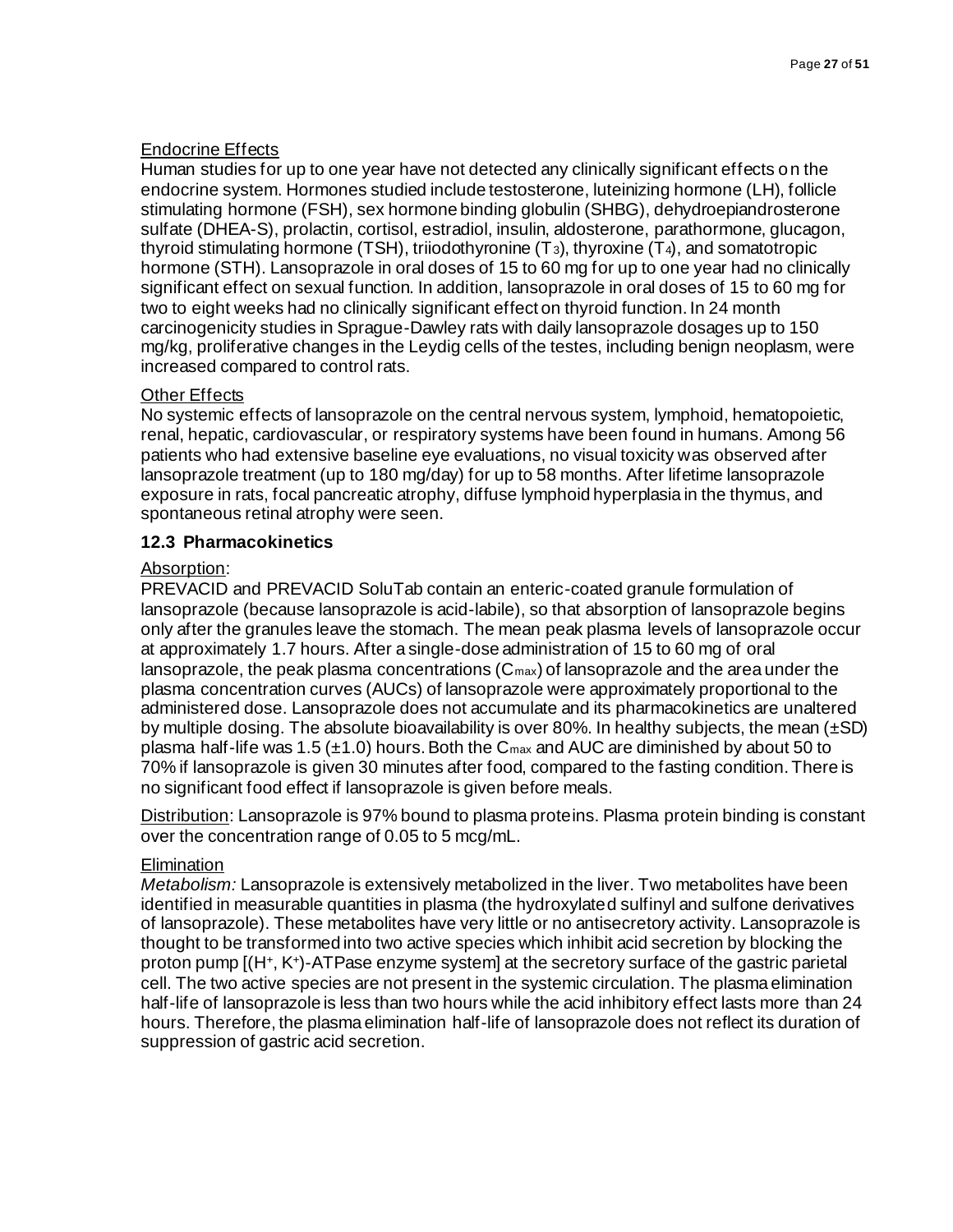Endocrine Effects

Human studies for up to one year have not detected any clinically significant effects on the endocrine system. Hormones studied include testosterone, luteinizing hormone (LH), follicle stimulating hormone (FSH), sex hormone binding globulin (SHBG), dehydroepiandrosterone sulfate (DHEA-S), prolactin, cortisol, estradiol, insulin, aldosterone, parathormone, glucagon, thyroid stimulating hormone (TSH), triiodothyronine ($T_3$), thyroxine ($T_4$), and somatotropic hormone (STH). Lansoprazole in oral doses of 15 to 60 mg for up to one year had no clinically significant effect on sexual function. In addition, lansoprazole in oral doses of 15 to 60 mg for two to eight weeks had no clinically significant effect on thyroid function. In 24 month carcinogenicity studies in Sprague-Dawley rats with daily lansoprazole dosages up to 150 mg/kg, proliferative changes in the Leydig cells of the testes, including benign neoplasm, were increased compared to control rats.

Other Effects

No systemic effects of lansoprazole on the central nervous system, lymphoid, hematopoietic, renal, hepatic, cardiovascular, or respiratory systems have been found in humans. Among 56 patients who had extensive baseline eye evaluations, no visual toxicity was observed after lansoprazole treatment (up to 180 mg/day) for up to 58 months. After lifetime lansoprazole exposure in rats, focal pancreatic atrophy, diffuse lymphoid hyperplasia in the thymus, and spontaneous retinal atrophy were seen.

## 12.3 Pharmacokinetics

Absorption:

PREVACID and PREVACID SoluTab contain an enteric-coated granule formulation of lansoprazole (because lansoprazole is acid-labile), so that absorption of lansoprazole begins only after the granules leave the stomach. The mean peak plasma levels of lansoprazole occur at approximately 1.7 hours. After a single-dose administration of 15 to 60 mg of oral lansoprazole, the peak plasma concentrations ($C_{max}$) of lansoprazole and the area under the plasma concentration curves (AUCs) of lansoprazole were approximately proportional to the administered dose. Lansoprazole does not accumulate and its pharmacokinetics are unaltered by multiple dosing. The absolute bioavailability is over 80%. In healthy subjects, the mean (±SD) plasma half-life was 1.5 (±1.0) hours. Both the $C_{max}$ and AUC are diminished by about 50 to 70% if lansoprazole is given 30 minutes after food, compared to the fasting condition. There is no significant food effect if lansoprazole is given before meals.

Distribution: Lansoprazole is 97% bound to plasma proteins. Plasma protein binding is constant over the concentration range of 0.05 to 5 mcg/mL.

Elimination

*Metabolism:* Lansoprazole is extensively metabolized in the liver. Two metabolites have been identified in measurable quantities in plasma (the hydroxylated sulfinyl and sulfone derivatives of lansoprazole). These metabolites have very little or no antisecretory activity. Lansoprazole is thought to be transformed into two active species which inhibit acid secretion by blocking the proton pump [($H^+$, $K^+$)-ATPase enzyme system] at the secretory surface of the gastric parietal cell. The two active species are not present in the systemic circulation. The plasma elimination half-life of lansoprazole is less than two hours while the acid inhibitory effect lasts more than 24 hours. Therefore, the plasma elimination half-life of lansoprazole does not reflect its duration of suppression of gastric acid secretion.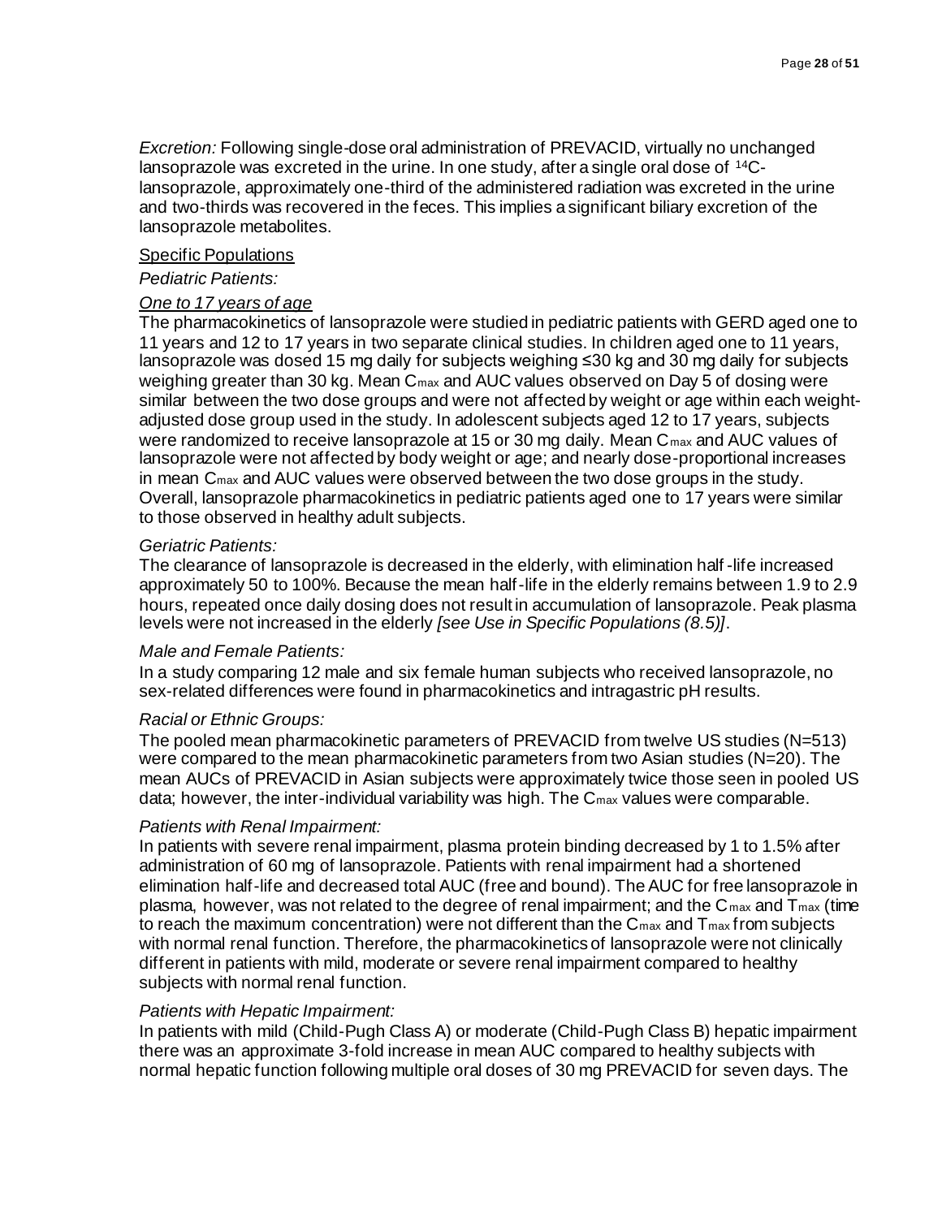*Excretion:* Following single-dose oral administration of PREVACID, virtually no unchanged lansoprazole was excreted in the urine. In one study, after a single oral dose of $^{14}C$-lansoprazole, approximately one-third of the administered radiation was excreted in the urine and two-thirds was recovered in the feces. This implies a significant biliary excretion of the lansoprazole metabolites.

Specific Populations

*Pediatric Patients:*

*One to 17 years of age*

The pharmacokinetics of lansoprazole were studied in pediatric patients with GERD aged one to 11 years and 12 to 17 years in two separate clinical studies. In children aged one to 11 years, lansoprazole was dosed 15 mg daily for subjects weighing ≤30 kg and 30 mg daily for subjects weighing greater than 30 kg. Mean $C_{max}$ and AUC values observed on Day 5 of dosing were similar between the two dose groups and were not affected by weight or age within each weight-adjusted dose group used in the study. In adolescent subjects aged 12 to 17 years, subjects were randomized to receive lansoprazole at 15 or 30 mg daily. Mean $C_{max}$ and AUC values of lansoprazole were not affected by body weight or age; and nearly dose-proportional increases in mean $C_{max}$ and AUC values were observed between the two dose groups in the study. Overall, lansoprazole pharmacokinetics in pediatric patients aged one to 17 years were similar to those observed in healthy adult subjects.

*Geriatric Patients:*

The clearance of lansoprazole is decreased in the elderly, with elimination half-life increased approximately 50 to 100%. Because the mean half-life in the elderly remains between 1.9 to 2.9 hours, repeated once daily dosing does not result in accumulation of lansoprazole. Peak plasma levels were not increased in the elderly *[see Use in Specific Populations (8.5)]*.

*Male and Female Patients:*

In a study comparing 12 male and six female human subjects who received lansoprazole, no sex-related differences were found in pharmacokinetics and intragastric pH results.

*Racial or Ethnic Groups:*

The pooled mean pharmacokinetic parameters of PREVACID from twelve US studies (N=513) were compared to the mean pharmacokinetic parameters from two Asian studies (N=20). The mean AUCs of PREVACID in Asian subjects were approximately twice those seen in pooled US data; however, the inter-individual variability was high. The $C_{max}$ values were comparable.

*Patients with Renal Impairment:*

In patients with severe renal impairment, plasma protein binding decreased by 1 to 1.5% after administration of 60 mg of lansoprazole. Patients with renal impairment had a shortened elimination half-life and decreased total AUC (free and bound). The AUC for free lansoprazole in plasma, however, was not related to the degree of renal impairment; and the $C_{max}$ and $T_{max}$ (time to reach the maximum concentration) were not different than the $C_{max}$ and $T_{max}$ from subjects with normal renal function. Therefore, the pharmacokinetics of lansoprazole were not clinically different in patients with mild, moderate or severe renal impairment compared to healthy subjects with normal renal function.

*Patients with Hepatic Impairment:*

In patients with mild (Child-Pugh Class A) or moderate (Child-Pugh Class B) hepatic impairment there was an approximate 3-fold increase in mean AUC compared to healthy subjects with normal hepatic function following multiple oral doses of 30 mg PREVACID for seven days. The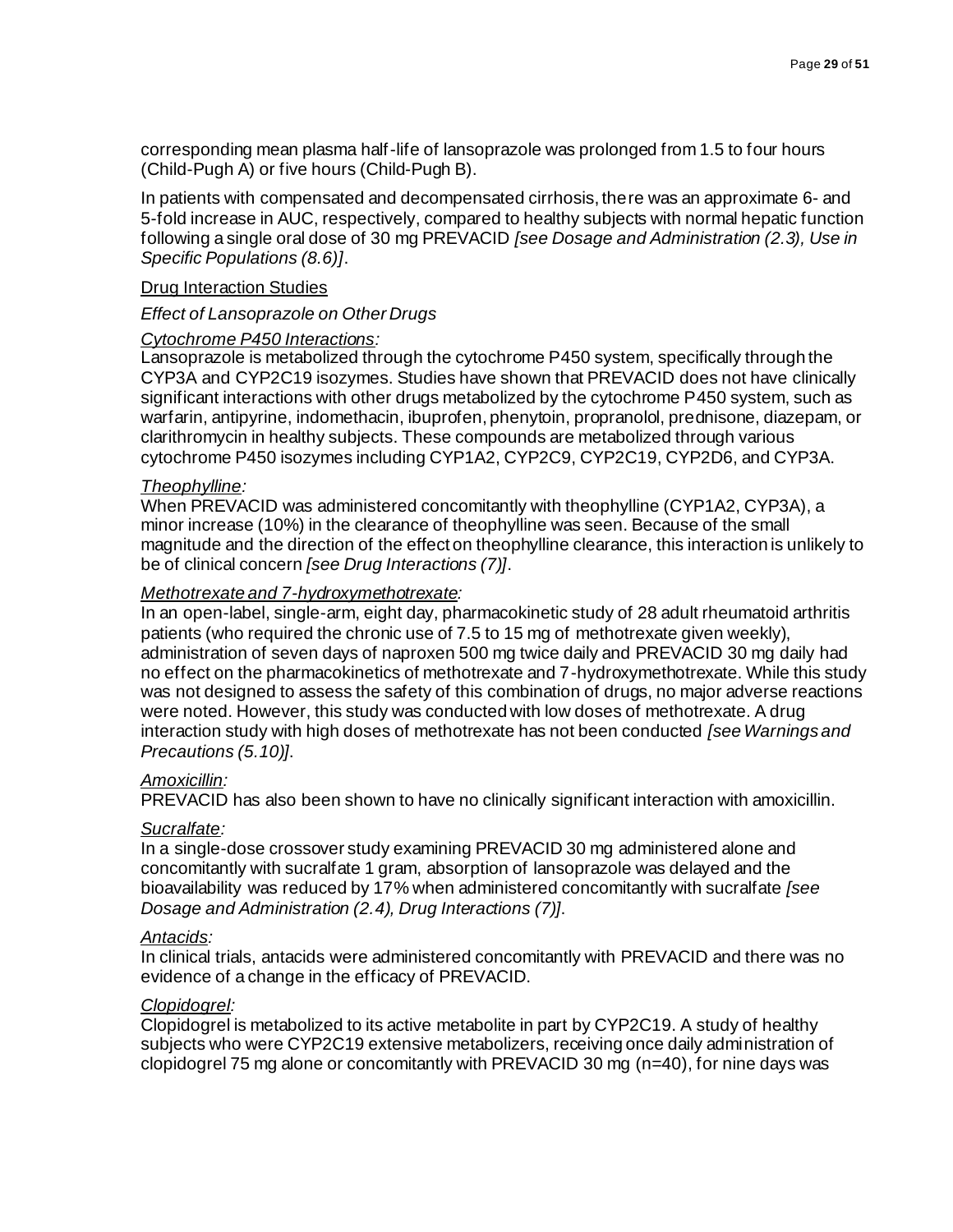corresponding mean plasma half-life of lansoprazole was prolonged from 1.5 to four hours (Child-Pugh A) or five hours (Child-Pugh B).

In patients with compensated and decompensated cirrhosis, there was an approximate 6- and 5-fold increase in AUC, respectively, compared to healthy subjects with normal hepatic function following a single oral dose of 30 mg PREVACID *[see Dosage and Administration (2.3), Use in Specific Populations (8.6)]*.

Drug Interaction Studies

*Effect of Lansoprazole on Other Drugs*

*Cytochrome P450 Interactions:*
Lansoprazole is metabolized through the cytochrome P450 system, specifically through the CYP3A and CYP2C19 isozymes. Studies have shown that PREVACID does not have clinically significant interactions with other drugs metabolized by the cytochrome P450 system, such as warfarin, antipyrine, indomethacin, ibuprofen, phenytoin, propranolol, prednisone, diazepam, or clarithromycin in healthy subjects. These compounds are metabolized through various cytochrome P450 isozymes including CYP1A2, CYP2C9, CYP2C19, CYP2D6, and CYP3A.

*Theophylline:*
When PREVACID was administered concomitantly with theophylline (CYP1A2, CYP3A), a minor increase (10%) in the clearance of theophylline was seen. Because of the small magnitude and the direction of the effect on theophylline clearance, this interaction is unlikely to be of clinical concern *[see Drug Interactions (7)]*.

*Methotrexate and 7-hydroxymethotrexate:*
In an open-label, single-arm, eight day, pharmacokinetic study of 28 adult rheumatoid arthritis patients (who required the chronic use of 7.5 to 15 mg of methotrexate given weekly), administration of seven days of naproxen 500 mg twice daily and PREVACID 30 mg daily had no effect on the pharmacokinetics of methotrexate and 7-hydroxymethotrexate. While this study was not designed to assess the safety of this combination of drugs, no major adverse reactions were noted. However, this study was conducted with low doses of methotrexate. A drug interaction study with high doses of methotrexate has not been conducted *[see Warnings and Precautions (5.10)]*.

*Amoxicillin:*
PREVACID has also been shown to have no clinically significant interaction with amoxicillin.

*Sucralfate:*
In a single-dose crossover study examining PREVACID 30 mg administered alone and concomitantly with sucralfate 1 gram, absorption of lansoprazole was delayed and the bioavailability was reduced by 17% when administered concomitantly with sucralfate *[see Dosage and Administration (2.4), Drug Interactions (7)]*.

*Antacids:*
In clinical trials, antacids were administered concomitantly with PREVACID and there was no evidence of a change in the efficacy of PREVACID.

*Clopidogrel:*
Clopidogrel is metabolized to its active metabolite in part by CYP2C19. A study of healthy subjects who were CYP2C19 extensive metabolizers, receiving once daily administration of clopidogrel 75 mg alone or concomitantly with PREVACID 30 mg (n=40), for nine days was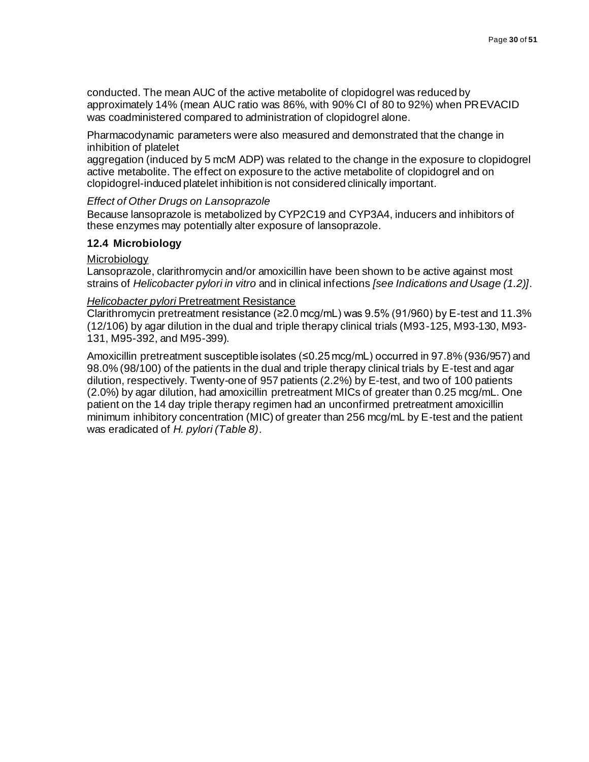conducted. The mean AUC of the active metabolite of clopidogrel was reduced by approximately 14% (mean AUC ratio was 86%, with 90% CI of 80 to 92%) when PREVACID was coadministered compared to administration of clopidogrel alone.

Pharmacodynamic parameters were also measured and demonstrated that the change in inhibition of platelet
aggregation (induced by 5 mcM ADP) was related to the change in the exposure to clopidogrel active metabolite. The effect on exposure to the active metabolite of clopidogrel and on clopidogrel-induced platelet inhibition is not considered clinically important.

*Effect of Other Drugs on Lansoprazole*

Because lansoprazole is metabolized by CYP2C19 and CYP3A4, inducers and inhibitors of these enzymes may potentially alter exposure of lansoprazole.

### 12.4 Microbiology

Microbiology

Lansoprazole, clarithromycin and/or amoxicillin have been shown to be active against most strains of *Helicobacter pylori in vitro* and in clinical infections *[see Indications and Usage (1.2)]*.

*Helicobacter pylori* Pretreatment Resistance

Clarithromycin pretreatment resistance (≥2.0 mcg/mL) was 9.5% (91/960) by E-test and 11.3% (12/106) by agar dilution in the dual and triple therapy clinical trials (M93-125, M93-130, M93-131, M95-392, and M95-399).

Amoxicillin pretreatment susceptible isolates (≤0.25 mcg/mL) occurred in 97.8% (936/957) and 98.0% (98/100) of the patients in the dual and triple therapy clinical trials by E-test and agar dilution, respectively. Twenty-one of 957 patients (2.2%) by E-test, and two of 100 patients (2.0%) by agar dilution, had amoxicillin pretreatment MICs of greater than 0.25 mcg/mL. One patient on the 14 day triple therapy regimen had an unconfirmed pretreatment amoxicillin minimum inhibitory concentration (MIC) of greater than 256 mcg/mL by E-test and the patient was eradicated of *H. pylori (Table 8)*.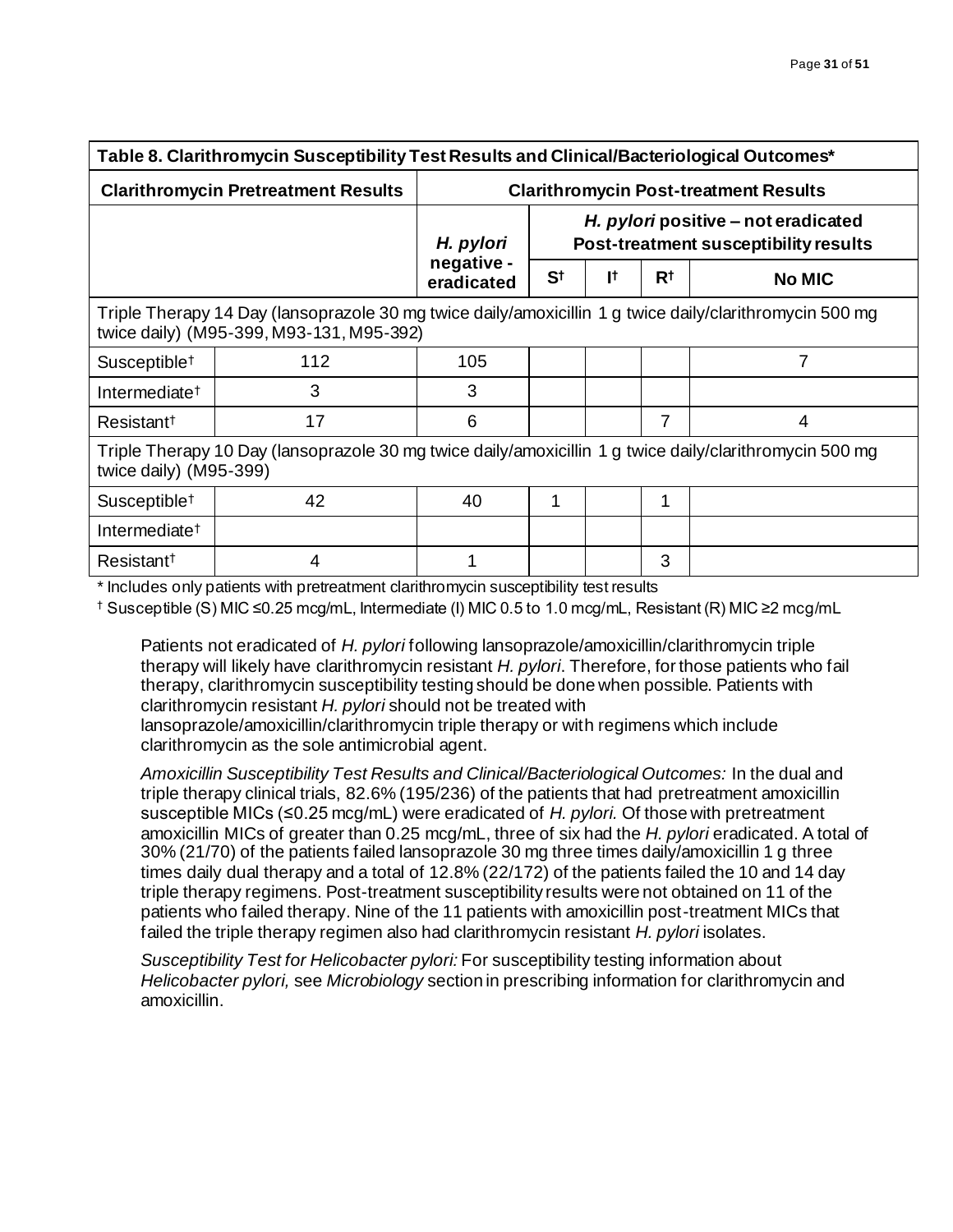| Table 8. Clarithromycin Susceptibility Test Results and Clinical/Bacteriological Outcomes* | | | | | | |
|---|---|---|---|---|---|---|
| **Clarithromycin Pretreatment Results** | | **Clarithromycin Post-treatment Results** | | | | |
| | | *H. pylori* negative - eradicated | ***H. pylori* positive – not eradicated Post-treatment susceptibility results** | | | |
| | | | **S†** | **I†** | **R†** | **No MIC** |
| Triple Therapy 14 Day (lansoprazole 30 mg twice daily/amoxicillin 1 g twice daily/clarithromycin 500 mg twice daily) (M95-399, M93-131, M95-392) | | | | | | |
| Susceptible† | 112 | 105 | | | | 7 |
| Intermediate† | 3 | 3 | | | | |
| Resistant† | 17 | 6 | | | 7 | 4 |
| Triple Therapy 10 Day (lansoprazole 30 mg twice daily/amoxicillin 1 g twice daily/clarithromycin 500 mg twice daily) (M95-399) | | | | | | |
| Susceptible† | 42 | 40 | 1 | | 1 | |
| Intermediate† | | | | | | |
| Resistant† | 4 | 1 | | | 3 | |

\* Includes only patients with pretreatment clarithromycin susceptibility test results

† Susceptible (S) MIC ≤0.25 mcg/mL, Intermediate (I) MIC 0.5 to 1.0 mcg/mL, Resistant (R) MIC ≥2 mcg/mL

Patients not eradicated of *H. pylori* following lansoprazole/amoxicillin/clarithromycin triple therapy will likely have clarithromycin resistant *H. pylori*. Therefore, for those patients who fail therapy, clarithromycin susceptibility testing should be done when possible. Patients with clarithromycin resistant *H. pylori* should not be treated with lansoprazole/amoxicillin/clarithromycin triple therapy or with regimens which include clarithromycin as the sole antimicrobial agent.

*Amoxicillin Susceptibility Test Results and Clinical/Bacteriological Outcomes:* In the dual and triple therapy clinical trials, 82.6% (195/236) of the patients that had pretreatment amoxicillin susceptible MICs (≤0.25 mcg/mL) were eradicated of *H. pylori.* Of those with pretreatment amoxicillin MICs of greater than 0.25 mcg/mL, three of six had the *H. pylori* eradicated. A total of 30% (21/70) of the patients failed lansoprazole 30 mg three times daily/amoxicillin 1 g three times daily dual therapy and a total of 12.8% (22/172) of the patients failed the 10 and 14 day triple therapy regimens. Post-treatment susceptibility results were not obtained on 11 of the patients who failed therapy. Nine of the 11 patients with amoxicillin post-treatment MICs that failed the triple therapy regimen also had clarithromycin resistant *H. pylori* isolates.

*Susceptibility Test for Helicobacter pylori:* For susceptibility testing information about *Helicobacter pylori,* see *Microbiology* section in prescribing information for clarithromycin and amoxicillin.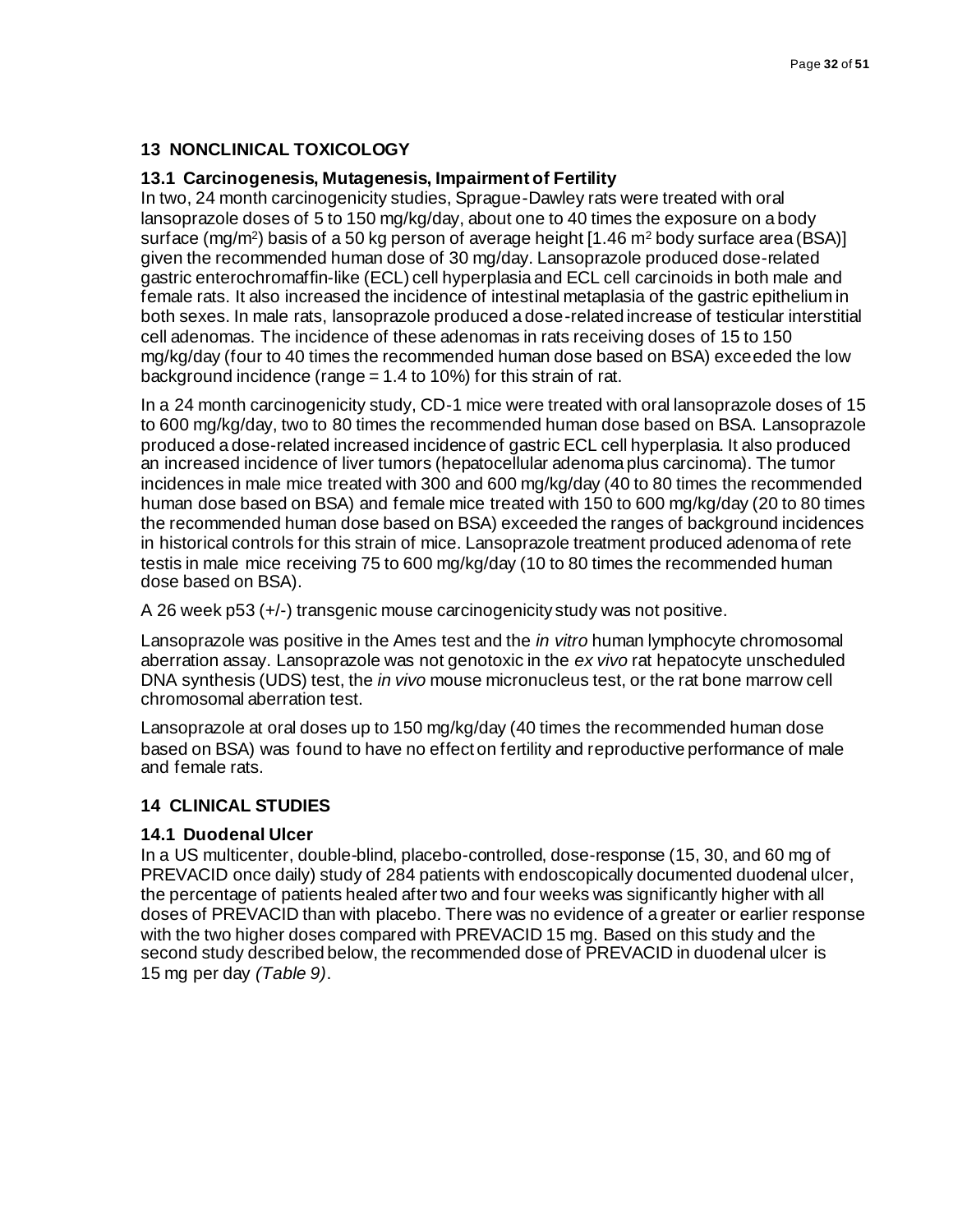## 13 NONCLINICAL TOXICOLOGY

### 13.1 Carcinogenesis, Mutagenesis, Impairment of Fertility

In two, 24 month carcinogenicity studies, Sprague-Dawley rats were treated with oral lansoprazole doses of 5 to 150 mg/kg/day, about one to 40 times the exposure on a body surface ($mg/m^2$) basis of a 50 kg person of average height [1.46 $m^2$ body surface area (BSA)] given the recommended human dose of 30 mg/day. Lansoprazole produced dose-related gastric enterochromaffin-like (ECL) cell hyperplasia and ECL cell carcinoids in both male and female rats. It also increased the incidence of intestinal metaplasia of the gastric epithelium in both sexes. In male rats, lansoprazole produced a dose-related increase of testicular interstitial cell adenomas. The incidence of these adenomas in rats receiving doses of 15 to 150 mg/kg/day (four to 40 times the recommended human dose based on BSA) exceeded the low background incidence (range = 1.4 to 10%) for this strain of rat.

In a 24 month carcinogenicity study, CD-1 mice were treated with oral lansoprazole doses of 15 to 600 mg/kg/day, two to 80 times the recommended human dose based on BSA. Lansoprazole produced a dose-related increased incidence of gastric ECL cell hyperplasia. It also produced an increased incidence of liver tumors (hepatocellular adenoma plus carcinoma). The tumor incidences in male mice treated with 300 and 600 mg/kg/day (40 to 80 times the recommended human dose based on BSA) and female mice treated with 150 to 600 mg/kg/day (20 to 80 times the recommended human dose based on BSA) exceeded the ranges of background incidences in historical controls for this strain of mice. Lansoprazole treatment produced adenoma of rete testis in male mice receiving 75 to 600 mg/kg/day (10 to 80 times the recommended human dose based on BSA).

A 26 week p53 (+/-) transgenic mouse carcinogenicity study was not positive.

Lansoprazole was positive in the Ames test and the *in vitro* human lymphocyte chromosomal aberration assay. Lansoprazole was not genotoxic in the *ex vivo* rat hepatocyte unscheduled DNA synthesis (UDS) test, the *in vivo* mouse micronucleus test, or the rat bone marrow cell chromosomal aberration test.

Lansoprazole at oral doses up to 150 mg/kg/day (40 times the recommended human dose based on BSA) was found to have no effect on fertility and reproductive performance of male and female rats.

## 14 CLINICAL STUDIES

### 14.1 Duodenal Ulcer

In a US multicenter, double-blind, placebo-controlled, dose-response (15, 30, and 60 mg of PREVACID once daily) study of 284 patients with endoscopically documented duodenal ulcer, the percentage of patients healed after two and four weeks was significantly higher with all doses of PREVACID than with placebo. There was no evidence of a greater or earlier response with the two higher doses compared with PREVACID 15 mg. Based on this study and the second study described below, the recommended dose of PREVACID in duodenal ulcer is 15 mg per day *(Table 9)*.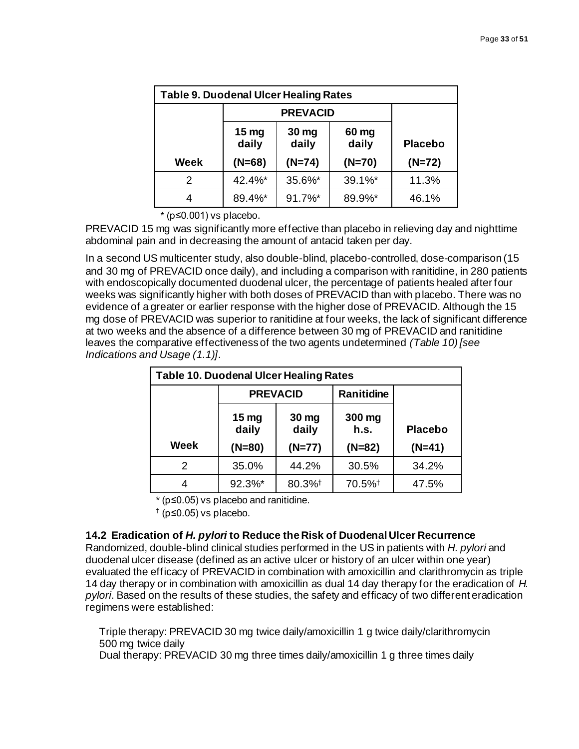| Table 9. Duodenal Ulcer Healing Rates | | | | |
|---|---|---|---|---|
| | PREVACID | | | |
| | 15 mg daily | 30 mg daily | 60 mg daily | Placebo |
| Week | (N=68) | (N=74) | (N=70) | (N=72) |
| 2 | 42.4%* | 35.6%* | 39.1%* | 11.3% |
| 4 | 89.4%* | 91.7%* | 89.9%* | 46.1% |

* ($p \leq 0.001$) vs placebo.

PREVACID 15 mg was significantly more effective than placebo in relieving day and nighttime abdominal pain and in decreasing the amount of antacid taken per day.

In a second US multicenter study, also double-blind, placebo-controlled, dose-comparison (15 and 30 mg of PREVACID once daily), and including a comparison with ranitidine, in 280 patients with endoscopically documented duodenal ulcer, the percentage of patients healed after four weeks was significantly higher with both doses of PREVACID than with placebo. There was no evidence of a greater or earlier response with the higher dose of PREVACID. Although the 15 mg dose of PREVACID was superior to ranitidine at four weeks, the lack of significant difference at two weeks and the absence of a difference between 30 mg of PREVACID and ranitidine leaves the comparative effectiveness of the two agents undetermined *(Table 10) [see Indications and Usage (1.1)]*.

| Table 10. Duodenal Ulcer Healing Rates | | | | |
|---|---|---|---|---|
| | PREVACID | | Ranitidine | |
| | 15 mg daily | 30 mg daily | 300 mg h.s. | Placebo |
| Week | (N=80) | (N=77) | (N=82) | (N=41) |
| 2 | 35.0% | 44.2% | 30.5% | 34.2% |
| 4 | 92.3%* | 80.3%† | 70.5%† | 47.5% |

* ($p \leq 0.05$) vs placebo and ranitidine.

† ($p \leq 0.05$) vs placebo.

### 14.2 Eradication of *H. pylori* to Reduce the Risk of Duodenal Ulcer Recurrence

Randomized, double-blind clinical studies performed in the US in patients with *H. pylori* and duodenal ulcer disease (defined as an active ulcer or history of an ulcer within one year) evaluated the efficacy of PREVACID in combination with amoxicillin and clarithromycin as triple 14 day therapy or in combination with amoxicillin as dual 14 day therapy for the eradication of *H. pylori*. Based on the results of these studies, the safety and efficacy of two different eradication regimens were established:

Triple therapy: PREVACID 30 mg twice daily/amoxicillin 1 g twice daily/clarithromycin 500 mg twice daily

Dual therapy: PREVACID 30 mg three times daily/amoxicillin 1 g three times daily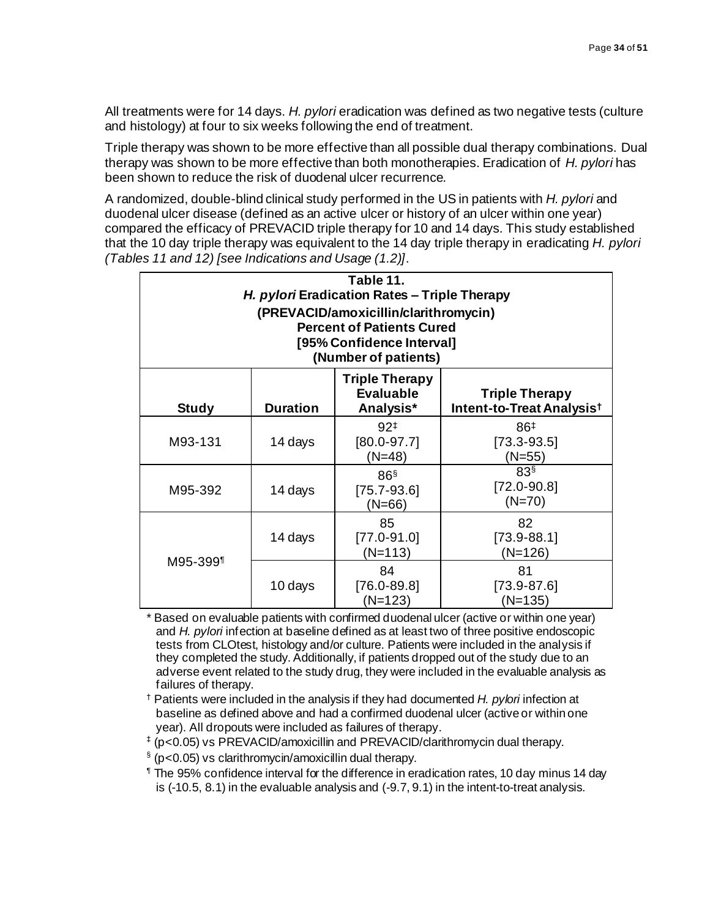All treatments were for 14 days. *H. pylori* eradication was defined as two negative tests (culture and histology) at four to six weeks following the end of treatment.

Triple therapy was shown to be more effective than all possible dual therapy combinations. Dual therapy was shown to be more effective than both monotherapies. Eradication of *H. pylori* has been shown to reduce the risk of duodenal ulcer recurrence.

A randomized, double-blind clinical study performed in the US in patients with *H. pylori* and duodenal ulcer disease (defined as an active ulcer or history of an ulcer within one year) compared the efficacy of PREVACID triple therapy for 10 and 14 days. This study established that the 10 day triple therapy was equivalent to the 14 day triple therapy in eradicating *H. pylori* *(Tables 11 and 12) [see Indications and Usage (1.2)]*.

**Table 11.**
***H. pylori* Eradication Rates – Triple Therapy**
**(PREVACID/amoxicillin/clarithromycin)**
**Percent of Patients Cured**
**[95% Confidence Interval]**
**(Number of patients)**

| Study | Duration | Triple Therapy Evaluable Analysis* | Triple Therapy Intent-to-Treat Analysis† |
|---|---|---|---|
| M93-131 | 14 days | 92‡ [80.0-97.7] (N=48) | 86‡ [73.3-93.5] (N=55) |
| M95-392 | 14 days | 86§ [75.7-93.6] (N=66) | 83§ [72.0-90.8] (N=70) |
| M95-399¶ | 14 days | 85 [77.0-91.0] (N=113) | 82 [73.9-88.1] (N=126) |
| | 10 days | 84 [76.0-89.8] (N=123) | 81 [73.9-87.6] (N=135) |

\* Based on evaluable patients with confirmed duodenal ulcer (active or within one year) and *H. pylori* infection at baseline defined as at least two of three positive endoscopic tests from CLOtest, histology and/or culture. Patients were included in the analysis if they completed the study. Additionally, if patients dropped out of the study due to an adverse event related to the study drug, they were included in the evaluable analysis as failures of therapy.

† Patients were included in the analysis if they had documented *H. pylori* infection at baseline as defined above and had a confirmed duodenal ulcer (active or within one year). All dropouts were included as failures of therapy.

‡ ($p<0.05$) vs PREVACID/amoxicillin and PREVACID/clarithromycin dual therapy.

§ ($p<0.05$) vs clarithromycin/amoxicillin dual therapy.

¶ The 95% confidence interval for the difference in eradication rates, 10 day minus 14 day is (-10.5, 8.1) in the evaluable analysis and (-9.7, 9.1) in the intent-to-treat analysis.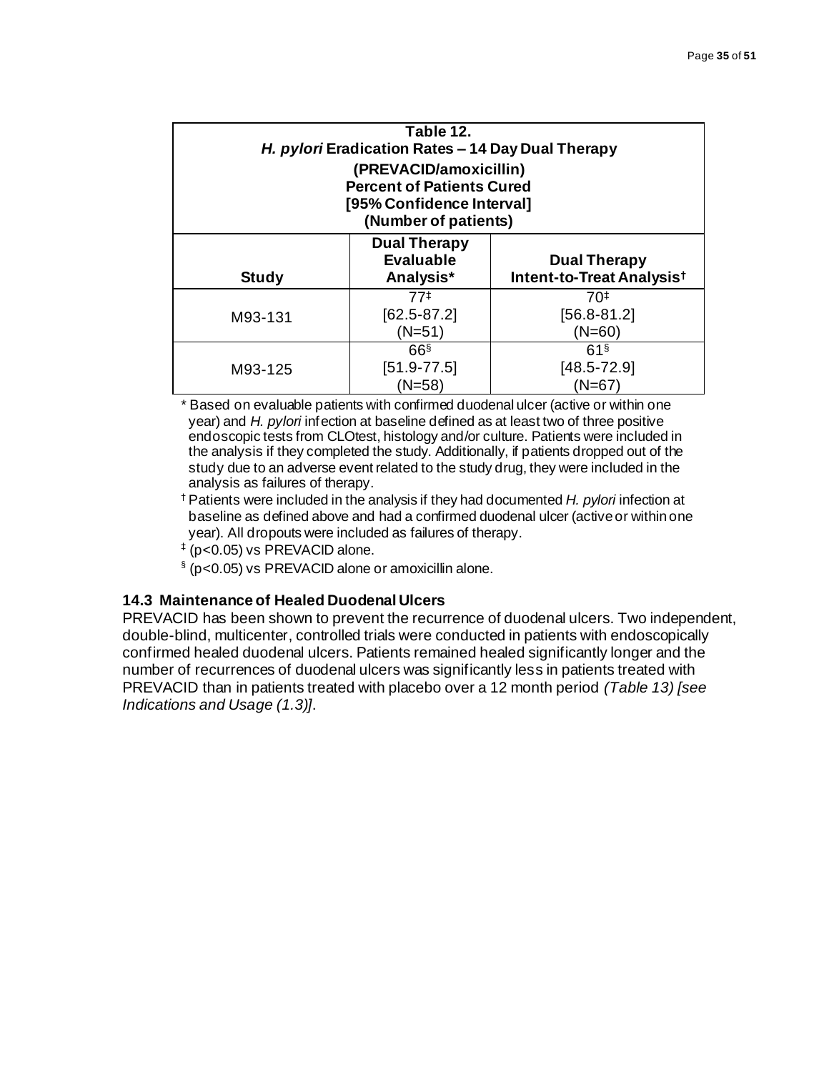| Table 12. *H. pylori* Eradication Rates – 14 Day Dual Therapy (PREVACID/amoxicillin) Percent of Patients Cured [95% Confidence Interval] (Number of patients) | | |
|---|---|---|
| **Study** | **Dual Therapy Evaluable Analysis*** | **Dual Therapy Intent-to-Treat Analysis†** |
| M93-131 | 77‡ [62.5-87.2] (N=51) | 70‡ [56.8-81.2] (N=60) |
| M93-125 | 66§ [51.9-77.5] (N=58) | 61§ [48.5-72.9] (N=67) |

\* Based on evaluable patients with confirmed duodenal ulcer (active or within one year) and *H. pylori* infection at baseline defined as at least two of three positive endoscopic tests from CLOtest, histology and/or culture. Patients were included in the analysis if they completed the study. Additionally, if patients dropped out of the study due to an adverse event related to the study drug, they were included in the analysis as failures of therapy.

† Patients were included in the analysis if they had documented *H. pylori* infection at baseline as defined above and had a confirmed duodenal ulcer (active or within one year). All dropouts were included as failures of therapy.

‡ ($p<0.05$) vs PREVACID alone.

§ ($p<0.05$) vs PREVACID alone or amoxicillin alone.

### 14.3 Maintenance of Healed Duodenal Ulcers

PREVACID has been shown to prevent the recurrence of duodenal ulcers. Two independent, double-blind, multicenter, controlled trials were conducted in patients with endoscopically confirmed healed duodenal ulcers. Patients remained healed significantly longer and the number of recurrences of duodenal ulcers was significantly less in patients treated with PREVACID than in patients treated with placebo over a 12 month period *(Table 13) [see Indications and Usage (1.3)]*.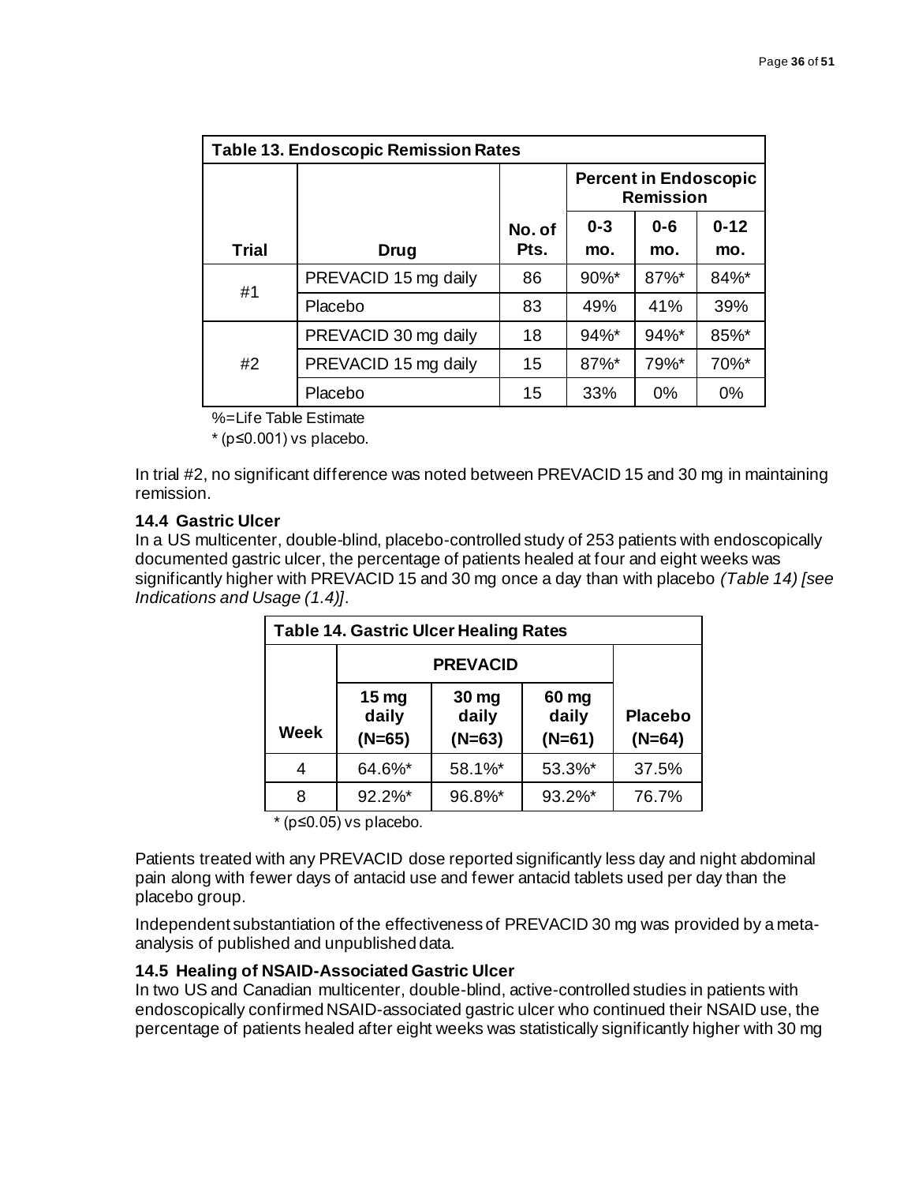| Table 13. Endoscopic Remission Rates | | | | | |
|---|---|---|---|---|---|
| | | | Percent in Endoscopic Remission | | |
| Trial | Drug | No. of Pts. | 0-3 mo. | 0-6 mo. | 0-12 mo. |
| #1 | PREVACID 15 mg daily | 86 | 90%* | 87%* | 84%* |
| | Placebo | 83 | 49% | 41% | 39% |
| #2 | PREVACID 30 mg daily | 18 | 94%* | 94%* | 85%* |
| | PREVACID 15 mg daily | 15 | 87%* | 79%* | 70%* |
| | Placebo | 15 | 33% | 0% | 0% |

%=Life Table Estimate

* ($p \leq 0.001$) vs placebo.

In trial #2, no significant difference was noted between PREVACID 15 and 30 mg in maintaining remission.

### 14.4 Gastric Ulcer

In a US multicenter, double-blind, placebo-controlled study of 253 patients with endoscopically documented gastric ulcer, the percentage of patients healed at four and eight weeks was significantly higher with PREVACID 15 and 30 mg once a day than with placebo *(Table 14) [see Indications and Usage (1.4)]*.

| Table 14. Gastric Ulcer Healing Rates | | | | |
|---|---|---|---|---|
| | PREVACID | | | |
| Week | 15 mg daily (N=65) | 30 mg daily (N=63) | 60 mg daily (N=61) | Placebo (N=64) |
| 4 | 64.6%* | 58.1%* | 53.3%* | 37.5% |
| 8 | 92.2%* | 96.8%* | 93.2%* | 76.7% |

* ($p \leq 0.05$) vs placebo.

Patients treated with any PREVACID dose reported significantly less day and night abdominal pain along with fewer days of antacid use and fewer antacid tablets used per day than the placebo group.

Independent substantiation of the effectiveness of PREVACID 30 mg was provided by a meta-analysis of published and unpublished data.

### 14.5 Healing of NSAID-Associated Gastric Ulcer

In two US and Canadian multicenter, double-blind, active-controlled studies in patients with endoscopically confirmed NSAID-associated gastric ulcer who continued their NSAID use, the percentage of patients healed after eight weeks was statistically significantly higher with 30 mg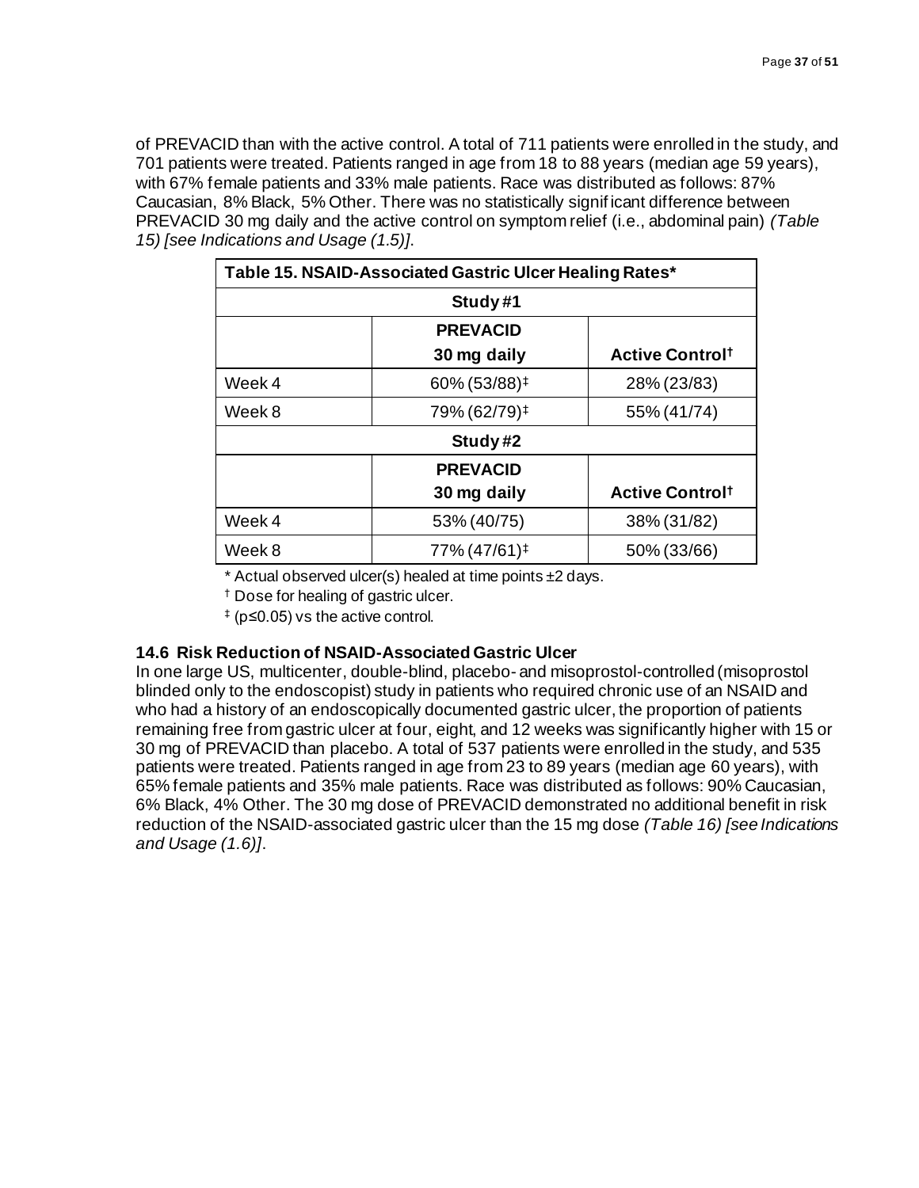of PREVACID than with the active control. A total of 711 patients were enrolled in the study, and 701 patients were treated. Patients ranged in age from 18 to 88 years (median age 59 years), with 67% female patients and 33% male patients. Race was distributed as follows: 87% Caucasian, 8% Black, 5% Other. There was no statistically significant difference between PREVACID 30 mg daily and the active control on symptom relief (i.e., abdominal pain) *(Table 15) [see Indications and Usage (1.5)]*.

| Table 15. NSAID-Associated Gastric Ulcer Healing Rates* | | |
|---|---|---|
| **Study #1** | | |
| | **PREVACID 30 mg daily** | **Active Control†** |
| Week 4 | 60% (53/88)‡ | 28% (23/83) |
| Week 8 | 79% (62/79)‡ | 55% (41/74) |
| **Study #2** | | |
| | **PREVACID 30 mg daily** | **Active Control†** |
| Week 4 | 53% (40/75) | 38% (31/82) |
| Week 8 | 77% (47/61)‡ | 50% (33/66) |

\* Actual observed ulcer(s) healed at time points ±2 days.

† Dose for healing of gastric ulcer.

‡ ($p \leq 0.05$) vs the active control.

### 14.6 Risk Reduction of NSAID-Associated Gastric Ulcer

In one large US, multicenter, double-blind, placebo- and misoprostol-controlled (misoprostol blinded only to the endoscopist) study in patients who required chronic use of an NSAID and who had a history of an endoscopically documented gastric ulcer, the proportion of patients remaining free from gastric ulcer at four, eight, and 12 weeks was significantly higher with 15 or 30 mg of PREVACID than placebo. A total of 537 patients were enrolled in the study, and 535 patients were treated. Patients ranged in age from 23 to 89 years (median age 60 years), with 65% female patients and 35% male patients. Race was distributed as follows: 90% Caucasian, 6% Black, 4% Other. The 30 mg dose of PREVACID demonstrated no additional benefit in risk reduction of the NSAID-associated gastric ulcer than the 15 mg dose *(Table 16) [see Indications and Usage (1.6)]*.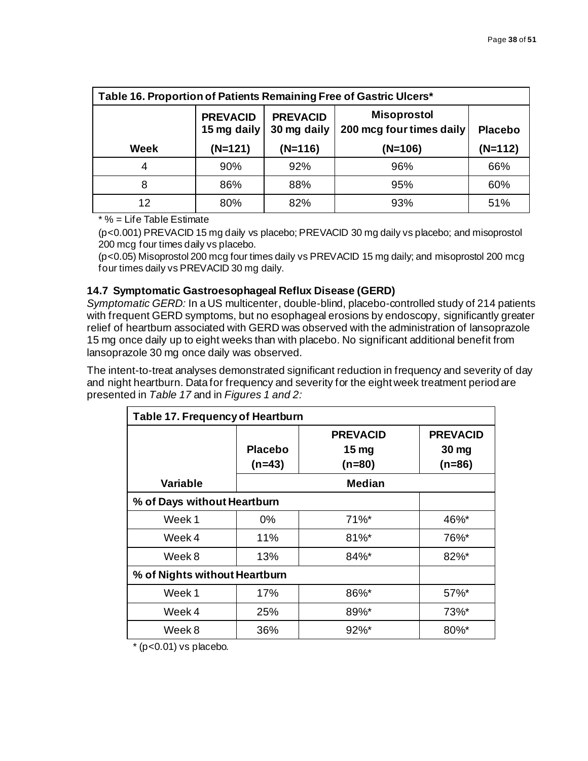| Table 16. Proportion of Patients Remaining Free of Gastric Ulcers* | | | | |
|---|---|---|---|---|
| **Week** | **PREVACID 15 mg daily (N=121)** | **PREVACID 30 mg daily (N=116)** | **Misoprostol 200 mcg four times daily (N=106)** | **Placebo (N=112)** |
| 4 | 90% | 92% | 96% | 66% |
| 8 | 86% | 88% | 95% | 60% |
| 12 | 80% | 82% | 93% | 51% |

* % = Life Table Estimate

($p<0.001$) PREVACID 15 mg daily vs placebo; PREVACID 30 mg daily vs placebo; and misoprostol 200 mcg four times daily vs placebo.

($p<0.05$) Misoprostol 200 mcg four times daily vs PREVACID 15 mg daily; and misoprostol 200 mcg four times daily vs PREVACID 30 mg daily.

### 14.7 Symptomatic Gastroesophageal Reflux Disease (GERD)

*Symptomatic GERD:* In a US multicenter, double-blind, placebo-controlled study of 214 patients with frequent GERD symptoms, but no esophageal erosions by endoscopy, significantly greater relief of heartburn associated with GERD was observed with the administration of lansoprazole 15 mg once daily up to eight weeks than with placebo. No significant additional benefit from lansoprazole 30 mg once daily was observed.

The intent-to-treat analyses demonstrated significant reduction in frequency and severity of day and night heartburn. Data for frequency and severity for the eight week treatment period are presented in *Table 17* and in *Figures 1 and 2:*

| Table 17. Frequency of Heartburn | | | |
|---|---|---|---|
| | **Placebo (n=43)** | **PREVACID 15 mg (n=80)** | **PREVACID 30 mg (n=86)** |
| **Variable** | **Median** | | |
| **% of Days without Heartburn** | | | |
| Week 1 | 0% | 71%* | 46%* |
| Week 4 | 11% | 81%* | 76%* |
| Week 8 | 13% | 84%* | 82%* |
| **% of Nights without Heartburn** | | | |
| Week 1 | 17% | 86%* | 57%* |
| Week 4 | 25% | 89%* | 73%* |
| Week 8 | 36% | 92%* | 80%* |

* ($p<0.01$) vs placebo.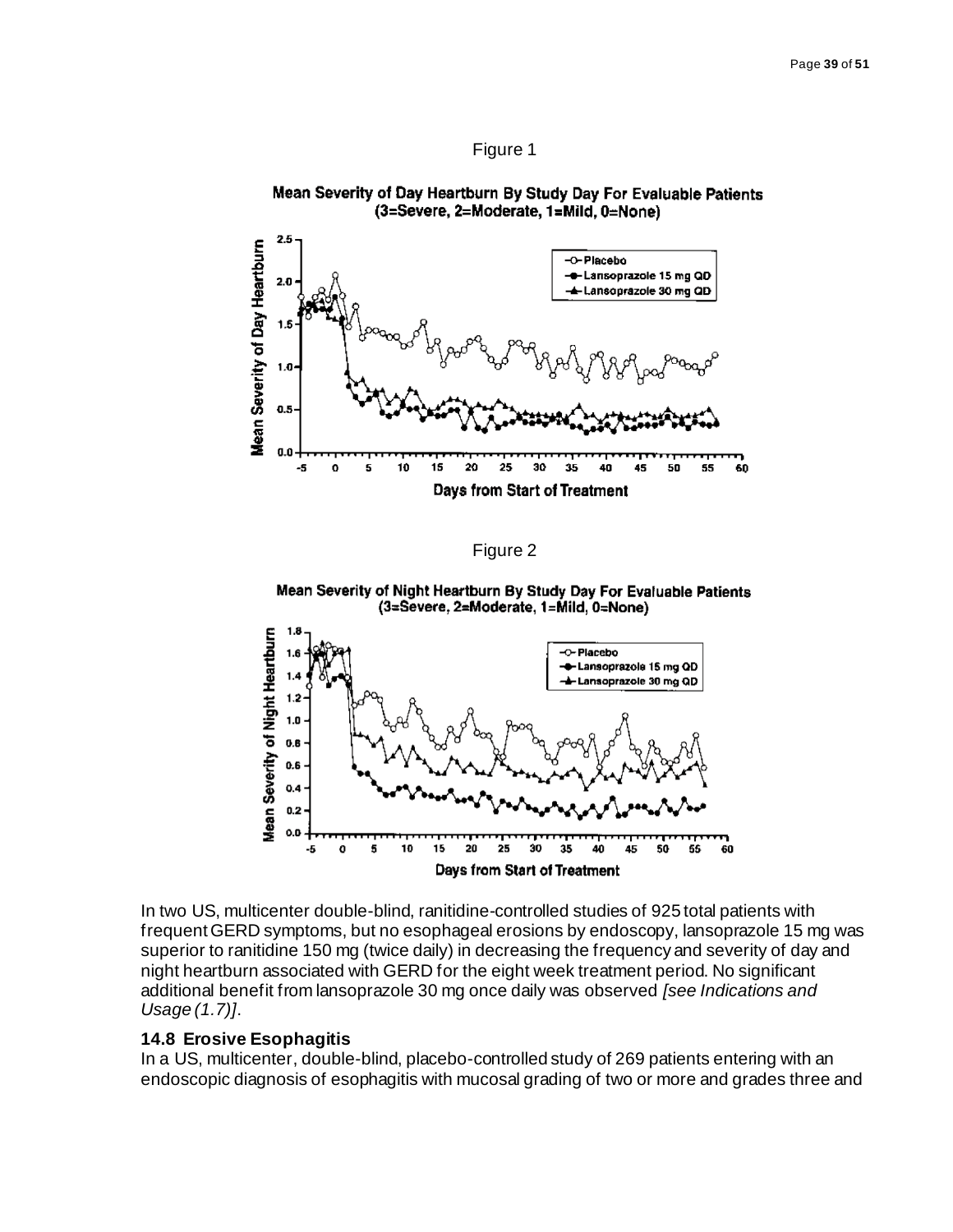Figure 1

Mean Severity of Day Heartburn By Study Day For Evaluable Patients (3=Severe, 2=Moderate, 1=Mild, 0=None)

Figure 2

Mean Severity of Night Heartburn By Study Day For Evaluable Patients (3=Severe, 2=Moderate, 1=Mild, 0=None)

In two US, multicenter double-blind, ranitidine-controlled studies of 925 total patients with frequent GERD symptoms, but no esophageal erosions by endoscopy, lansoprazole 15 mg was superior to ranitidine 150 mg (twice daily) in decreasing the frequency and severity of day and night heartburn associated with GERD for the eight week treatment period. No significant additional benefit from lansoprazole 30 mg once daily was observed *[see Indications and Usage (1.7)]*.

### 14.8 Erosive Esophagitis

In a US, multicenter, double-blind, placebo-controlled study of 269 patients entering with an endoscopic diagnosis of esophagitis with mucosal grading of two or more and grades three and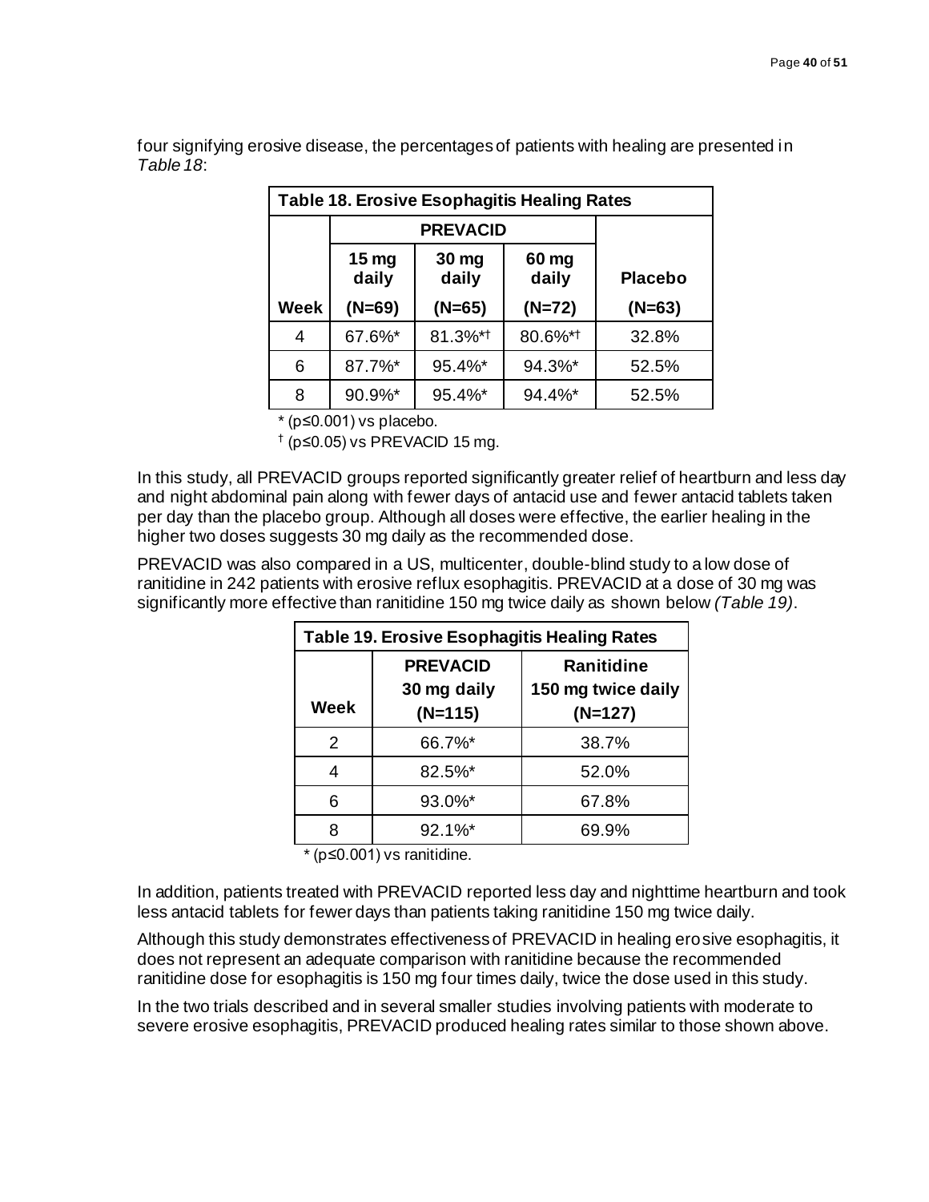four signifying erosive disease, the percentages of patients with healing are presented in *Table 18*:

| Table 18. Erosive Esophagitis Healing Rates | | | | |
|---|---|---|---|---|
| | PREVACID | | | |
| | 15 mg daily | 30 mg daily | 60 mg daily | Placebo |
| Week | (N=69) | (N=65) | (N=72) | (N=63) |
| 4 | 67.6%* | 81.3%*† | 80.6%*† | 32.8% |
| 6 | 87.7%* | 95.4%* | 94.3%* | 52.5% |
| 8 | 90.9%* | 95.4%* | 94.4%* | 52.5% |

* (p≤0.001) vs placebo.
† (p≤0.05) vs PREVACID 15 mg.

In this study, all PREVACID groups reported significantly greater relief of heartburn and less day and night abdominal pain along with fewer days of antacid use and fewer antacid tablets taken per day than the placebo group. Although all doses were effective, the earlier healing in the higher two doses suggests 30 mg daily as the recommended dose.

PREVACID was also compared in a US, multicenter, double-blind study to a low dose of ranitidine in 242 patients with erosive reflux esophagitis. PREVACID at a dose of 30 mg was significantly more effective than ranitidine 150 mg twice daily as shown below *(Table 19)*.

| Table 19. Erosive Esophagitis Healing Rates | | |
|---|---|---|
| Week | PREVACID 30 mg daily (N=115) | Ranitidine 150 mg twice daily (N=127) |
| 2 | 66.7%* | 38.7% |
| 4 | 82.5%* | 52.0% |
| 6 | 93.0%* | 67.8% |
| 8 | 92.1%* | 69.9% |

* (p≤0.001) vs ranitidine.

In addition, patients treated with PREVACID reported less day and nighttime heartburn and took less antacid tablets for fewer days than patients taking ranitidine 150 mg twice daily.

Although this study demonstrates effectiveness of PREVACID in healing erosive esophagitis, it does not represent an adequate comparison with ranitidine because the recommended ranitidine dose for esophagitis is 150 mg four times daily, twice the dose used in this study.

In the two trials described and in several smaller studies involving patients with moderate to severe erosive esophagitis, PREVACID produced healing rates similar to those shown above.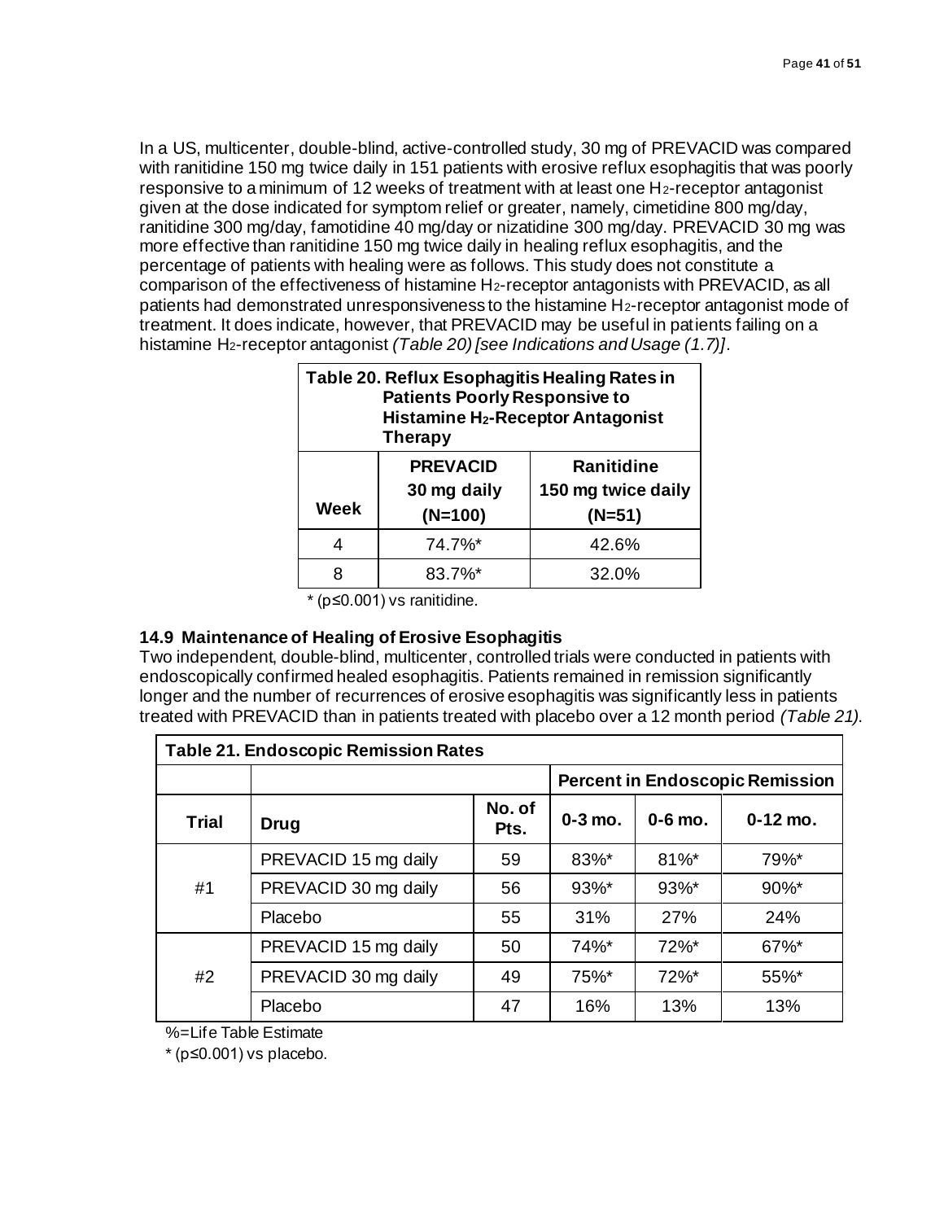In a US, multicenter, double-blind, active-controlled study, 30 mg of PREVACID was compared with ranitidine 150 mg twice daily in 151 patients with erosive reflux esophagitis that was poorly responsive to a minimum of 12 weeks of treatment with at least one $H_2$-receptor antagonist given at the dose indicated for symptom relief or greater, namely, cimetidine 800 mg/day, ranitidine 300 mg/day, famotidine 40 mg/day or nizatidine 300 mg/day. PREVACID 30 mg was more effective than ranitidine 150 mg twice daily in healing reflux esophagitis, and the percentage of patients with healing were as follows. This study does not constitute a comparison of the effectiveness of histamine $H_2$-receptor antagonists with PREVACID, as all patients had demonstrated unresponsiveness to the histamine $H_2$-receptor antagonist mode of treatment. It does indicate, however, that PREVACID may be useful in patients failing on a histamine $H_2$-receptor antagonist *(Table 20) [see Indications and Usage (1.7)]*.

**Table 20. Reflux Esophagitis Healing Rates in Patients Poorly Responsive to Histamine $H_2$-Receptor Antagonist Therapy**

| Week | PREVACID 30 mg daily (N=100) | Ranitidine 150 mg twice daily (N=51) |
|---|---|---|
| 4 | 74.7%* | 42.6% |
| 8 | 83.7%* | 32.0% |

* ($p \leq 0.001$) vs ranitidine.

### 14.9 Maintenance of Healing of Erosive Esophagitis

Two independent, double-blind, multicenter, controlled trials were conducted in patients with endoscopically confirmed healed esophagitis. Patients remained in remission significantly longer and the number of recurrences of erosive esophagitis was significantly less in patients treated with PREVACID than in patients treated with placebo over a 12 month period *(Table 21)*.

**Table 21. Endoscopic Remission Rates**

| | | | Percent in Endoscopic Remission | | |
|---|---|---|---|---|---|
| Trial | Drug | No. of Pts. | 0-3 mo. | 0-6 mo. | 0-12 mo. |
| #1 | PREVACID 15 mg daily | 59 | 83%* | 81%* | 79%* |
| | PREVACID 30 mg daily | 56 | 93%* | 93%* | 90%* |
| | Placebo | 55 | 31% | 27% | 24% |
| #2 | PREVACID 15 mg daily | 50 | 74%* | 72%* | 67%* |
| | PREVACID 30 mg daily | 49 | 75%* | 72%* | 55%* |
| | Placebo | 47 | 16% | 13% | 13% |

%=Life Table Estimate

* ($p \leq 0.001$) vs placebo.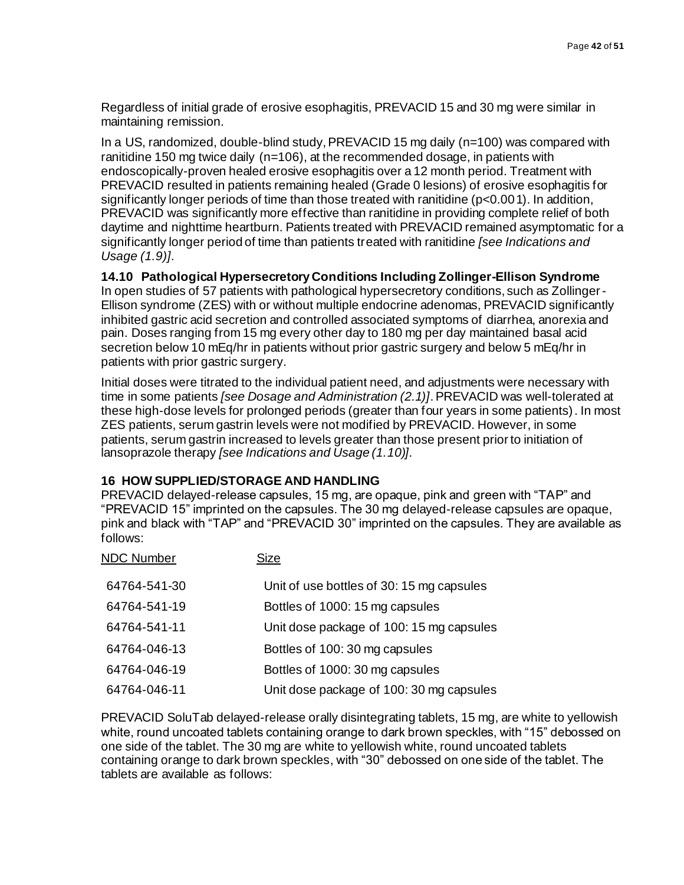Regardless of initial grade of erosive esophagitis, PREVACID 15 and 30 mg were similar in maintaining remission.

In a US, randomized, double-blind study, PREVACID 15 mg daily (n=100) was compared with ranitidine 150 mg twice daily (n=106), at the recommended dosage, in patients with endoscopically-proven healed erosive esophagitis over a 12 month period. Treatment with PREVACID resulted in patients remaining healed (Grade 0 lesions) of erosive esophagitis for significantly longer periods of time than those treated with ranitidine ($p<0.001$). In addition, PREVACID was significantly more effective than ranitidine in providing complete relief of both daytime and nighttime heartburn. Patients treated with PREVACID remained asymptomatic for a significantly longer period of time than patients treated with ranitidine *[see Indications and Usage (1.9)]*.

### 14.10 Pathological Hypersecretory Conditions Including Zollinger-Ellison Syndrome

In open studies of 57 patients with pathological hypersecretory conditions, such as Zollinger-Ellison syndrome (ZES) with or without multiple endocrine adenomas, PREVACID significantly inhibited gastric acid secretion and controlled associated symptoms of diarrhea, anorexia and pain. Doses ranging from 15 mg every other day to 180 mg per day maintained basal acid secretion below 10 mEq/hr in patients without prior gastric surgery and below 5 mEq/hr in patients with prior gastric surgery.

Initial doses were titrated to the individual patient need, and adjustments were necessary with time in some patients *[see Dosage and Administration (2.1)]*. PREVACID was well-tolerated at these high-dose levels for prolonged periods (greater than four years in some patients). In most ZES patients, serum gastrin levels were not modified by PREVACID. However, in some patients, serum gastrin increased to levels greater than those present prior to initiation of lansoprazole therapy *[see Indications and Usage (1.10)]*.

## 16 HOW SUPPLIED/STORAGE AND HANDLING

PREVACID delayed-release capsules, 15 mg, are opaque, pink and green with "TAP" and "PREVACID 15" imprinted on the capsules. The 30 mg delayed-release capsules are opaque, pink and black with "TAP" and "PREVACID 30" imprinted on the capsules. They are available as follows:

| NDC Number | Size |
|---|---|
| 64764-541-30 | Unit of use bottles of 30: 15 mg capsules |
| 64764-541-19 | Bottles of 1000: 15 mg capsules |
| 64764-541-11 | Unit dose package of 100: 15 mg capsules |
| 64764-046-13 | Bottles of 100: 30 mg capsules |
| 64764-046-19 | Bottles of 1000: 30 mg capsules |
| 64764-046-11 | Unit dose package of 100: 30 mg capsules |

PREVACID SoluTab delayed-release orally disintegrating tablets, 15 mg, are white to yellowish white, round uncoated tablets containing orange to dark brown speckles, with "15" debossed on one side of the tablet. The 30 mg are white to yellowish white, round uncoated tablets containing orange to dark brown speckles, with "30" debossed on one side of the tablet. The tablets are available as follows: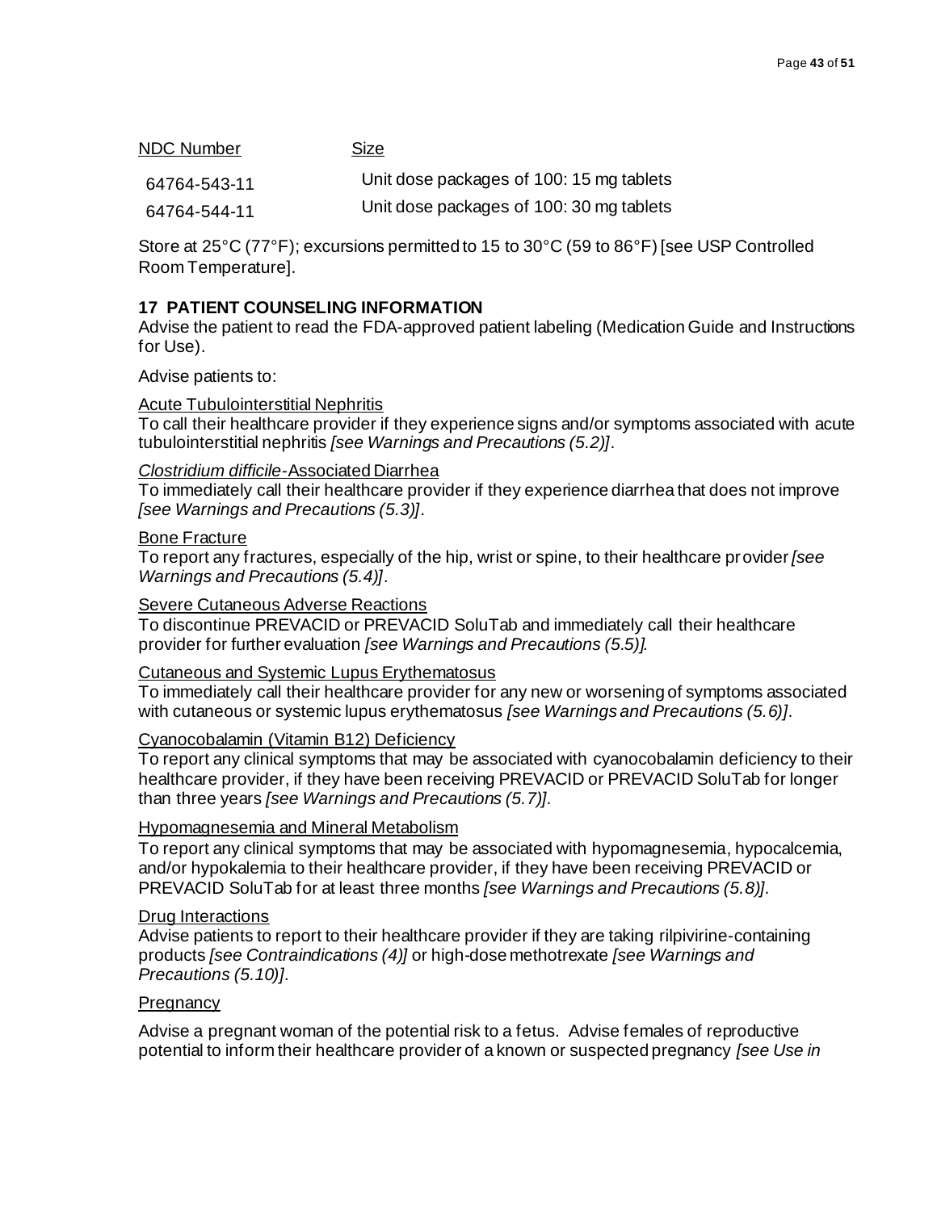| NDC Number | Size |
|---|---|
| 64764-543-11 | Unit dose packages of 100: 15 mg tablets |
| 64764-544-11 | Unit dose packages of 100: 30 mg tablets |

Store at 25°C (77°F); excursions permitted to 15 to 30°C (59 to 86°F) [see USP Controlled Room Temperature].

## 17 PATIENT COUNSELING INFORMATION

Advise the patient to read the FDA-approved patient labeling (Medication Guide and Instructions for Use).

Advise patients to:

Acute Tubulointerstitial Nephritis

To call their healthcare provider if they experience signs and/or symptoms associated with acute tubulointerstitial nephritis *[see Warnings and Precautions (5.2)]*.

*Clostridium difficile*-Associated Diarrhea

To immediately call their healthcare provider if they experience diarrhea that does not improve *[see Warnings and Precautions (5.3)]*.

Bone Fracture

To report any fractures, especially of the hip, wrist or spine, to their healthcare provider *[see Warnings and Precautions (5.4)]*.

Severe Cutaneous Adverse Reactions

To discontinue PREVACID or PREVACID SoluTab and immediately call their healthcare provider for further evaluation *[see Warnings and Precautions (5.5)].*

Cutaneous and Systemic Lupus Erythematosus

To immediately call their healthcare provider for any new or worsening of symptoms associated with cutaneous or systemic lupus erythematosus *[see Warnings and Precautions (5.6)]*.

Cyanocobalamin (Vitamin B12) Deficiency

To report any clinical symptoms that may be associated with cyanocobalamin deficiency to their healthcare provider, if they have been receiving PREVACID or PREVACID SoluTab for longer than three years *[see Warnings and Precautions (5.7)]*.

Hypomagnesemia and Mineral Metabolism

To report any clinical symptoms that may be associated with hypomagnesemia, hypocalcemia, and/or hypokalemia to their healthcare provider, if they have been receiving PREVACID or PREVACID SoluTab for at least three months *[see Warnings and Precautions (5.8)]*.

Drug Interactions

Advise patients to report to their healthcare provider if they are taking rilpivirine-containing products *[see Contraindications (4)]* or high-dose methotrexate *[see Warnings and Precautions (5.10)]*.

Pregnancy

Advise a pregnant woman of the potential risk to a fetus. Advise females of reproductive potential to inform their healthcare provider of a known or suspected pregnancy *[see Use in*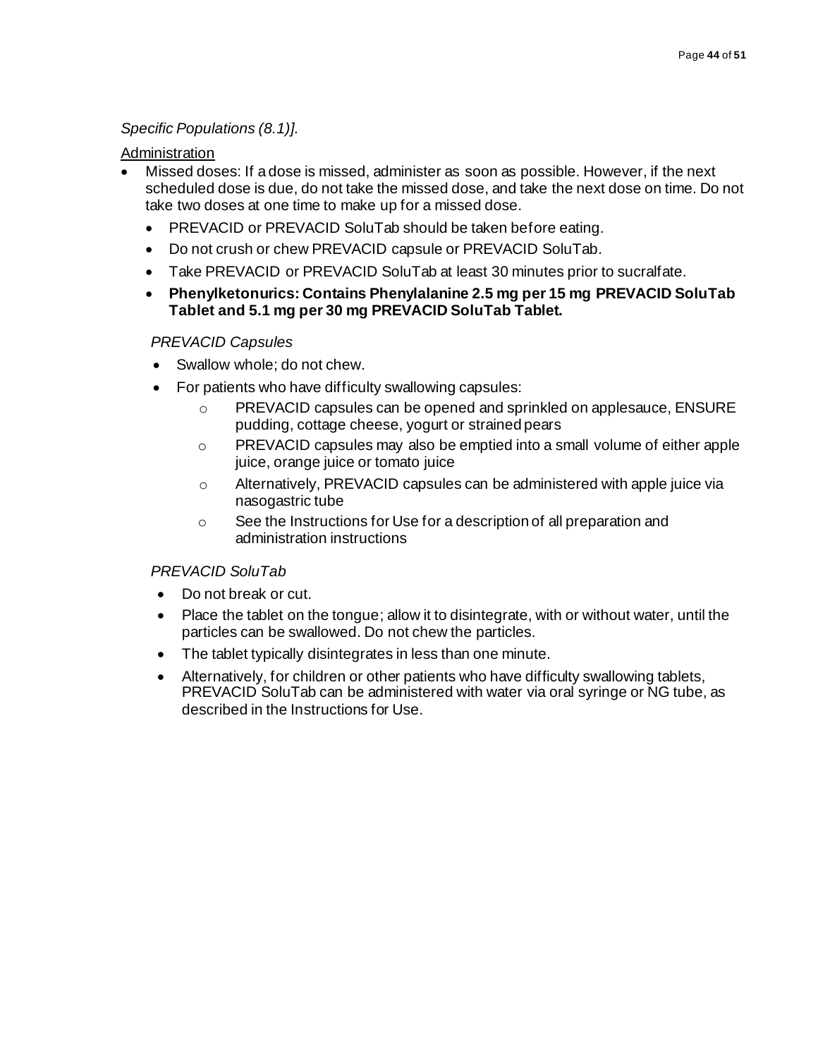*Specific Populations (8.1)].*

Administration

- Missed doses: If a dose is missed, administer as soon as possible. However, if the next scheduled dose is due, do not take the missed dose, and take the next dose on time. Do not take two doses at one time to make up for a missed dose.
  - PREVACID or PREVACID SoluTab should be taken before eating.
  - Do not crush or chew PREVACID capsule or PREVACID SoluTab.
  - Take PREVACID or PREVACID SoluTab at least 30 minutes prior to sucralfate.
  - **Phenylketonurics: Contains Phenylalanine 2.5 mg per 15 mg PREVACID SoluTab Tablet and 5.1 mg per 30 mg PREVACID SoluTab Tablet.**

*PREVACID Capsules*

- Swallow whole; do not chew.
- For patients who have difficulty swallowing capsules:
  - PREVACID capsules can be opened and sprinkled on applesauce, ENSURE pudding, cottage cheese, yogurt or strained pears
  - PREVACID capsules may also be emptied into a small volume of either apple juice, orange juice or tomato juice
  - Alternatively, PREVACID capsules can be administered with apple juice via nasogastric tube
  - See the Instructions for Use for a description of all preparation and administration instructions

*PREVACID SoluTab*

- Do not break or cut.
- Place the tablet on the tongue; allow it to disintegrate, with or without water, until the particles can be swallowed. Do not chew the particles.
- The tablet typically disintegrates in less than one minute.
- Alternatively, for children or other patients who have difficulty swallowing tablets, PREVACID SoluTab can be administered with water via oral syringe or NG tube, as described in the Instructions for Use.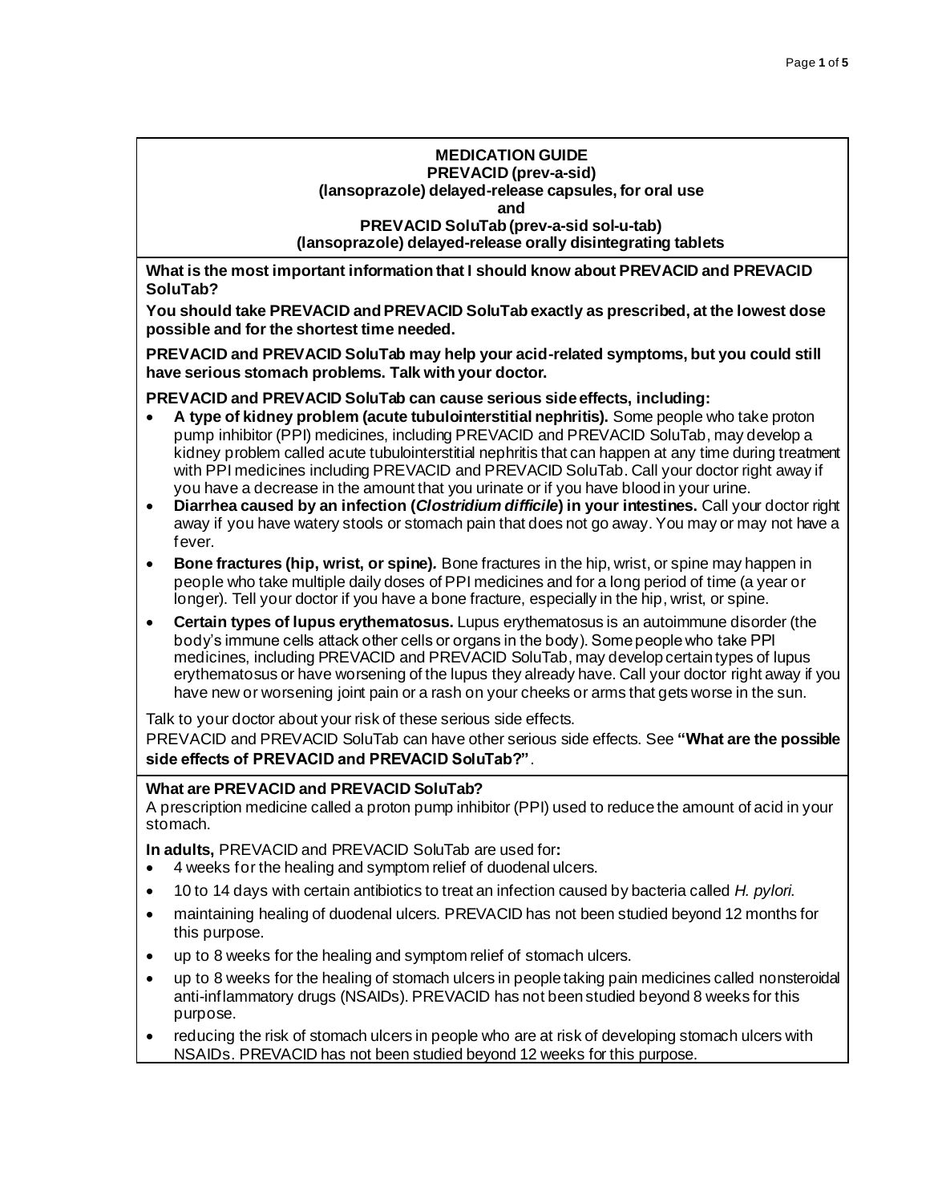# MEDICATION GUIDE
## PREVACID (prev-a-sid)
## (lansoprazole) delayed-release capsules, for oral use
## and
## PREVACID SoluTab (prev-a-sid sol-u-tab)
## (lansoprazole) delayed-release orally disintegrating tablets

**What is the most important information that I should know about PREVACID and PREVACID SoluTab?**

**You should take PREVACID and PREVACID SoluTab exactly as prescribed, at the lowest dose possible and for the shortest time needed.**

**PREVACID and PREVACID SoluTab may help your acid-related symptoms, but you could still have serious stomach problems. Talk with your doctor.**

**PREVACID and PREVACID SoluTab can cause serious side effects, including:**

- **A type of kidney problem (acute tubulointerstitial nephritis).** Some people who take proton pump inhibitor (PPI) medicines, including PREVACID and PREVACID SoluTab, may develop a kidney problem called acute tubulointerstitial nephritis that can happen at any time during treatment with PPI medicines including PREVACID and PREVACID SoluTab. Call your doctor right away if you have a decrease in the amount that you urinate or if you have blood in your urine.
- **Diarrhea caused by an infection (*Clostridium difficile*) in your intestines.** Call your doctor right away if you have watery stools or stomach pain that does not go away. You may or may not have a fever.
- **Bone fractures (hip, wrist, or spine).** Bone fractures in the hip, wrist, or spine may happen in people who take multiple daily doses of PPI medicines and for a long period of time (a year or longer). Tell your doctor if you have a bone fracture, especially in the hip, wrist, or spine.
- **Certain types of lupus erythematosus.** Lupus erythematosus is an autoimmune disorder (the body's immune cells attack other cells or organs in the body). Some people who take PPI medicines, including PREVACID and PREVACID SoluTab, may develop certain types of lupus erythematosus or have worsening of the lupus they already have. Call your doctor right away if you have new or worsening joint pain or a rash on your cheeks or arms that gets worse in the sun.

Talk to your doctor about your risk of these serious side effects.

PREVACID and PREVACID SoluTab can have other serious side effects. See **"What are the possible side effects of PREVACID and PREVACID SoluTab?"**.

**What are PREVACID and PREVACID SoluTab?**

A prescription medicine called a proton pump inhibitor (PPI) used to reduce the amount of acid in your stomach.

**In adults,** PREVACID and PREVACID SoluTab are used for**:**

- 4 weeks for the healing and symptom relief of duodenal ulcers.
- 10 to 14 days with certain antibiotics to treat an infection caused by bacteria called *H. pylori*.
- maintaining healing of duodenal ulcers. PREVACID has not been studied beyond 12 months for this purpose.
- up to 8 weeks for the healing and symptom relief of stomach ulcers.
- up to 8 weeks for the healing of stomach ulcers in people taking pain medicines called nonsteroidal anti-inflammatory drugs (NSAIDs). PREVACID has not been studied beyond 8 weeks for this purpose.
- reducing the risk of stomach ulcers in people who are at risk of developing stomach ulcers with NSAIDs. PREVACID has not been studied beyond 12 weeks for this purpose.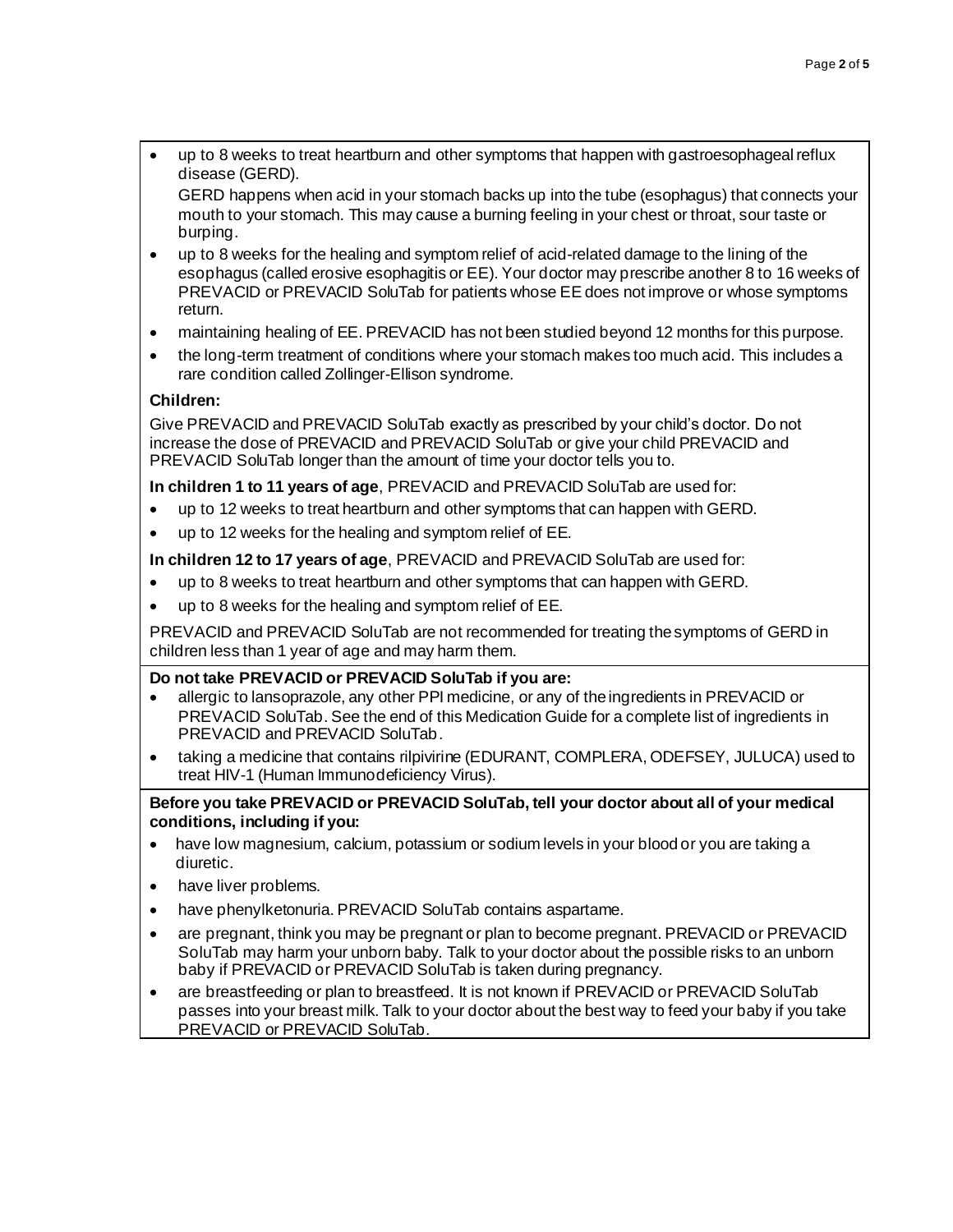- up to 8 weeks to treat heartburn and other symptoms that happen with gastroesophageal reflux disease (GERD).

  GERD happens when acid in your stomach backs up into the tube (esophagus) that connects your mouth to your stomach. This may cause a burning feeling in your chest or throat, sour taste or burping.
- up to 8 weeks for the healing and symptom relief of acid-related damage to the lining of the esophagus (called erosive esophagitis or EE). Your doctor may prescribe another 8 to 16 weeks of PREVACID or PREVACID SoluTab for patients whose EE does not improve or whose symptoms return.
- maintaining healing of EE. PREVACID has not been studied beyond 12 months for this purpose.
- the long-term treatment of conditions where your stomach makes too much acid. This includes a rare condition called Zollinger-Ellison syndrome.

**Children:**

Give PREVACID and PREVACID SoluTab exactly as prescribed by your child's doctor. Do not increase the dose of PREVACID and PREVACID SoluTab or give your child PREVACID and PREVACID SoluTab longer than the amount of time your doctor tells you to.

**In children 1 to 11 years of age**, PREVACID and PREVACID SoluTab are used for:

- up to 12 weeks to treat heartburn and other symptoms that can happen with GERD.
- up to 12 weeks for the healing and symptom relief of EE.

**In children 12 to 17 years of age**, PREVACID and PREVACID SoluTab are used for:

- up to 8 weeks to treat heartburn and other symptoms that can happen with GERD.
- up to 8 weeks for the healing and symptom relief of EE.

PREVACID and PREVACID SoluTab are not recommended for treating the symptoms of GERD in children less than 1 year of age and may harm them.

**Do not take PREVACID or PREVACID SoluTab if you are:**

- allergic to lansoprazole, any other PPI medicine, or any of the ingredients in PREVACID or PREVACID SoluTab. See the end of this Medication Guide for a complete list of ingredients in PREVACID and PREVACID SoluTab.
- taking a medicine that contains rilpivirine (EDURANT, COMPLERA, ODEFSEY, JULUCA) used to treat HIV-1 (Human Immunodeficiency Virus).

**Before you take PREVACID or PREVACID SoluTab, tell your doctor about all of your medical conditions, including if you:**

- have low magnesium, calcium, potassium or sodium levels in your blood or you are taking a diuretic.
- have liver problems.
- have phenylketonuria. PREVACID SoluTab contains aspartame.
- are pregnant, think you may be pregnant or plan to become pregnant. PREVACID or PREVACID SoluTab may harm your unborn baby. Talk to your doctor about the possible risks to an unborn baby if PREVACID or PREVACID SoluTab is taken during pregnancy.
- are breastfeeding or plan to breastfeed. It is not known if PREVACID or PREVACID SoluTab passes into your breast milk. Talk to your doctor about the best way to feed your baby if you take PREVACID or PREVACID SoluTab.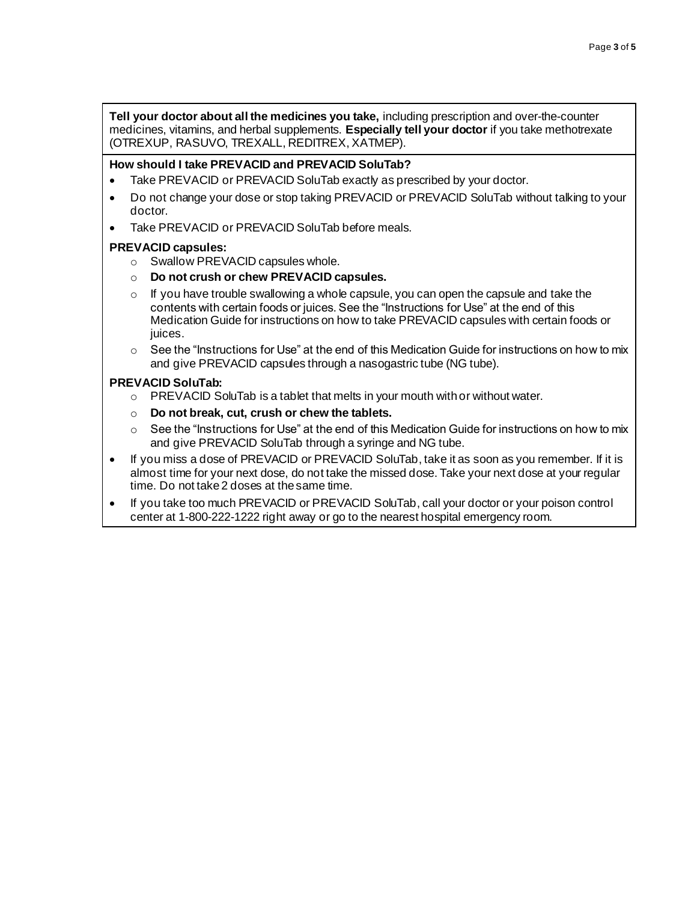**Tell your doctor about all the medicines you take,** including prescription and over-the-counter medicines, vitamins, and herbal supplements. **Especially tell your doctor** if you take methotrexate (OTREXUP, RASUVO, TREXALL, REDITREX, XATMEP).

**How should I take PREVACID and PREVACID SoluTab?**

- Take PREVACID or PREVACID SoluTab exactly as prescribed by your doctor.
- Do not change your dose or stop taking PREVACID or PREVACID SoluTab without talking to your doctor.
- Take PREVACID or PREVACID SoluTab before meals.

**PREVACID capsules:**

- Swallow PREVACID capsules whole.
- **Do not crush or chew PREVACID capsules.**
- If you have trouble swallowing a whole capsule, you can open the capsule and take the contents with certain foods or juices. See the "Instructions for Use" at the end of this Medication Guide for instructions on how to take PREVACID capsules with certain foods or juices.
- See the "Instructions for Use" at the end of this Medication Guide for instructions on how to mix and give PREVACID capsules through a nasogastric tube (NG tube).

**PREVACID SoluTab:**

- PREVACID SoluTab is a tablet that melts in your mouth with or without water.
- **Do not break, cut, crush or chew the tablets.**
- See the "Instructions for Use" at the end of this Medication Guide for instructions on how to mix and give PREVACID SoluTab through a syringe and NG tube.

- If you miss a dose of PREVACID or PREVACID SoluTab, take it as soon as you remember. If it is almost time for your next dose, do not take the missed dose. Take your next dose at your regular time. Do not take 2 doses at the same time.
- If you take too much PREVACID or PREVACID SoluTab, call your doctor or your poison control center at 1-800-222-1222 right away or go to the nearest hospital emergency room.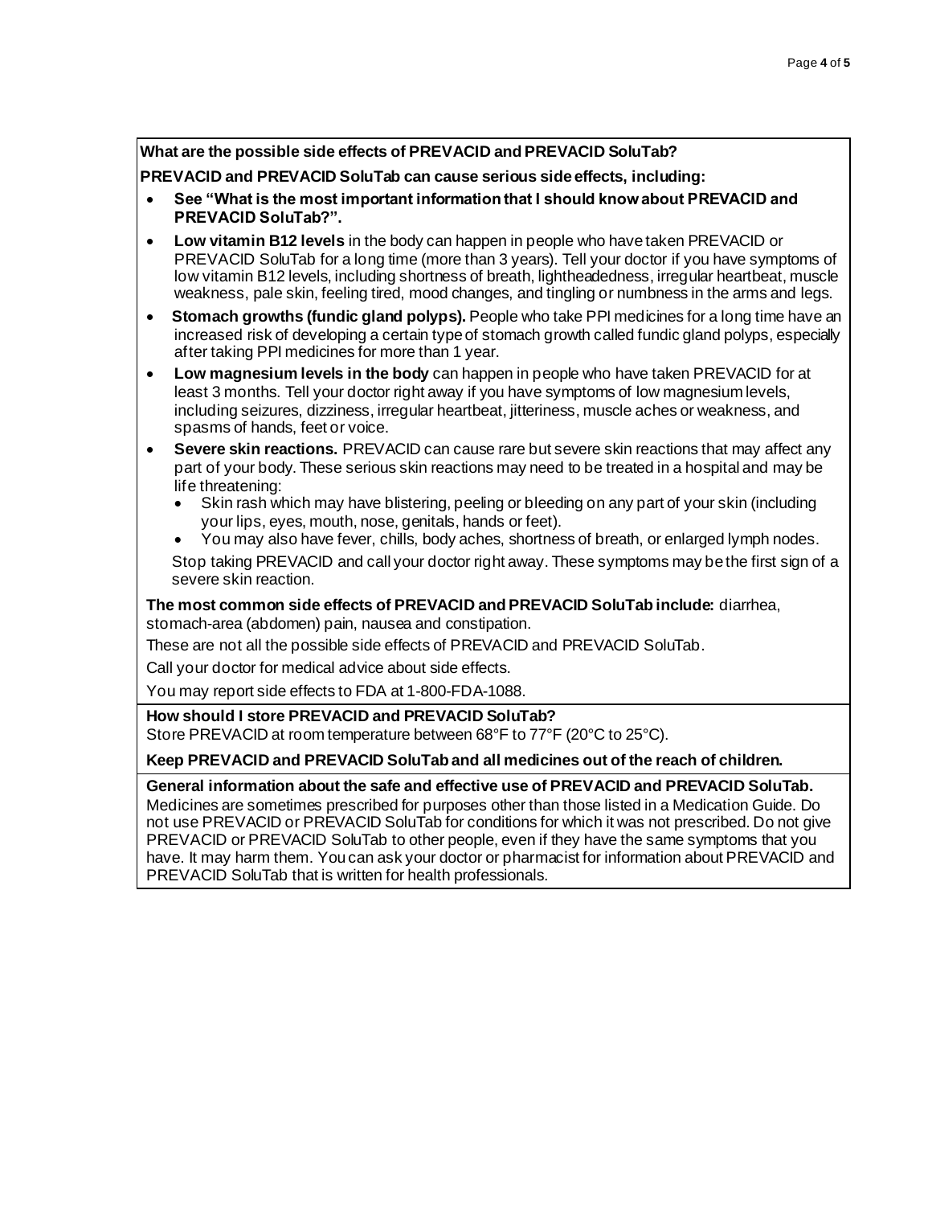**What are the possible side effects of PREVACID and PREVACID SoluTab?**

**PREVACID and PREVACID SoluTab can cause serious side effects, including:**

- **See "What is the most important information that I should know about PREVACID and PREVACID SoluTab?".**
- **Low vitamin B12 levels** in the body can happen in people who have taken PREVACID or PREVACID SoluTab for a long time (more than 3 years). Tell your doctor if you have symptoms of low vitamin B12 levels, including shortness of breath, lightheadedness, irregular heartbeat, muscle weakness, pale skin, feeling tired, mood changes, and tingling or numbness in the arms and legs.
- **Stomach growths (fundic gland polyps).** People who take PPI medicines for a long time have an increased risk of developing a certain type of stomach growth called fundic gland polyps, especially after taking PPI medicines for more than 1 year.
- **Low magnesium levels in the body** can happen in people who have taken PREVACID for at least 3 months. Tell your doctor right away if you have symptoms of low magnesium levels, including seizures, dizziness, irregular heartbeat, jitteriness, muscle aches or weakness, and spasms of hands, feet or voice.
- **Severe skin reactions.** PREVACID can cause rare but severe skin reactions that may affect any part of your body. These serious skin reactions may need to be treated in a hospital and may be life threatening:
  - Skin rash which may have blistering, peeling or bleeding on any part of your skin (including your lips, eyes, mouth, nose, genitals, hands or feet).
  - You may also have fever, chills, body aches, shortness of breath, or enlarged lymph nodes.

  Stop taking PREVACID and call your doctor right away. These symptoms may be the first sign of a severe skin reaction.

**The most common side effects of PREVACID and PREVACID SoluTab include:** diarrhea, stomach-area (abdomen) pain, nausea and constipation.

These are not all the possible side effects of PREVACID and PREVACID SoluTab.

Call your doctor for medical advice about side effects.

You may report side effects to FDA at 1-800-FDA-1088.

**How should I store PREVACID and PREVACID SoluTab?**

Store PREVACID at room temperature between 68°F to 77°F (20°C to 25°C).

**Keep PREVACID and PREVACID SoluTab and all medicines out of the reach of children.**

**General information about the safe and effective use of PREVACID and PREVACID SoluTab.**

Medicines are sometimes prescribed for purposes other than those listed in a Medication Guide. Do not use PREVACID or PREVACID SoluTab for conditions for which it was not prescribed. Do not give PREVACID or PREVACID SoluTab to other people, even if they have the same symptoms that you have. It may harm them. You can ask your doctor or pharmacist for information about PREVACID and PREVACID SoluTab that is written for health professionals.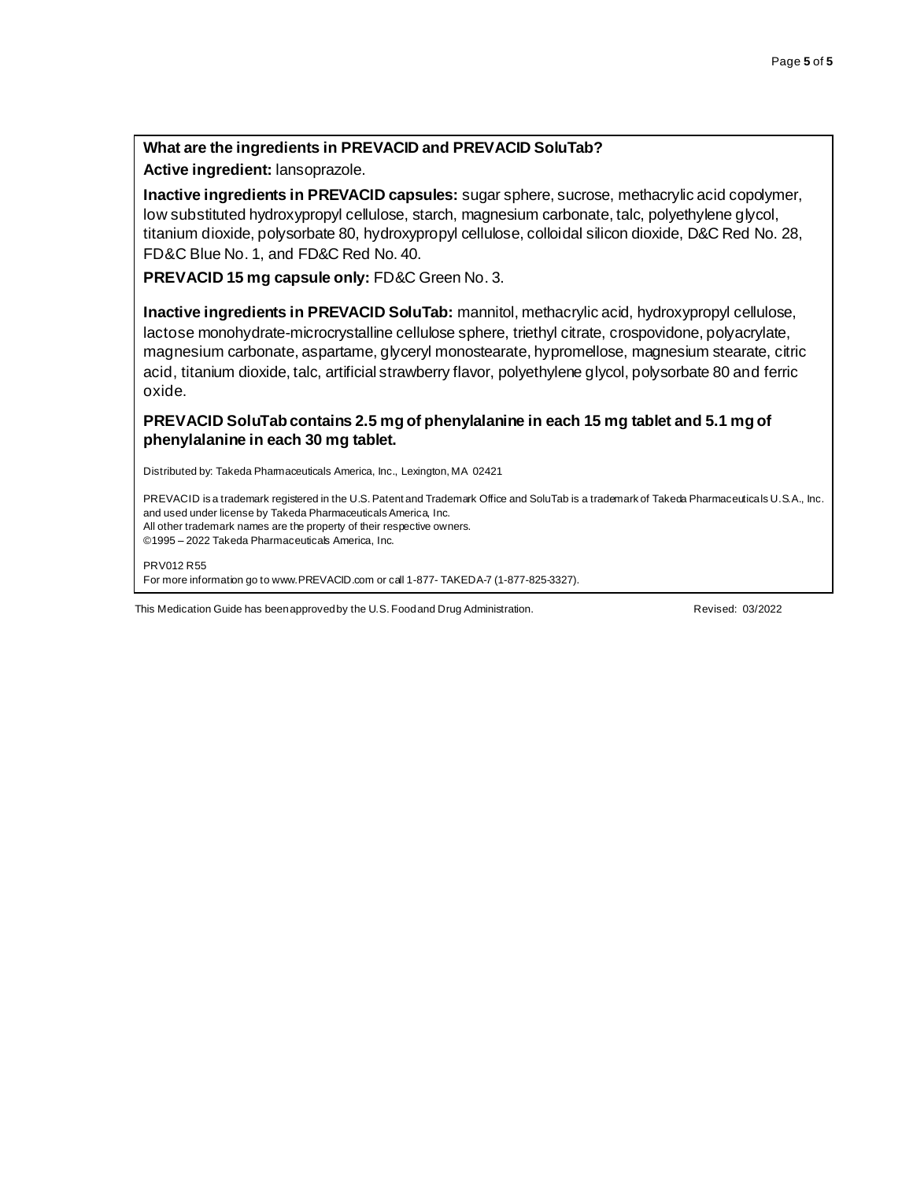**What are the ingredients in PREVACID and PREVACID SoluTab?**

**Active ingredient:** lansoprazole.

**Inactive ingredients in PREVACID capsules:** sugar sphere, sucrose, methacrylic acid copolymer, low substituted hydroxypropyl cellulose, starch, magnesium carbonate, talc, polyethylene glycol, titanium dioxide, polysorbate 80, hydroxypropyl cellulose, colloidal silicon dioxide, D&C Red No. 28, FD&C Blue No. 1, and FD&C Red No. 40.

**PREVACID 15 mg capsule only:** FD&C Green No. 3.

**Inactive ingredients in PREVACID SoluTab:** mannitol, methacrylic acid, hydroxypropyl cellulose, lactose monohydrate-microcrystalline cellulose sphere, triethyl citrate, crospovidone, polyacrylate, magnesium carbonate, aspartame, glyceryl monostearate, hypromellose, magnesium stearate, citric acid, titanium dioxide, talc, artificial strawberry flavor, polyethylene glycol, polysorbate 80 and ferric oxide.

**PREVACID SoluTab contains 2.5 mg of phenylalanine in each 15 mg tablet and 5.1 mg of phenylalanine in each 30 mg tablet.**

Distributed by: Takeda Pharmaceuticals America, Inc., Lexington, MA 02421

PREVACID is a trademark registered in the U.S. Patent and Trademark Office and SoluTab is a trademark of Takeda Pharmaceuticals U.S.A., Inc. and used under license by Takeda Pharmaceuticals America, Inc.
All other trademark names are the property of their respective owners.
©1995 – 2022 Takeda Pharmaceuticals America, Inc.

PRV012 R55
For more information go to www.PREVACID.com or call 1-877- TAKEDA-7 (1-877-825-3327).

This Medication Guide has been approved by the U.S. Food and Drug Administration. Revised: 03/2022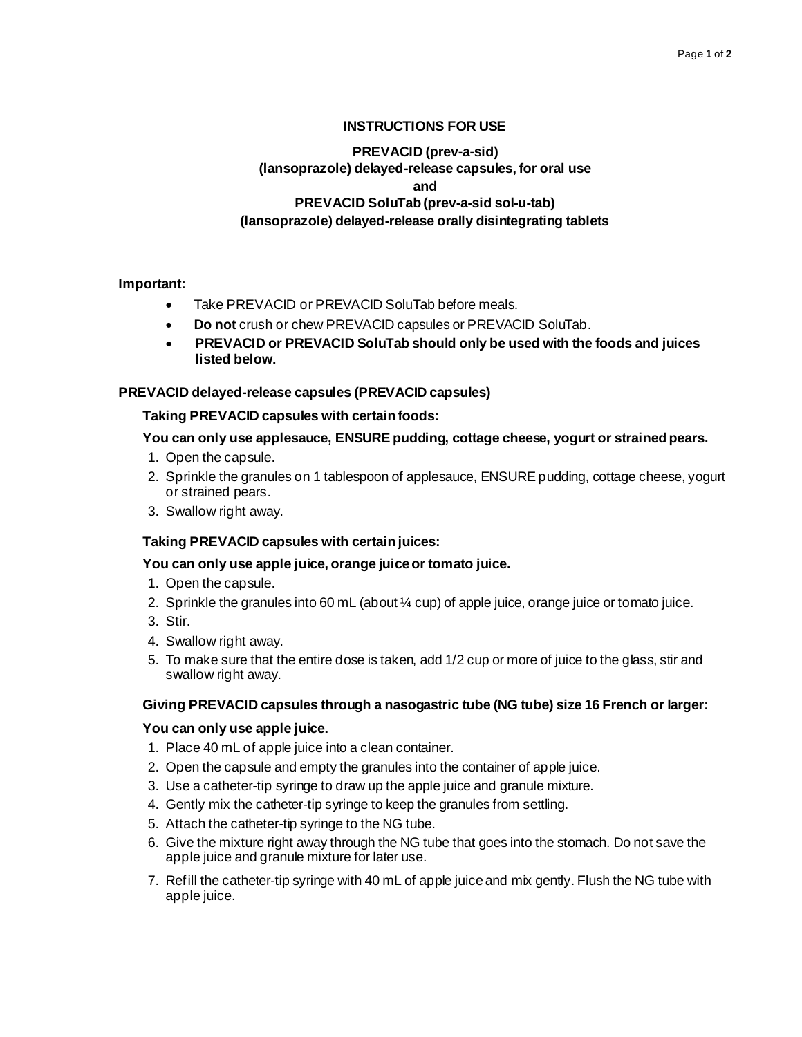# INSTRUCTIONS FOR USE

## PREVACID (prev-a-sid)
## (lansoprazole) delayed-release capsules, for oral use
## and
## PREVACID SoluTab (prev-a-sid sol-u-tab)
## (lansoprazole) delayed-release orally disintegrating tablets

**Important:**

- Take PREVACID or PREVACID SoluTab before meals.
- **Do not** crush or chew PREVACID capsules or PREVACID SoluTab.
- **PREVACID or PREVACID SoluTab should only be used with the foods and juices listed below.**

### PREVACID delayed-release capsules (PREVACID capsules)

#### Taking PREVACID capsules with certain foods:

**You can only use applesauce, ENSURE pudding, cottage cheese, yogurt or strained pears.**

1. Open the capsule.
2. Sprinkle the granules on 1 tablespoon of applesauce, ENSURE pudding, cottage cheese, yogurt or strained pears.
3. Swallow right away.

#### Taking PREVACID capsules with certain juices:

**You can only use apple juice, orange juice or tomato juice.**

1. Open the capsule.
2. Sprinkle the granules into 60 mL (about ¼ cup) of apple juice, orange juice or tomato juice.
3. Stir.
4. Swallow right away.
5. To make sure that the entire dose is taken, add 1/2 cup or more of juice to the glass, stir and swallow right away.

#### Giving PREVACID capsules through a nasogastric tube (NG tube) size 16 French or larger:

**You can only use apple juice.**

1. Place 40 mL of apple juice into a clean container.
2. Open the capsule and empty the granules into the container of apple juice.
3. Use a catheter-tip syringe to draw up the apple juice and granule mixture.
4. Gently mix the catheter-tip syringe to keep the granules from settling.
5. Attach the catheter-tip syringe to the NG tube.
6. Give the mixture right away through the NG tube that goes into the stomach. Do not save the apple juice and granule mixture for later use.
7. Refill the catheter-tip syringe with 40 mL of apple juice and mix gently. Flush the NG tube with apple juice.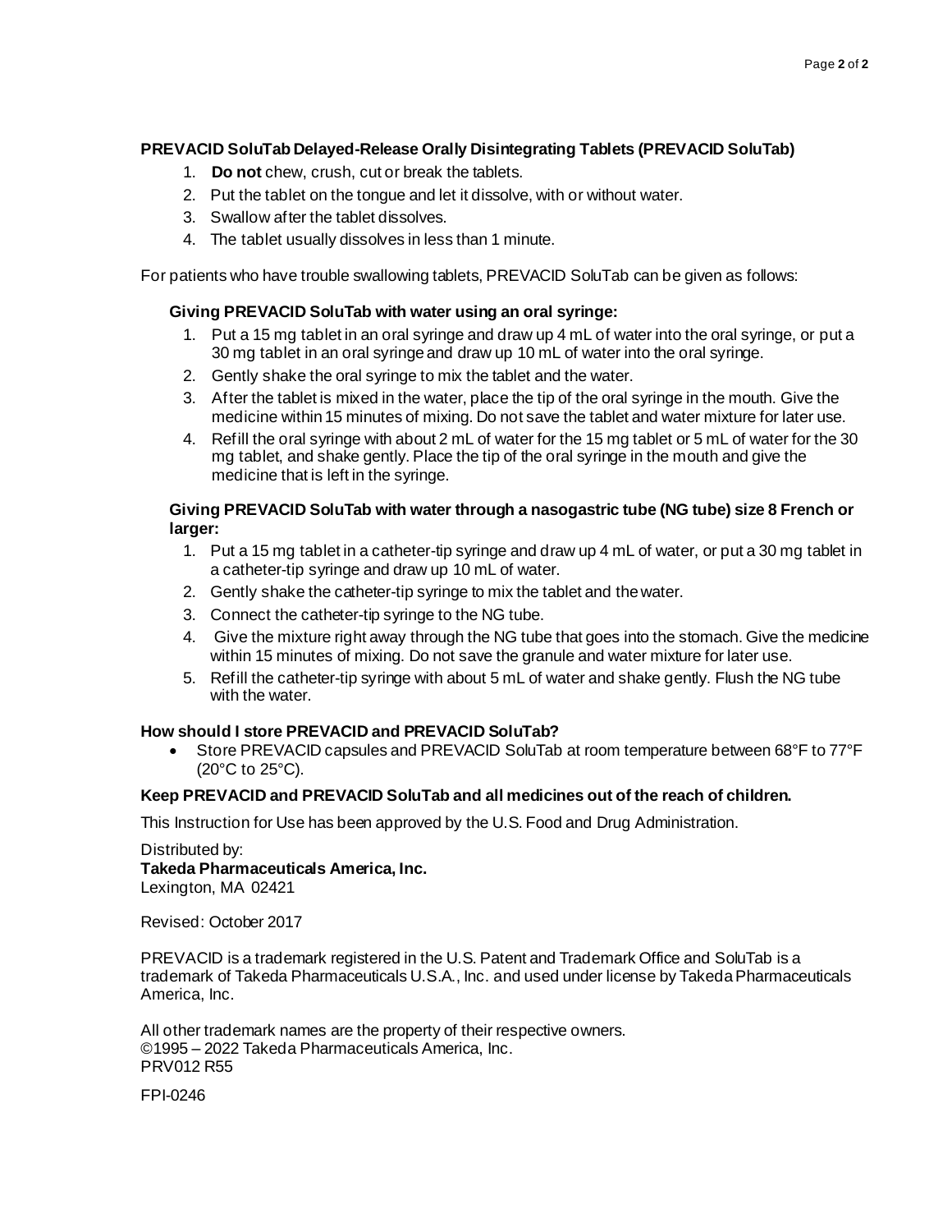**PREVACID SoluTab Delayed-Release Orally Disintegrating Tablets (PREVACID SoluTab)**

1. **Do not** chew, crush, cut or break the tablets.
2. Put the tablet on the tongue and let it dissolve, with or without water.
3. Swallow after the tablet dissolves.
4. The tablet usually dissolves in less than 1 minute.

For patients who have trouble swallowing tablets, PREVACID SoluTab can be given as follows:

**Giving PREVACID SoluTab with water using an oral syringe:**

1. Put a 15 mg tablet in an oral syringe and draw up 4 mL of water into the oral syringe, or put a 30 mg tablet in an oral syringe and draw up 10 mL of water into the oral syringe.
2. Gently shake the oral syringe to mix the tablet and the water.
3. After the tablet is mixed in the water, place the tip of the oral syringe in the mouth. Give the medicine within 15 minutes of mixing. Do not save the tablet and water mixture for later use.
4. Refill the oral syringe with about 2 mL of water for the 15 mg tablet or 5 mL of water for the 30 mg tablet, and shake gently. Place the tip of the oral syringe in the mouth and give the medicine that is left in the syringe.

**Giving PREVACID SoluTab with water through a nasogastric tube (NG tube) size 8 French or larger:**

1. Put a 15 mg tablet in a catheter-tip syringe and draw up 4 mL of water, or put a 30 mg tablet in a catheter-tip syringe and draw up 10 mL of water.
2. Gently shake the catheter-tip syringe to mix the tablet and the water.
3. Connect the catheter-tip syringe to the NG tube.
4. Give the mixture right away through the NG tube that goes into the stomach. Give the medicine within 15 minutes of mixing. Do not save the granule and water mixture for later use.
5. Refill the catheter-tip syringe with about 5 mL of water and shake gently. Flush the NG tube with the water.

**How should I store PREVACID and PREVACID SoluTab?**

- Store PREVACID capsules and PREVACID SoluTab at room temperature between 68°F to 77°F (20°C to 25°C).

**Keep PREVACID and PREVACID SoluTab and all medicines out of the reach of children.**

This Instruction for Use has been approved by the U.S. Food and Drug Administration.

Distributed by:
**Takeda Pharmaceuticals America, Inc.**
Lexington, MA 02421

Revised: October 2017

PREVACID is a trademark registered in the U.S. Patent and Trademark Office and SoluTab is a trademark of Takeda Pharmaceuticals U.S.A., Inc. and used under license by Takeda Pharmaceuticals America, Inc.

All other trademark names are the property of their respective owners.
©1995 – 2022 Takeda Pharmaceuticals America, Inc.
PRV012 R55

FPI-0246